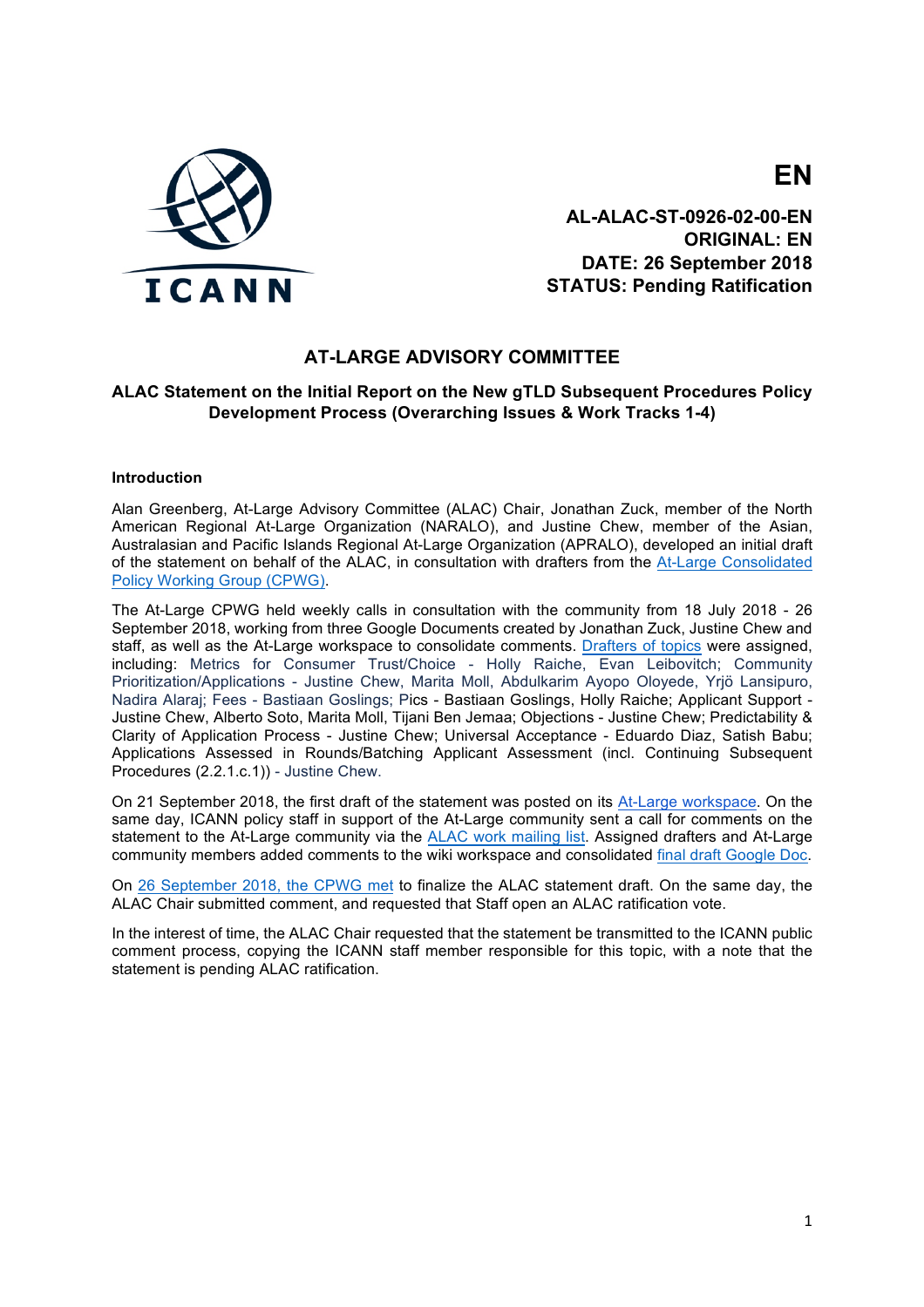EN

**AL-ALAC-ST-0926-02-00-EN**
**ORIGINAL: EN**
**DATE: 26 September 2018**
**STATUS: Pending Ratification**

## AT-LARGE ADVISORY COMMITTEE

### ALAC Statement on the Initial Report on the New gTLD Subsequent Procedures Policy Development Process (Overarching Issues & Work Tracks 1-4)

**Introduction**

Alan Greenberg, At-Large Advisory Committee (ALAC) Chair, Jonathan Zuck, member of the North American Regional At-Large Organization (NARALO), and Justine Chew, member of the Asian, Australasian and Pacific Islands Regional At-Large Organization (APRALO), developed an initial draft of the statement on behalf of the ALAC, in consultation with drafters from the At-Large Consolidated Policy Working Group (CPWG).

The At-Large CPWG held weekly calls in consultation with the community from 18 July 2018 - 26 September 2018, working from three Google Documents created by Jonathan Zuck, Justine Chew and staff, as well as the At-Large workspace to consolidate comments. Drafters of topics were assigned, including: Metrics for Consumer Trust/Choice - Holly Raiche, Evan Leibovitch; Community Prioritization/Applications - Justine Chew, Marita Moll, Abdulkarim Ayopo Oloyede, Yrjö Lansipuro, Nadira Alaraj; Fees - Bastiaan Goslings; Pics - Bastiaan Goslings, Holly Raiche; Applicant Support - Justine Chew, Alberto Soto, Marita Moll, Tijani Ben Jemaa; Objections - Justine Chew; Predictability & Clarity of Application Process - Justine Chew; Universal Acceptance - Eduardo Diaz, Satish Babu; Applications Assessed in Rounds/Batching Applicant Assessment (incl. Continuing Subsequent Procedures (2.2.1.c.1)) - Justine Chew.

On 21 September 2018, the first draft of the statement was posted on its At-Large workspace. On the same day, ICANN policy staff in support of the At-Large community sent a call for comments on the statement to the At-Large community via the ALAC work mailing list. Assigned drafters and At-Large community members added comments to the wiki workspace and consolidated final draft Google Doc.

On 26 September 2018, the CPWG met to finalize the ALAC statement draft. On the same day, the ALAC Chair submitted comment, and requested that Staff open an ALAC ratification vote.

In the interest of time, the ALAC Chair requested that the statement be transmitted to the ICANN public comment process, copying the ICANN staff member responsible for this topic, with a note that the statement is pending ALAC ratification.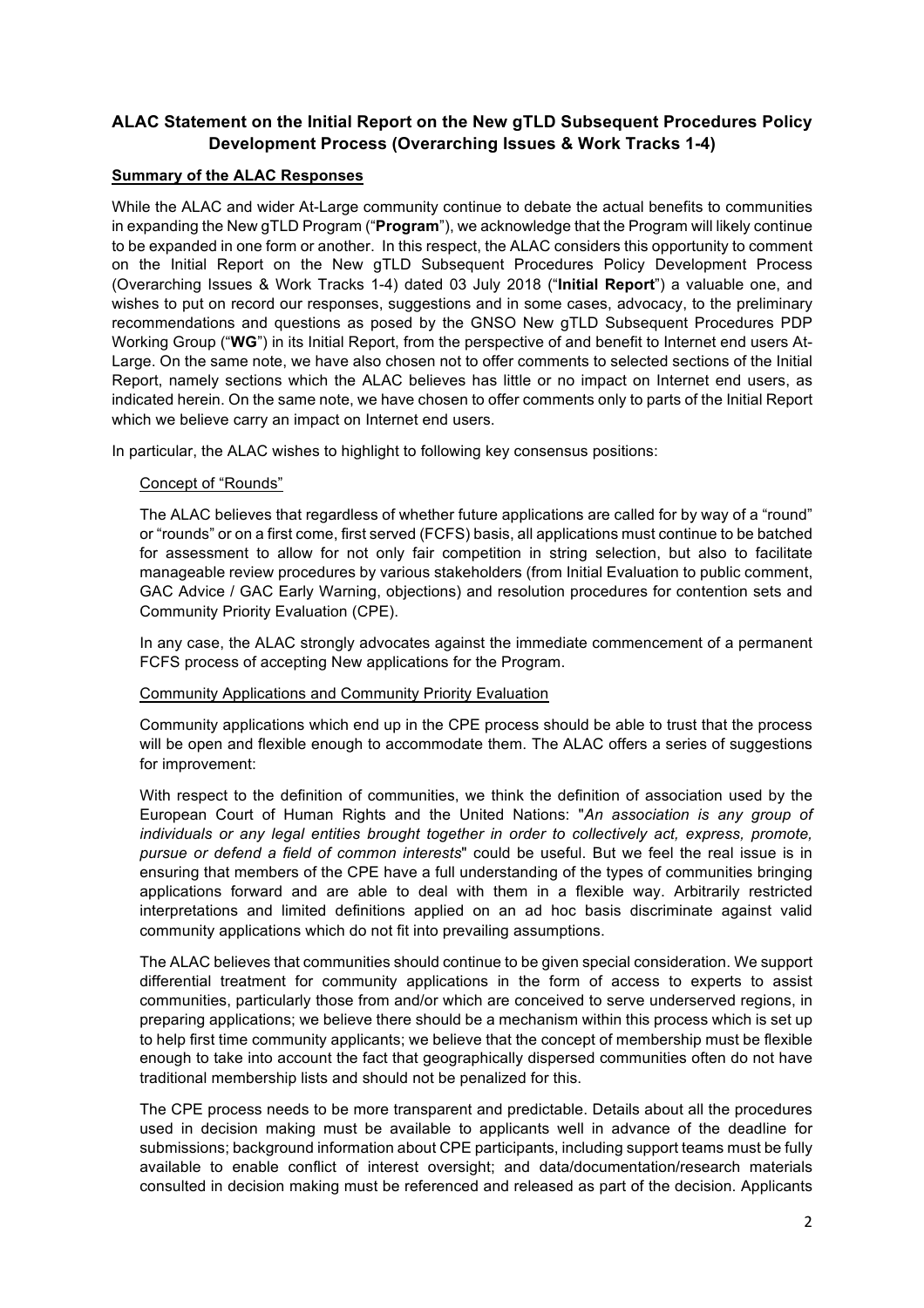## ALAC Statement on the Initial Report on the New gTLD Subsequent Procedures Policy Development Process (Overarching Issues & Work Tracks 1-4)

**Summary of the ALAC Responses**

While the ALAC and wider At-Large community continue to debate the actual benefits to communities in expanding the New gTLD Program ("**Program**"), we acknowledge that the Program will likely continue to be expanded in one form or another. In this respect, the ALAC considers this opportunity to comment on the Initial Report on the New gTLD Subsequent Procedures Policy Development Process (Overarching Issues & Work Tracks 1-4) dated 03 July 2018 ("**Initial Report**") a valuable one, and wishes to put on record our responses, suggestions and in some cases, advocacy, to the preliminary recommendations and questions as posed by the GNSO New gTLD Subsequent Procedures PDP Working Group ("**WG**") in its Initial Report, from the perspective of and benefit to Internet end users At-Large. On the same note, we have also chosen not to offer comments to selected sections of the Initial Report, namely sections which the ALAC believes has little or no impact on Internet end users, as indicated herein. On the same note, we have chosen to offer comments only to parts of the Initial Report which we believe carry an impact on Internet end users.

In particular, the ALAC wishes to highlight to following key consensus positions:

Concept of "Rounds"

The ALAC believes that regardless of whether future applications are called for by way of a "round" or "rounds" or on a first come, first served (FCFS) basis, all applications must continue to be batched for assessment to allow for not only fair competition in string selection, but also to facilitate manageable review procedures by various stakeholders (from Initial Evaluation to public comment, GAC Advice / GAC Early Warning, objections) and resolution procedures for contention sets and Community Priority Evaluation (CPE).

In any case, the ALAC strongly advocates against the immediate commencement of a permanent FCFS process of accepting New applications for the Program.

Community Applications and Community Priority Evaluation

Community applications which end up in the CPE process should be able to trust that the process will be open and flexible enough to accommodate them. The ALAC offers a series of suggestions for improvement:

With respect to the definition of communities, we think the definition of association used by the European Court of Human Rights and the United Nations: "*An association is any group of individuals or any legal entities brought together in order to collectively act, express, promote, pursue or defend a field of common interests*" could be useful. But we feel the real issue is in ensuring that members of the CPE have a full understanding of the types of communities bringing applications forward and are able to deal with them in a flexible way. Arbitrarily restricted interpretations and limited definitions applied on an ad hoc basis discriminate against valid community applications which do not fit into prevailing assumptions.

The ALAC believes that communities should continue to be given special consideration. We support differential treatment for community applications in the form of access to experts to assist communities, particularly those from and/or which are conceived to serve underserved regions, in preparing applications; we believe there should be a mechanism within this process which is set up to help first time community applicants; we believe that the concept of membership must be flexible enough to take into account the fact that geographically dispersed communities often do not have traditional membership lists and should not be penalized for this.

The CPE process needs to be more transparent and predictable. Details about all the procedures used in decision making must be available to applicants well in advance of the deadline for submissions; background information about CPE participants, including support teams must be fully available to enable conflict of interest oversight; and data/documentation/research materials consulted in decision making must be referenced and released as part of the decision. Applicants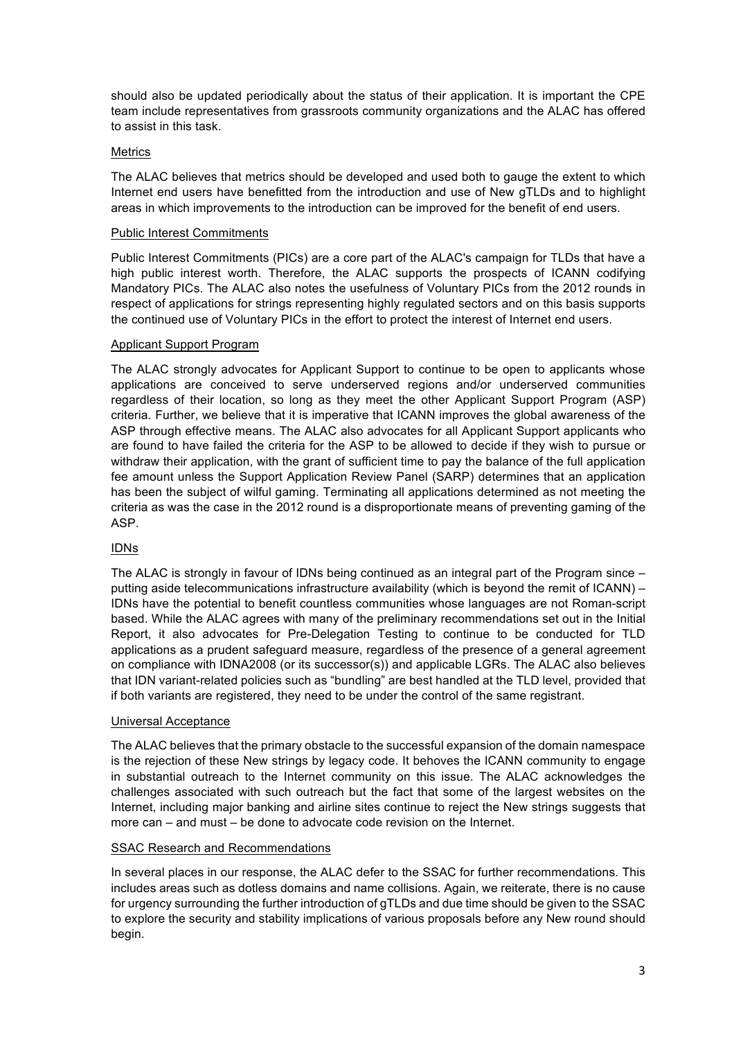should also be updated periodically about the status of their application. It is important the CPE team include representatives from grassroots community organizations and the ALAC has offered to assist in this task.

Metrics

The ALAC believes that metrics should be developed and used both to gauge the extent to which Internet end users have benefitted from the introduction and use of New gTLDs and to highlight areas in which improvements to the introduction can be improved for the benefit of end users.

Public Interest Commitments

Public Interest Commitments (PICs) are a core part of the ALAC's campaign for TLDs that have a high public interest worth. Therefore, the ALAC supports the prospects of ICANN codifying Mandatory PICs. The ALAC also notes the usefulness of Voluntary PICs from the 2012 rounds in respect of applications for strings representing highly regulated sectors and on this basis supports the continued use of Voluntary PICs in the effort to protect the interest of Internet end users.

Applicant Support Program

The ALAC strongly advocates for Applicant Support to continue to be open to applicants whose applications are conceived to serve underserved regions and/or underserved communities regardless of their location, so long as they meet the other Applicant Support Program (ASP) criteria. Further, we believe that it is imperative that ICANN improves the global awareness of the ASP through effective means. The ALAC also advocates for all Applicant Support applicants who are found to have failed the criteria for the ASP to be allowed to decide if they wish to pursue or withdraw their application, with the grant of sufficient time to pay the balance of the full application fee amount unless the Support Application Review Panel (SARP) determines that an application has been the subject of wilful gaming. Terminating all applications determined as not meeting the criteria as was the case in the 2012 round is a disproportionate means of preventing gaming of the ASP.

IDNs

The ALAC is strongly in favour of IDNs being continued as an integral part of the Program since – putting aside telecommunications infrastructure availability (which is beyond the remit of ICANN) – IDNs have the potential to benefit countless communities whose languages are not Roman-script based. While the ALAC agrees with many of the preliminary recommendations set out in the Initial Report, it also advocates for Pre-Delegation Testing to continue to be conducted for TLD applications as a prudent safeguard measure, regardless of the presence of a general agreement on compliance with IDNA2008 (or its successor(s)) and applicable LGRs. The ALAC also believes that IDN variant-related policies such as "bundling" are best handled at the TLD level, provided that if both variants are registered, they need to be under the control of the same registrant.

Universal Acceptance

The ALAC believes that the primary obstacle to the successful expansion of the domain namespace is the rejection of these New strings by legacy code. It behoves the ICANN community to engage in substantial outreach to the Internet community on this issue. The ALAC acknowledges the challenges associated with such outreach but the fact that some of the largest websites on the Internet, including major banking and airline sites continue to reject the New strings suggests that more can – and must – be done to advocate code revision on the Internet.

SSAC Research and Recommendations

In several places in our response, the ALAC defer to the SSAC for further recommendations. This includes areas such as dotless domains and name collisions. Again, we reiterate, there is no cause for urgency surrounding the further introduction of gTLDs and due time should be given to the SSAC to explore the security and stability implications of various proposals before any New round should begin.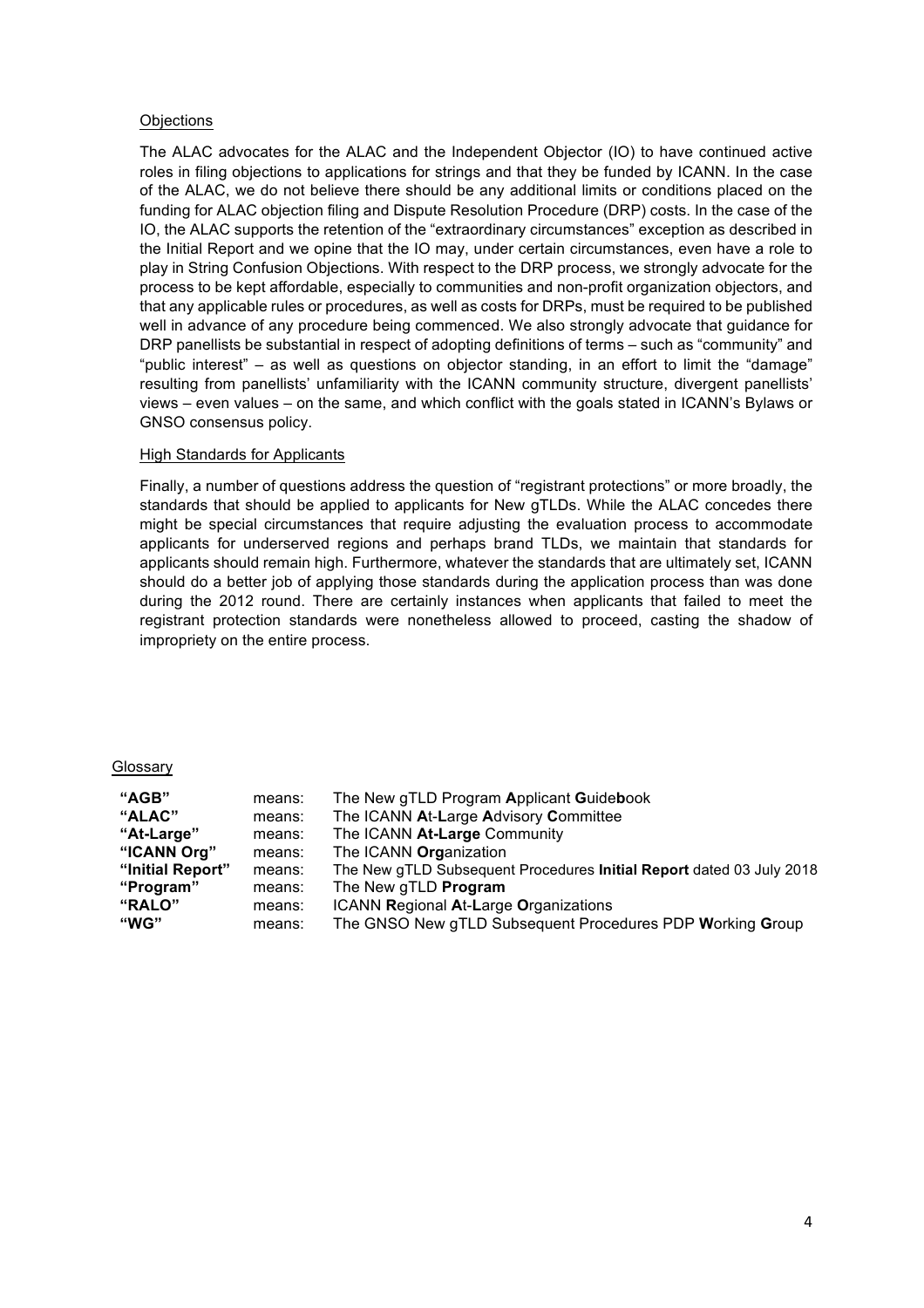Objections

The ALAC advocates for the ALAC and the Independent Objector (IO) to have continued active roles in filing objections to applications for strings and that they be funded by ICANN. In the case of the ALAC, we do not believe there should be any additional limits or conditions placed on the funding for ALAC objection filing and Dispute Resolution Procedure (DRP) costs. In the case of the IO, the ALAC supports the retention of the "extraordinary circumstances" exception as described in the Initial Report and we opine that the IO may, under certain circumstances, even have a role to play in String Confusion Objections. With respect to the DRP process, we strongly advocate for the process to be kept affordable, especially to communities and non-profit organization objectors, and that any applicable rules or procedures, as well as costs for DRPs, must be required to be published well in advance of any procedure being commenced. We also strongly advocate that guidance for DRP panellists be substantial in respect of adopting definitions of terms – such as "community" and "public interest" – as well as questions on objector standing, in an effort to limit the "damage" resulting from panellists' unfamiliarity with the ICANN community structure, divergent panellists' views – even values – on the same, and which conflict with the goals stated in ICANN's Bylaws or GNSO consensus policy.

High Standards for Applicants

Finally, a number of questions address the question of "registrant protections" or more broadly, the standards that should be applied to applicants for New gTLDs. While the ALAC concedes there might be special circumstances that require adjusting the evaluation process to accommodate applicants for underserved regions and perhaps brand TLDs, we maintain that standards for applicants should remain high. Furthermore, whatever the standards that are ultimately set, ICANN should do a better job of applying those standards during the application process than was done during the 2012 round. There are certainly instances when applicants that failed to meet the registrant protection standards were nonetheless allowed to proceed, casting the shadow of impropriety on the entire process.

Glossary

| | | |
|---|---|---|
| **"AGB"** | means: | The New gTLD Program **A**pplicant **G**uide**b**ook |
| **"ALAC"** | means: | The ICANN **A**t-**L**arge **A**dvisory **C**ommittee |
| **"At-Large"** | means: | The ICANN **At-Large** Community |
| **"ICANN Org"** | means: | The ICANN **Org**anization |
| **"Initial Report"** | means: | The New gTLD Subsequent Procedures **Initial Report** dated 03 July 2018 |
| **"Program"** | means: | The New gTLD **Program** |
| **"RALO"** | means: | ICANN **R**egional **A**t-**L**arge **O**rganizations |
| **"WG"** | means: | The GNSO New gTLD Subsequent Procedures PDP **W**orking **G**roup |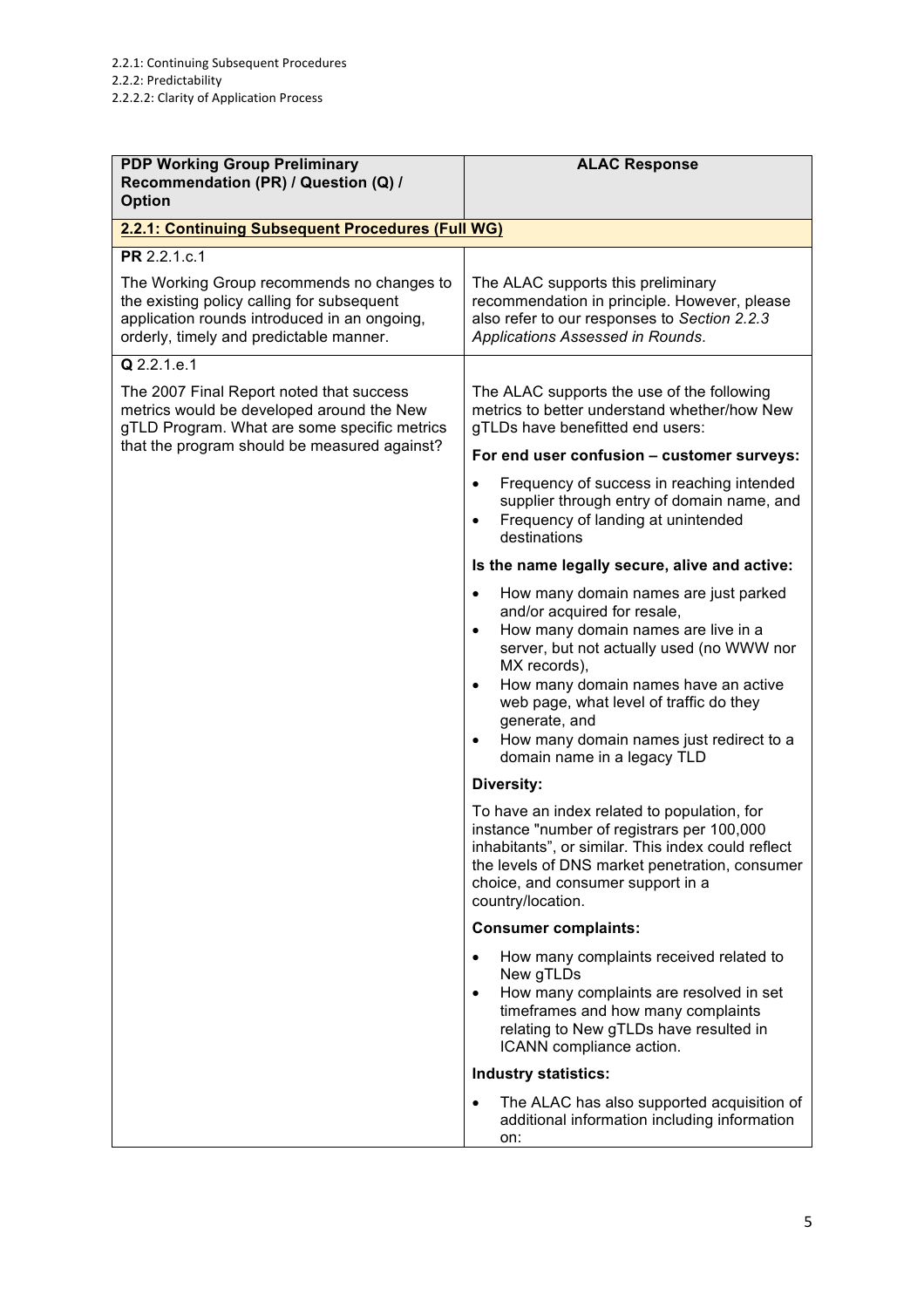2.2.1: Continuing Subsequent Procedures
2.2.2: Predictability
2.2.2.2: Clarity of Application Process

| PDP Working Group Preliminary Recommendation (PR) / Question (Q) / Option | ALAC Response |
|---|---|
| **2.2.1: Continuing Subsequent Procedures (Full WG)** | |
| **PR** 2.2.1.c.1<br><br>The Working Group recommends no changes to the existing policy calling for subsequent application rounds introduced in an ongoing, orderly, timely and predictable manner. | The ALAC supports this preliminary recommendation in principle. However, please also refer to our responses to *Section 2.2.3 Applications Assessed in Rounds*. |
| **Q** 2.2.1.e.1<br><br>The 2007 Final Report noted that success metrics would be developed around the New gTLD Program. What are some specific metrics that the program should be measured against? | The ALAC supports the use of the following metrics to better understand whether/how New gTLDs have benefitted end users:<br><br>**For end user confusion – customer surveys:**<br><br>• Frequency of success in reaching intended supplier through entry of domain name, and<br>• Frequency of landing at unintended destinations<br><br>**Is the name legally secure, alive and active:**<br><br>• How many domain names are just parked and/or acquired for resale,<br>• How many domain names are live in a server, but not actually used (no WWW nor MX records),<br>• How many domain names have an active web page, what level of traffic do they generate, and<br>• How many domain names just redirect to a domain name in a legacy TLD<br><br>**Diversity:**<br><br>To have an index related to population, for instance "number of registrars per 100,000 inhabitants", or similar. This index could reflect the levels of DNS market penetration, consumer choice, and consumer support in a country/location.<br><br>**Consumer complaints:**<br><br>• How many complaints received related to New gTLDs<br>• How many complaints are resolved in set timeframes and how many complaints relating to New gTLDs have resulted in ICANN compliance action.<br><br>**Industry statistics:**<br><br>• The ALAC has also supported acquisition of additional information including information on: |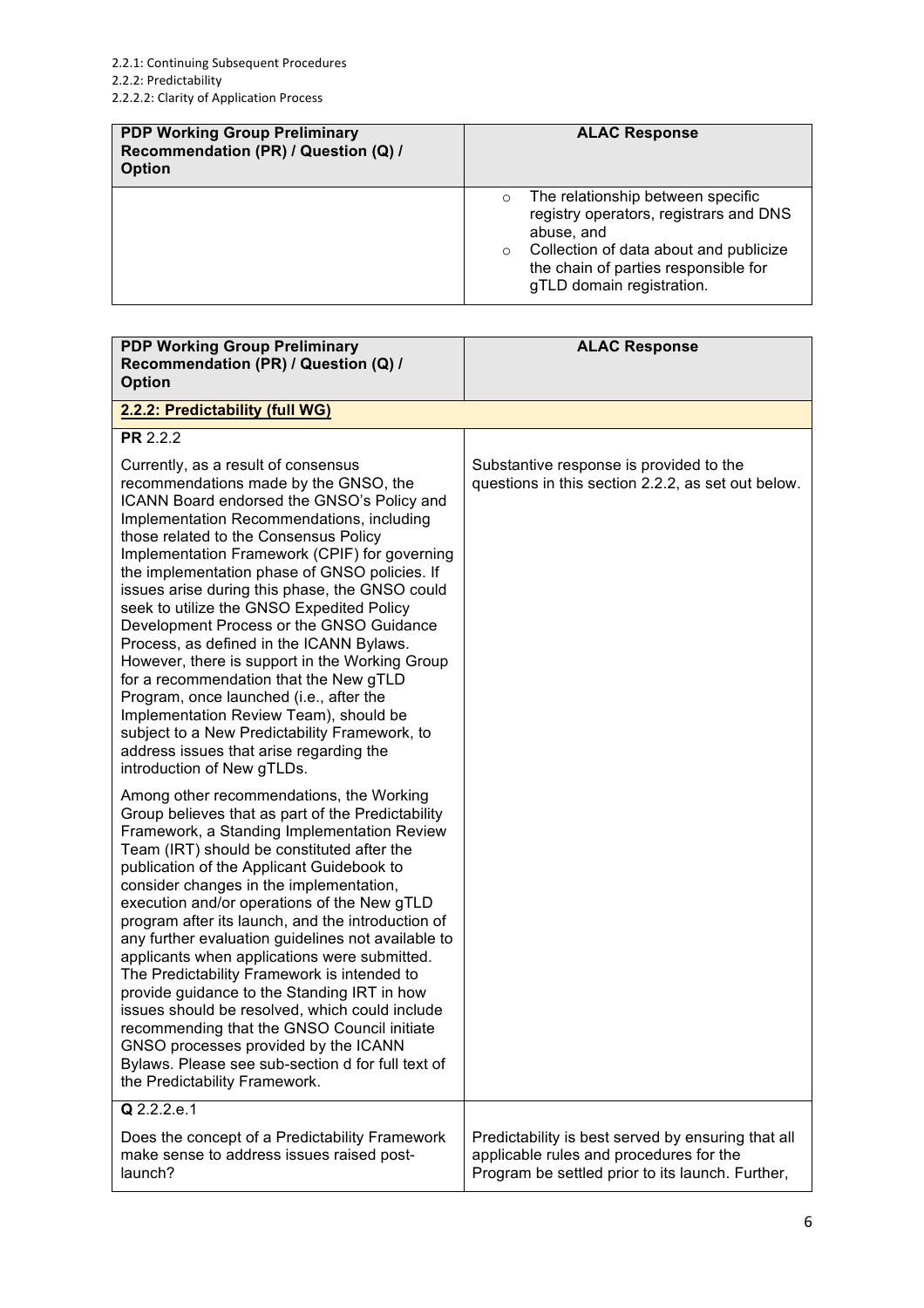2.2.1: Continuing Subsequent Procedures
2.2.2: Predictability
2.2.2.2: Clarity of Application Process

| PDP Working Group Preliminary Recommendation (PR) / Question (Q) / Option | ALAC Response |
|---|---|
| | ○ The relationship between specific registry operators, registrars and DNS abuse, and<br>○ Collection of data about and publicize the chain of parties responsible for gTLD domain registration. |

| PDP Working Group Preliminary Recommendation (PR) / Question (Q) / Option | ALAC Response |
|---|---|
| **2.2.2: Predictability (full WG)** | |
| **PR** 2.2.2<br><br>Currently, as a result of consensus recommendations made by the GNSO, the ICANN Board endorsed the GNSO's Policy and Implementation Recommendations, including those related to the Consensus Policy Implementation Framework (CPIF) for governing the implementation phase of GNSO policies. If issues arise during this phase, the GNSO could seek to utilize the GNSO Expedited Policy Development Process or the GNSO Guidance Process, as defined in the ICANN Bylaws. However, there is support in the Working Group for a recommendation that the New gTLD Program, once launched (i.e., after the Implementation Review Team), should be subject to a New Predictability Framework, to address issues that arise regarding the introduction of New gTLDs.<br><br>Among other recommendations, the Working Group believes that as part of the Predictability Framework, a Standing Implementation Review Team (IRT) should be constituted after the publication of the Applicant Guidebook to consider changes in the implementation, execution and/or operations of the New gTLD program after its launch, and the introduction of any further evaluation guidelines not available to applicants when applications were submitted. The Predictability Framework is intended to provide guidance to the Standing IRT in how issues should be resolved, which could include recommending that the GNSO Council initiate GNSO processes provided by the ICANN Bylaws. Please see sub-section d for full text of the Predictability Framework. | Substantive response is provided to the questions in this section 2.2.2, as set out below. |
| **Q** 2.2.2.e.1<br><br>Does the concept of a Predictability Framework make sense to address issues raised post-launch? | Predictability is best served by ensuring that all applicable rules and procedures for the Program be settled prior to its launch. Further, |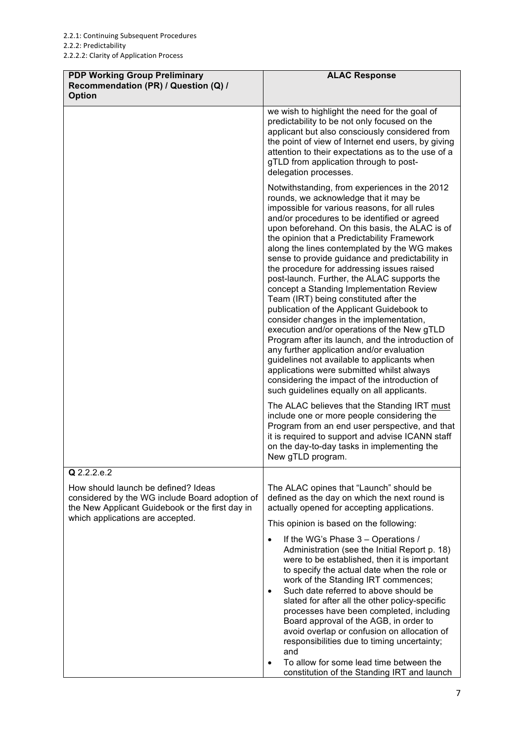2.2.1: Continuing Subsequent Procedures
2.2.2: Predictability
2.2.2.2: Clarity of Application Process

| PDP Working Group Preliminary Recommendation (PR) / Question (Q) / Option | ALAC Response |
|---|---|
| | we wish to highlight the need for the goal of predictability to be not only focused on the applicant but also consciously considered from the point of view of Internet end users, by giving attention to their expectations as to the use of a gTLD from application through to post-delegation processes.<br><br>Notwithstanding, from experiences in the 2012 rounds, we acknowledge that it may be impossible for various reasons, for all rules and/or procedures to be identified or agreed upon beforehand. On this basis, the ALAC is of the opinion that a Predictability Framework along the lines contemplated by the WG makes sense to provide guidance and predictability in the procedure for addressing issues raised post-launch. Further, the ALAC supports the concept a Standing Implementation Review Team (IRT) being constituted after the publication of the Applicant Guidebook to consider changes in the implementation, execution and/or operations of the New gTLD Program after its launch, and the introduction of any further application and/or evaluation guidelines not available to applicants when applications were submitted whilst always considering the impact of the introduction of such guidelines equally on all applicants.<br><br>The ALAC believes that the Standing IRT <u>must</u> include one or more people considering the Program from an end user perspective, and that it is required to support and advise ICANN staff on the day-to-day tasks in implementing the New gTLD program. |
| **Q** 2.2.2.e.2<br><br>How should launch be defined? Ideas considered by the WG include Board adoption of the New Applicant Guidebook or the first day in which applications are accepted. | The ALAC opines that "Launch" should be defined as the day on which the next round is actually opened for accepting applications.<br><br>This opinion is based on the following:<br><br>• If the WG's Phase 3 – Operations / Administration (see the Initial Report p. 18) were to be established, then it is important to specify the actual date when the role or work of the Standing IRT commences;<br>• Such date referred to above should be slated for after all the other policy-specific processes have been completed, including Board approval of the AGB, in order to avoid overlap or confusion on allocation of responsibilities due to timing uncertainty; and<br>• To allow for some lead time between the constitution of the Standing IRT and launch |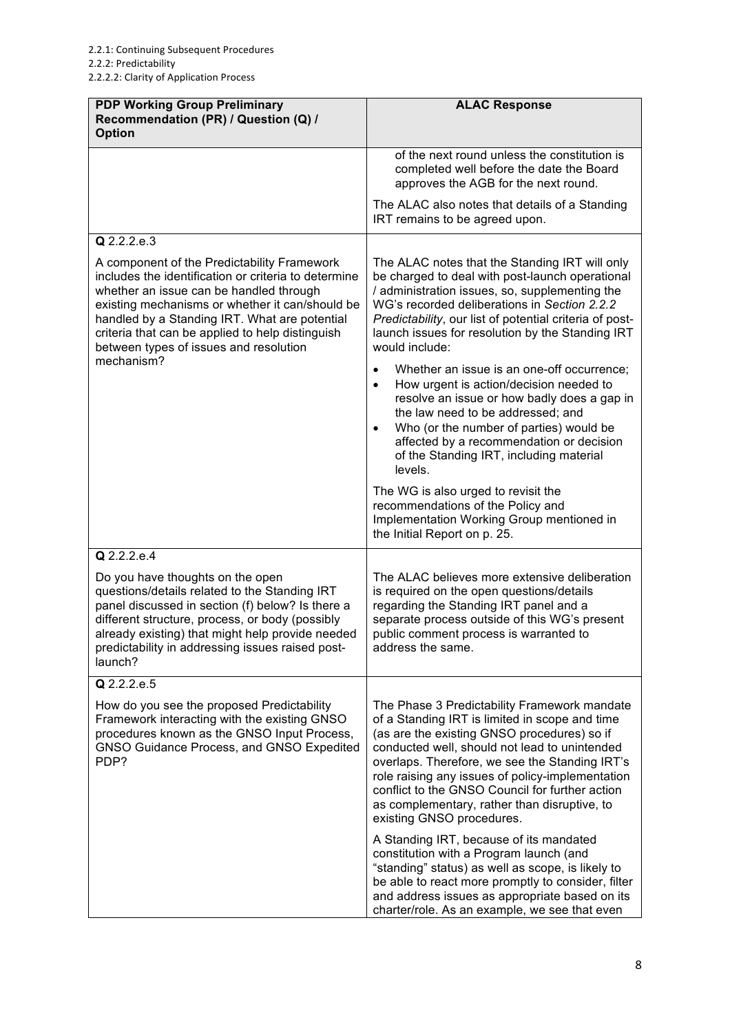2.2.1: Continuing Subsequent Procedures
2.2.2: Predictability
2.2.2.2: Clarity of Application Process

| PDP Working Group Preliminary Recommendation (PR) / Question (Q) / Option | ALAC Response |
|---|---|
| | of the next round unless the constitution is completed well before the date the Board approves the AGB for the next round.<br><br>The ALAC also notes that details of a Standing IRT remains to be agreed upon. |
| **Q** 2.2.2.e.3<br><br>A component of the Predictability Framework includes the identification or criteria to determine whether an issue can be handled through existing mechanisms or whether it can/should be handled by a Standing IRT. What are potential criteria that can be applied to help distinguish between types of issues and resolution mechanism? | The ALAC notes that the Standing IRT will only be charged to deal with post-launch operational / administration issues, so, supplementing the WG's recorded deliberations in *Section 2.2.2 Predictability*, our list of potential criteria of post-launch issues for resolution by the Standing IRT would include:<br><br>• Whether an issue is an one-off occurrence;<br>• How urgent is action/decision needed to resolve an issue or how badly does a gap in the law need to be addressed; and<br>• Who (or the number of parties) would be affected by a recommendation or decision of the Standing IRT, including material levels.<br><br>The WG is also urged to revisit the recommendations of the Policy and Implementation Working Group mentioned in the Initial Report on p. 25. |
| **Q** 2.2.2.e.4<br><br>Do you have thoughts on the open questions/details related to the Standing IRT panel discussed in section (f) below? Is there a different structure, process, or body (possibly already existing) that might help provide needed predictability in addressing issues raised post-launch? | The ALAC believes more extensive deliberation is required on the open questions/details regarding the Standing IRT panel and a separate process outside of this WG's present public comment process is warranted to address the same. |
| **Q** 2.2.2.e.5<br><br>How do you see the proposed Predictability Framework interacting with the existing GNSO procedures known as the GNSO Input Process, GNSO Guidance Process, and GNSO Expedited PDP? | The Phase 3 Predictability Framework mandate of a Standing IRT is limited in scope and time (as are the existing GNSO procedures) so if conducted well, should not lead to unintended overlaps. Therefore, we see the Standing IRT's role raising any issues of policy-implementation conflict to the GNSO Council for further action as complementary, rather than disruptive, to existing GNSO procedures.<br><br>A Standing IRT, because of its mandated constitution with a Program launch (and "standing" status) as well as scope, is likely to be able to react more promptly to consider, filter and address issues as appropriate based on its charter/role. As an example, we see that even |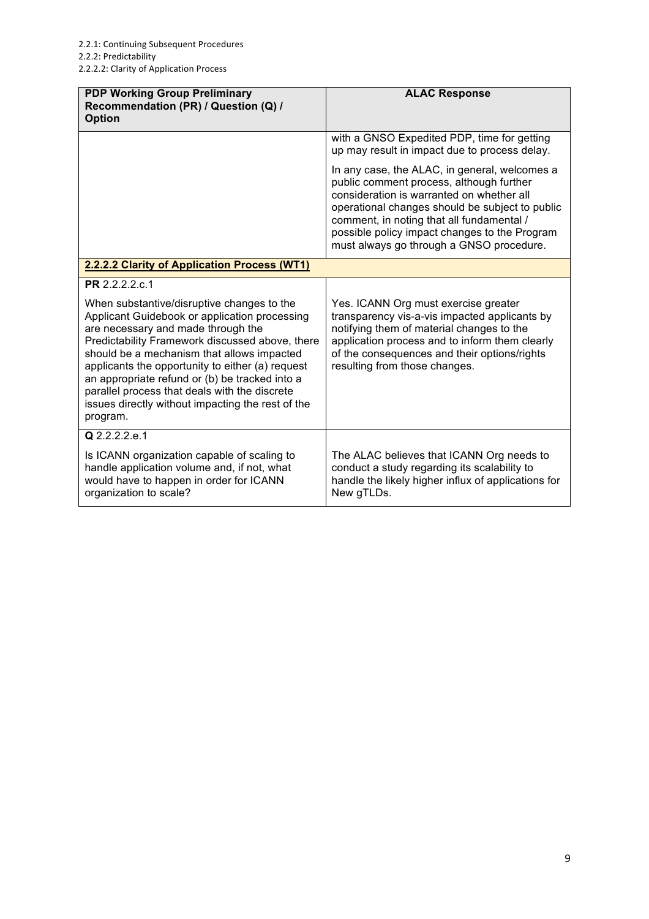| PDP Working Group Preliminary Recommendation (PR) / Question (Q) / Option | ALAC Response |
|---|---|
| | with a GNSO Expedited PDP, time for getting up may result in impact due to process delay.<br><br>In any case, the ALAC, in general, welcomes a public comment process, although further consideration is warranted on whether all operational changes should be subject to public comment, in noting that all fundamental / possible policy impact changes to the Program must always go through a GNSO procedure. |
| **2.2.2.2 Clarity of Application Process (WT1)** | |
| **PR** 2.2.2.2.c.1<br><br>When substantive/disruptive changes to the Applicant Guidebook or application processing are necessary and made through the Predictability Framework discussed above, there should be a mechanism that allows impacted applicants the opportunity to either (a) request an appropriate refund or (b) be tracked into a parallel process that deals with the discrete issues directly without impacting the rest of the program. | Yes. ICANN Org must exercise greater transparency vis-a-vis impacted applicants by notifying them of material changes to the application process and to inform them clearly of the consequences and their options/rights resulting from those changes. |
| **Q** 2.2.2.2.e.1<br><br>Is ICANN organization capable of scaling to handle application volume and, if not, what would have to happen in order for ICANN organization to scale? | The ALAC believes that ICANN Org needs to conduct a study regarding its scalability to handle the likely higher influx of applications for New gTLDs. |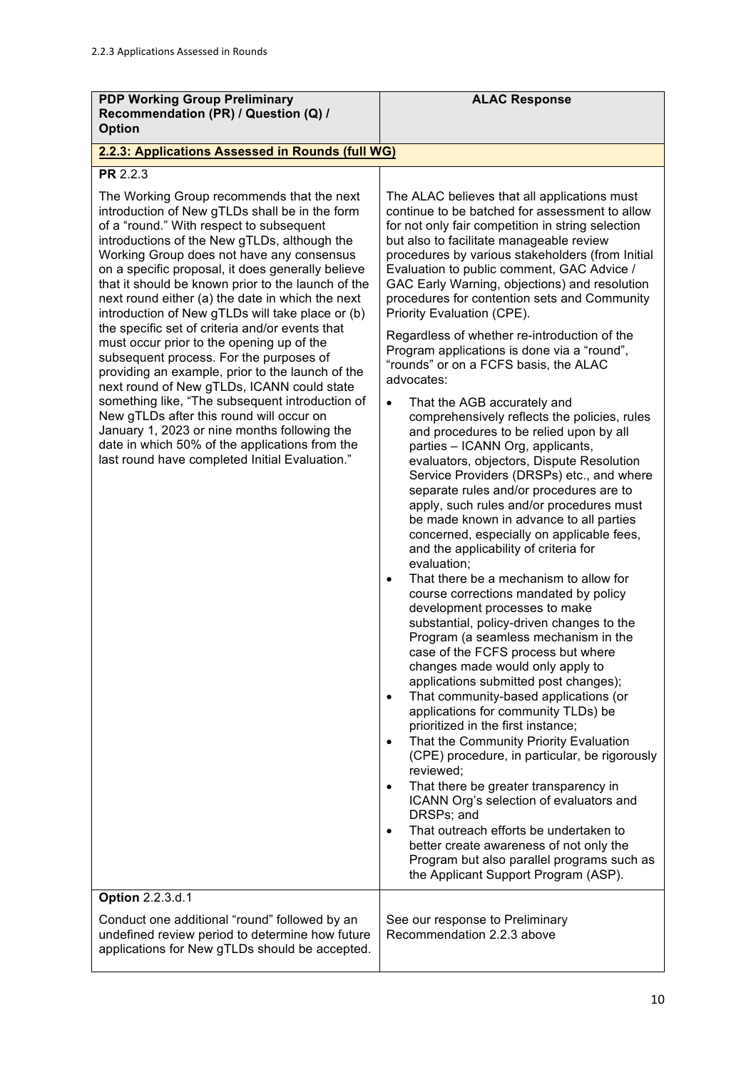2.2.3 Applications Assessed in Rounds

| **PDP Working Group Preliminary Recommendation (PR) / Question (Q) / Option** | **ALAC Response** |
|---|---|
| **2.2.3: Applications Assessed in Rounds (full WG)** | |
| **PR** 2.2.3<br><br>The Working Group recommends that the next introduction of New gTLDs shall be in the form of a "round." With respect to subsequent introductions of the New gTLDs, although the Working Group does not have any consensus on a specific proposal, it does generally believe that it should be known prior to the launch of the next round either (a) the date in which the next introduction of New gTLDs will take place or (b) the specific set of criteria and/or events that must occur prior to the opening up of the subsequent process. For the purposes of providing an example, prior to the launch of the next round of New gTLDs, ICANN could state something like, "The subsequent introduction of New gTLDs after this round will occur on January 1, 2023 or nine months following the date in which 50% of the applications from the last round have completed Initial Evaluation." | The ALAC believes that all applications must continue to be batched for assessment to allow for not only fair competition in string selection but also to facilitate manageable review procedures by various stakeholders (from Initial Evaluation to public comment, GAC Advice / GAC Early Warning, objections) and resolution procedures for contention sets and Community Priority Evaluation (CPE).<br><br>Regardless of whether re-introduction of the Program applications is done via a "round", "rounds" or on a FCFS basis, the ALAC advocates:<br><br>• That the AGB accurately and comprehensively reflects the policies, rules and procedures to be relied upon by all parties – ICANN Org, applicants, evaluators, objectors, Dispute Resolution Service Providers (DRSPs) etc., and where separate rules and/or procedures are to apply, such rules and/or procedures must be made known in advance to all parties concerned, especially on applicable fees, and the applicability of criteria for evaluation;<br>• That there be a mechanism to allow for course corrections mandated by policy development processes to make substantial, policy-driven changes to the Program (a seamless mechanism in the case of the FCFS process but where changes made would only apply to applications submitted post changes);<br>• That community-based applications (or applications for community TLDs) be prioritized in the first instance;<br>• That the Community Priority Evaluation (CPE) procedure, in particular, be rigorously reviewed;<br>• That there be greater transparency in ICANN Org's selection of evaluators and DRSPs; and<br>• That outreach efforts be undertaken to better create awareness of not only the Program but also parallel programs such as the Applicant Support Program (ASP). |
| **Option** 2.2.3.d.1<br><br>Conduct one additional "round" followed by an undefined review period to determine how future applications for New gTLDs should be accepted. | See our response to Preliminary Recommendation 2.2.3 above |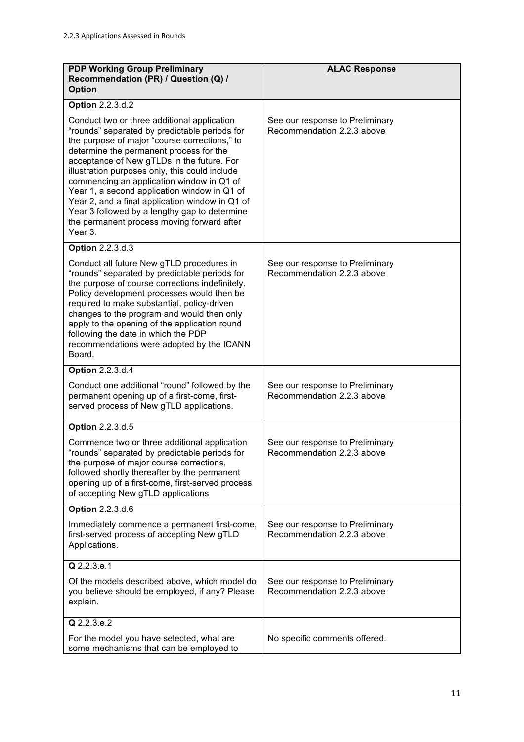2.2.3 Applications Assessed in Rounds

| PDP Working Group Preliminary Recommendation (PR) / Question (Q) / Option | ALAC Response |
|---|---|
| **Option** 2.2.3.d.2<br><br>Conduct two or three additional application "rounds" separated by predictable periods for the purpose of major "course corrections," to determine the permanent process for the acceptance of New gTLDs in the future. For illustration purposes only, this could include commencing an application window in Q1 of Year 1, a second application window in Q1 of Year 2, and a final application window in Q1 of Year 3 followed by a lengthy gap to determine the permanent process moving forward after Year 3. | See our response to Preliminary Recommendation 2.2.3 above |
| **Option** 2.2.3.d.3<br><br>Conduct all future New gTLD procedures in "rounds" separated by predictable periods for the purpose of course corrections indefinitely. Policy development processes would then be required to make substantial, policy-driven changes to the program and would then only apply to the opening of the application round following the date in which the PDP recommendations were adopted by the ICANN Board. | See our response to Preliminary Recommendation 2.2.3 above |
| **Option** 2.2.3.d.4<br><br>Conduct one additional "round" followed by the permanent opening up of a first-come, first-served process of New gTLD applications. | See our response to Preliminary Recommendation 2.2.3 above |
| **Option** 2.2.3.d.5<br><br>Commence two or three additional application "rounds" separated by predictable periods for the purpose of major course corrections, followed shortly thereafter by the permanent opening up of a first-come, first-served process of accepting New gTLD applications | See our response to Preliminary Recommendation 2.2.3 above |
| **Option** 2.2.3.d.6<br><br>Immediately commence a permanent first-come, first-served process of accepting New gTLD Applications. | See our response to Preliminary Recommendation 2.2.3 above |
| **Q** 2.2.3.e.1<br><br>Of the models described above, which model do you believe should be employed, if any? Please explain. | See our response to Preliminary Recommendation 2.2.3 above |
| **Q** 2.2.3.e.2<br><br>For the model you have selected, what are some mechanisms that can be employed to | No specific comments offered. |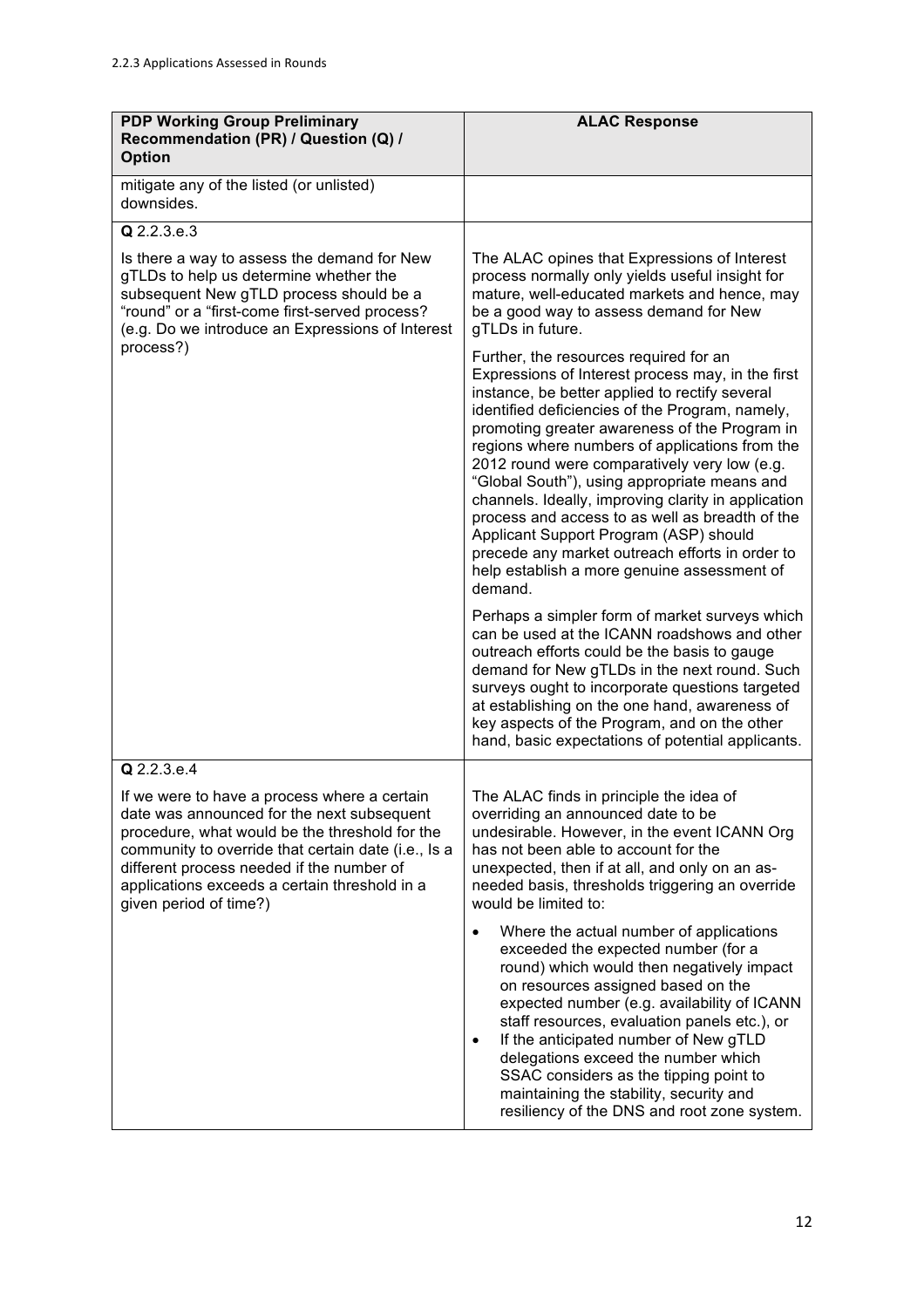2.2.3 Applications Assessed in Rounds

| PDP Working Group Preliminary Recommendation (PR) / Question (Q) / Option | ALAC Response |
| --- | --- |
| mitigate any of the listed (or unlisted) downsides. | |
| **Q** 2.2.3.e.3<br><br>Is there a way to assess the demand for New gTLDs to help us determine whether the subsequent New gTLD process should be a "round" or a "first-come first-served process? (e.g. Do we introduce an Expressions of Interest process?) | The ALAC opines that Expressions of Interest process normally only yields useful insight for mature, well-educated markets and hence, may be a good way to assess demand for New gTLDs in future.<br><br>Further, the resources required for an Expressions of Interest process may, in the first instance, be better applied to rectify several identified deficiencies of the Program, namely, promoting greater awareness of the Program in regions where numbers of applications from the 2012 round were comparatively very low (e.g. "Global South"), using appropriate means and channels. Ideally, improving clarity in application process and access to as well as breadth of the Applicant Support Program (ASP) should precede any market outreach efforts in order to help establish a more genuine assessment of demand.<br><br>Perhaps a simpler form of market surveys which can be used at the ICANN roadshows and other outreach efforts could be the basis to gauge demand for New gTLDs in the next round. Such surveys ought to incorporate questions targeted at establishing on the one hand, awareness of key aspects of the Program, and on the other hand, basic expectations of potential applicants. |
| **Q** 2.2.3.e.4<br><br>If we were to have a process where a certain date was announced for the next subsequent procedure, what would be the threshold for the community to override that certain date (i.e., Is a different process needed if the number of applications exceeds a certain threshold in a given period of time?) | The ALAC finds in principle the idea of overriding an announced date to be undesirable. However, in the event ICANN Org has not been able to account for the unexpected, then if at all, and only on an as-needed basis, thresholds triggering an override would be limited to:<br><br>• Where the actual number of applications exceeded the expected number (for a round) which would then negatively impact on resources assigned based on the expected number (e.g. availability of ICANN staff resources, evaluation panels etc.), or<br>• If the anticipated number of New gTLD delegations exceed the number which SSAC considers as the tipping point to maintaining the stability, security and resiliency of the DNS and root zone system. |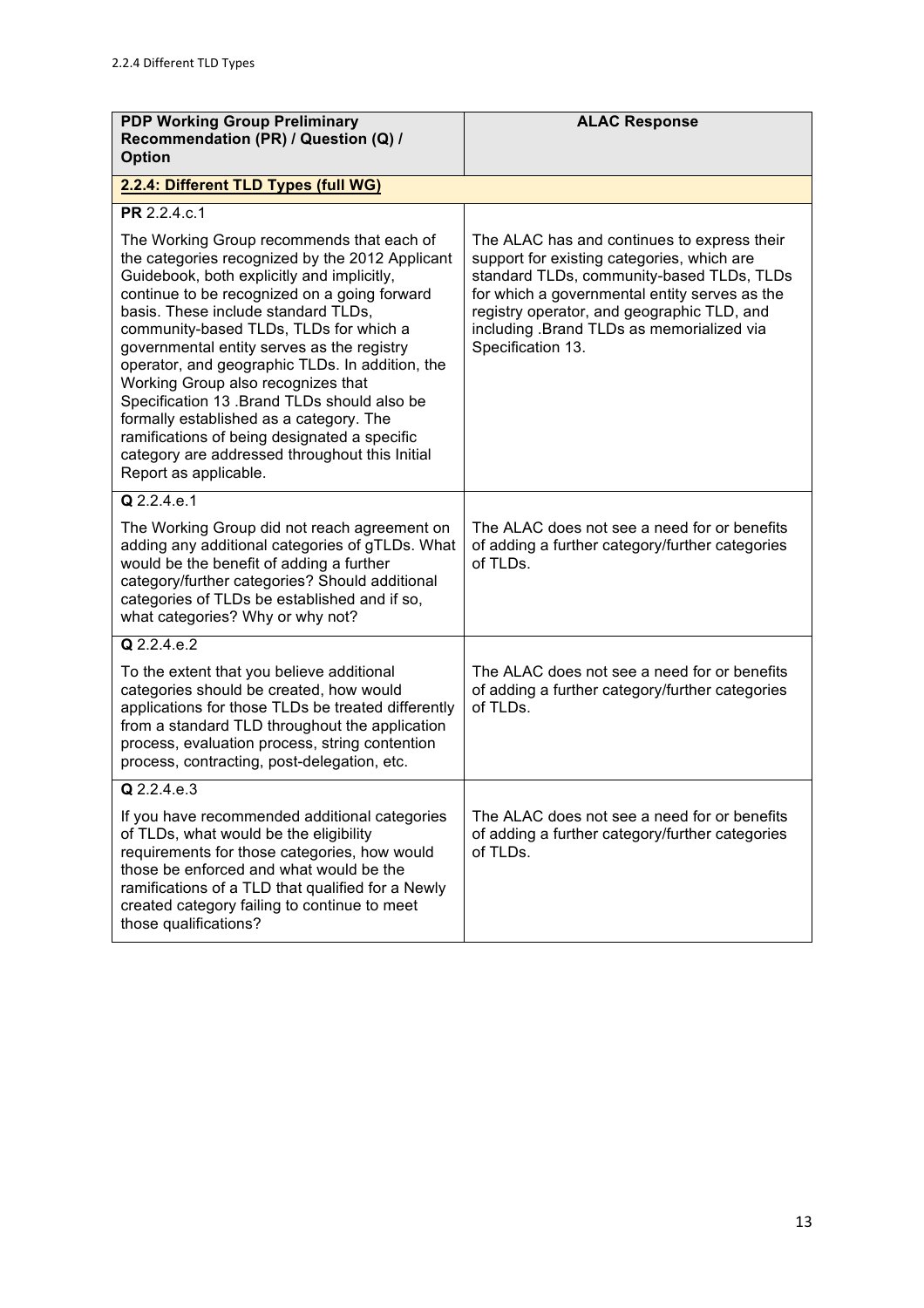2.2.4 Different TLD Types

| PDP Working Group Preliminary Recommendation (PR) / Question (Q) / Option | ALAC Response |
|---|---|
| **2.2.4: Different TLD Types (full WG)** | |
| **PR** 2.2.4.c.1<br><br>The Working Group recommends that each of the categories recognized by the 2012 Applicant Guidebook, both explicitly and implicitly, continue to be recognized on a going forward basis. These include standard TLDs, community-based TLDs, TLDs for which a governmental entity serves as the registry operator, and geographic TLDs. In addition, the Working Group also recognizes that Specification 13 .Brand TLDs should also be formally established as a category. The ramifications of being designated a specific category are addressed throughout this Initial Report as applicable. | The ALAC has and continues to express their support for existing categories, which are standard TLDs, community-based TLDs, TLDs for which a governmental entity serves as the registry operator, and geographic TLD, and including .Brand TLDs as memorialized via Specification 13. |
| **Q** 2.2.4.e.1<br><br>The Working Group did not reach agreement on adding any additional categories of gTLDs. What would be the benefit of adding a further category/further categories? Should additional categories of TLDs be established and if so, what categories? Why or why not? | The ALAC does not see a need for or benefits of adding a further category/further categories of TLDs. |
| **Q** 2.2.4.e.2<br><br>To the extent that you believe additional categories should be created, how would applications for those TLDs be treated differently from a standard TLD throughout the application process, evaluation process, string contention process, contracting, post-delegation, etc. | The ALAC does not see a need for or benefits of adding a further category/further categories of TLDs. |
| **Q** 2.2.4.e.3<br><br>If you have recommended additional categories of TLDs, what would be the eligibility requirements for those categories, how would those be enforced and what would be the ramifications of a TLD that qualified for a Newly created category failing to continue to meet those qualifications? | The ALAC does not see a need for or benefits of adding a further category/further categories of TLDs. |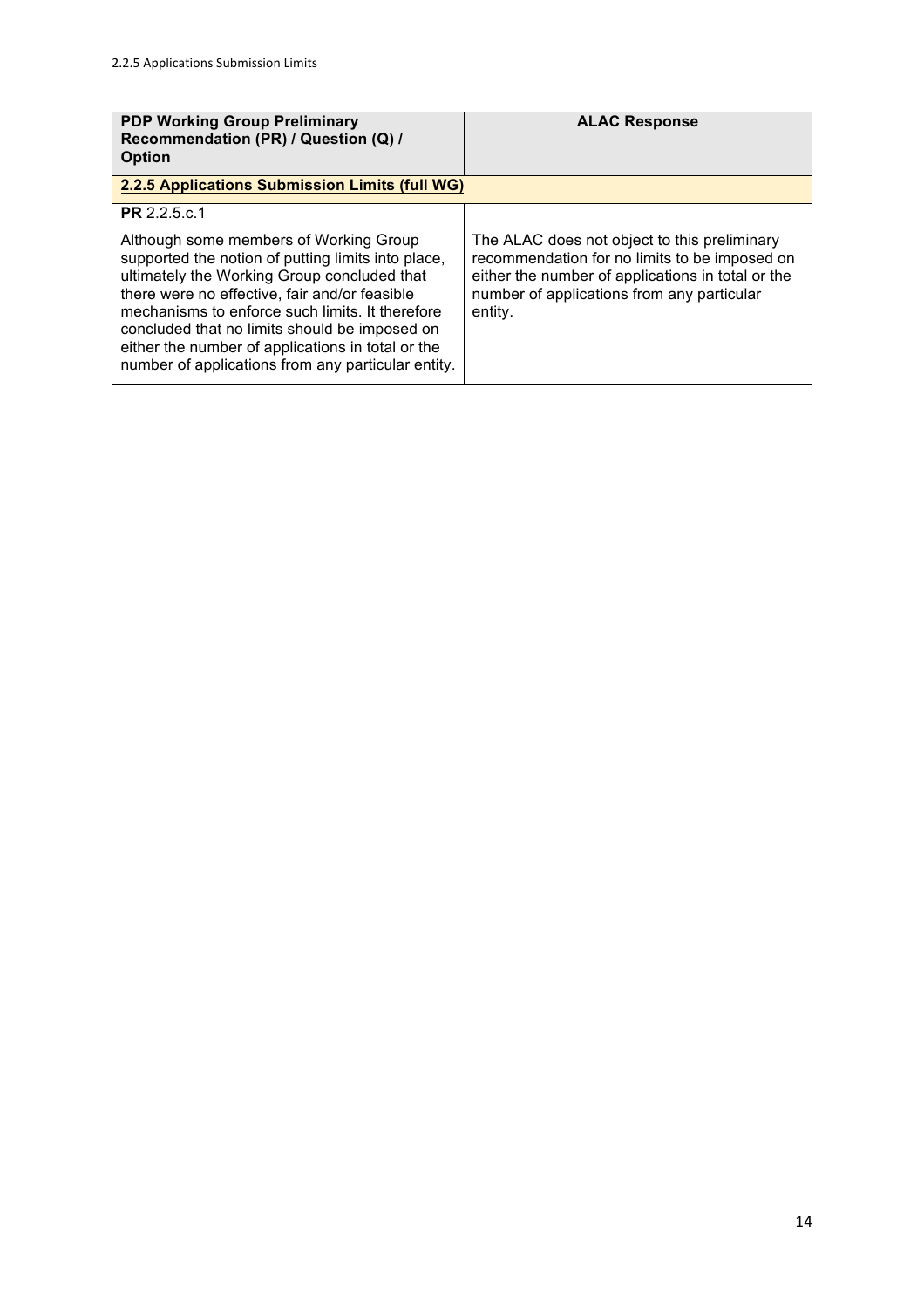| PDP Working Group Preliminary Recommendation (PR) / Question (Q) / Option | ALAC Response |
|---|---|
| **2.2.5 Applications Submission Limits (full WG)** | |
| **PR** 2.2.5.c.1<br><br>Although some members of Working Group supported the notion of putting limits into place, ultimately the Working Group concluded that there were no effective, fair and/or feasible mechanisms to enforce such limits. It therefore concluded that no limits should be imposed on either the number of applications in total or the number of applications from any particular entity. | The ALAC does not object to this preliminary recommendation for no limits to be imposed on either the number of applications in total or the number of applications from any particular entity. |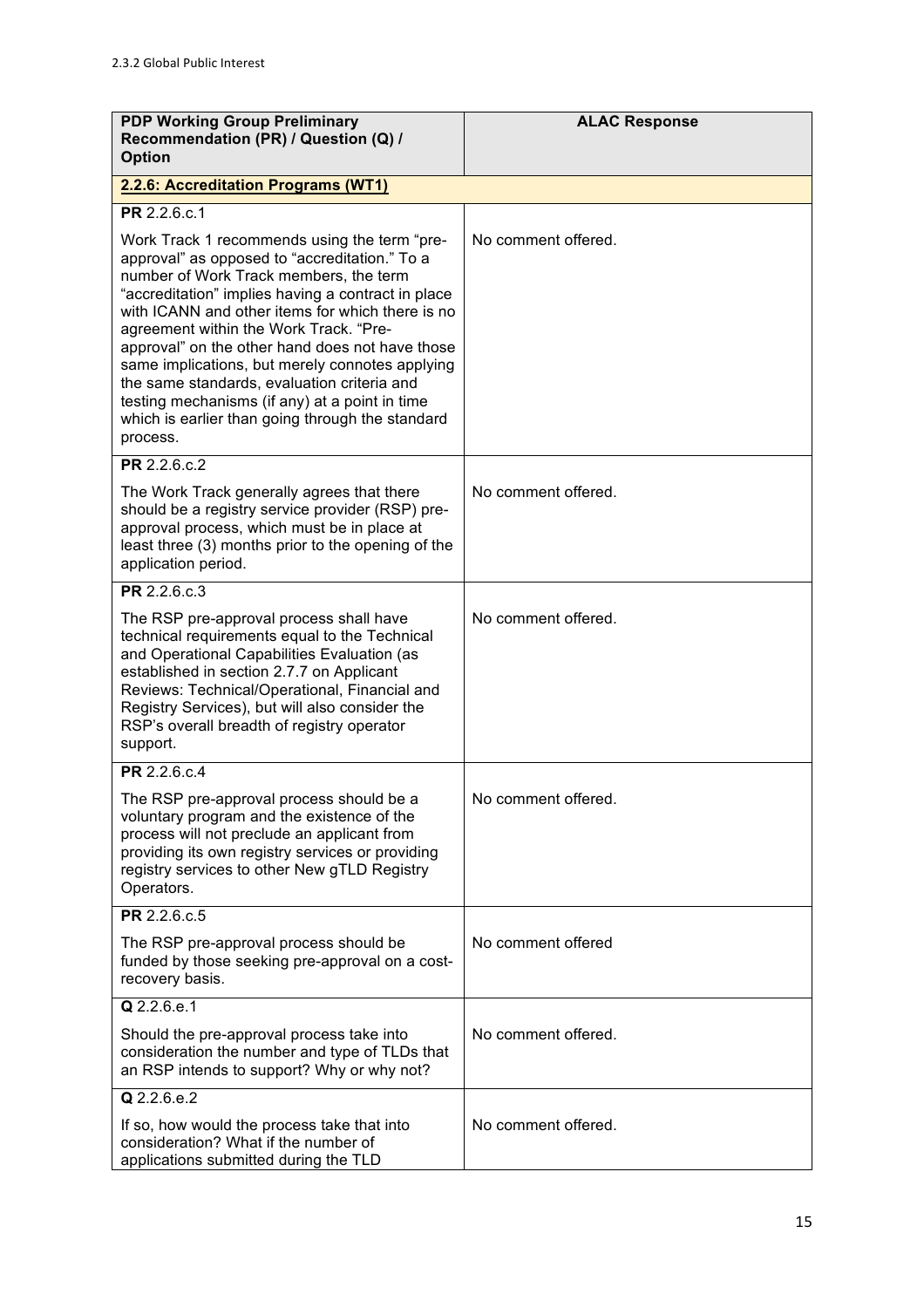2.3.2 Global Public Interest

| PDP Working Group Preliminary Recommendation (PR) / Question (Q) / Option | ALAC Response |
|---|---|
| **2.2.6: Accreditation Programs (WT1)** | |
| **PR** 2.2.6.c.1<br><br>Work Track 1 recommends using the term "pre-approval" as opposed to "accreditation." To a number of Work Track members, the term "accreditation" implies having a contract in place with ICANN and other items for which there is no agreement within the Work Track. "Pre-approval" on the other hand does not have those same implications, but merely connotes applying the same standards, evaluation criteria and testing mechanisms (if any) at a point in time which is earlier than going through the standard process. | No comment offered. |
| **PR** 2.2.6.c.2<br><br>The Work Track generally agrees that there should be a registry service provider (RSP) pre-approval process, which must be in place at least three (3) months prior to the opening of the application period. | No comment offered. |
| **PR** 2.2.6.c.3<br><br>The RSP pre-approval process shall have technical requirements equal to the Technical and Operational Capabilities Evaluation (as established in section 2.7.7 on Applicant Reviews: Technical/Operational, Financial and Registry Services), but will also consider the RSP's overall breadth of registry operator support. | No comment offered. |
| **PR** 2.2.6.c.4<br><br>The RSP pre-approval process should be a voluntary program and the existence of the process will not preclude an applicant from providing its own registry services or providing registry services to other New gTLD Registry Operators. | No comment offered. |
| **PR** 2.2.6.c.5<br><br>The RSP pre-approval process should be funded by those seeking pre-approval on a cost-recovery basis. | No comment offered |
| **Q** 2.2.6.e.1<br><br>Should the pre-approval process take into consideration the number and type of TLDs that an RSP intends to support? Why or why not? | No comment offered. |
| **Q** 2.2.6.e.2<br><br>If so, how would the process take that into consideration? What if the number of applications submitted during the TLD | No comment offered. |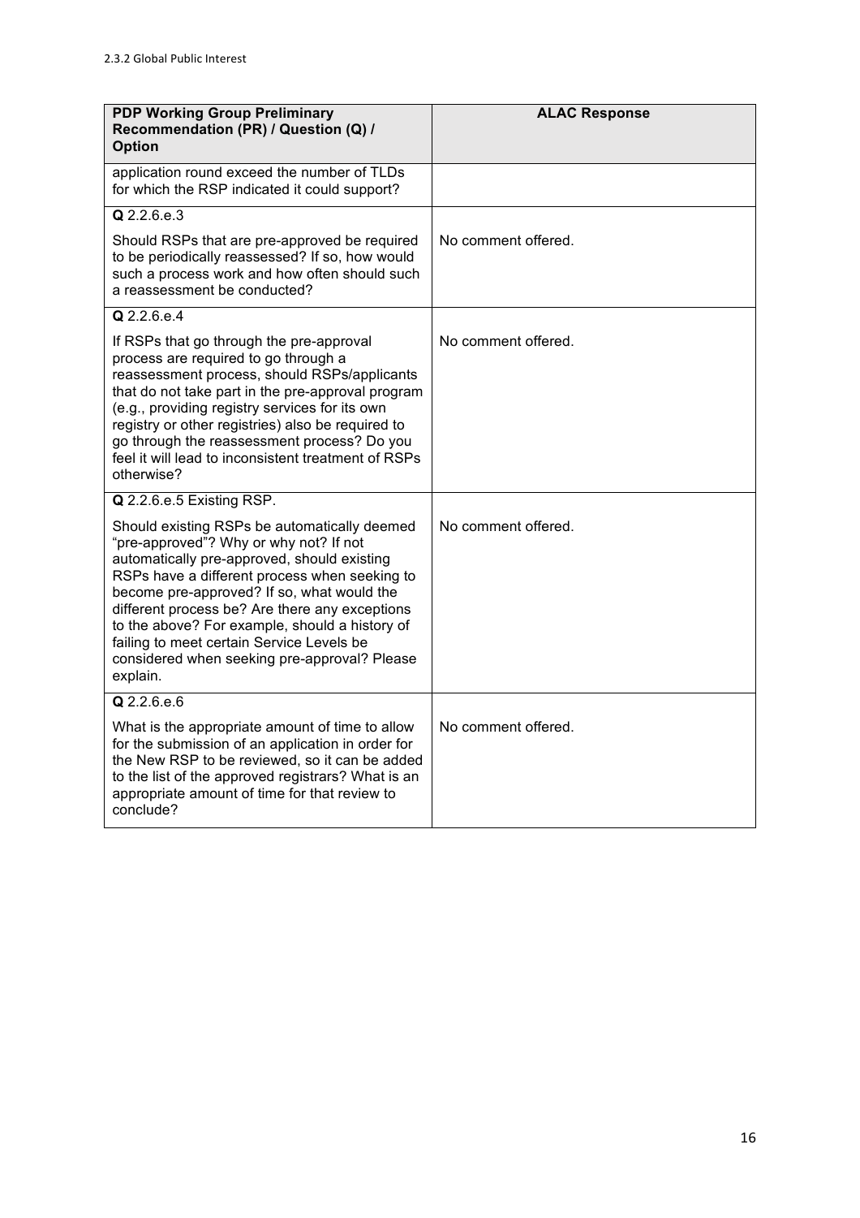| PDP Working Group Preliminary Recommendation (PR) / Question (Q) / Option | ALAC Response |
|---|---|
| application round exceed the number of TLDs for which the RSP indicated it could support? | |
| **Q** 2.2.6.e.3<br><br>Should RSPs that are pre-approved be required to be periodically reassessed? If so, how would such a process work and how often should such a reassessment be conducted? | No comment offered. |
| **Q** 2.2.6.e.4<br><br>If RSPs that go through the pre-approval process are required to go through a reassessment process, should RSPs/applicants that do not take part in the pre-approval program (e.g., providing registry services for its own registry or other registries) also be required to go through the reassessment process? Do you feel it will lead to inconsistent treatment of RSPs otherwise? | No comment offered. |
| **Q** 2.2.6.e.5 Existing RSP.<br><br>Should existing RSPs be automatically deemed "pre-approved"? Why or why not? If not automatically pre-approved, should existing RSPs have a different process when seeking to become pre-approved? If so, what would the different process be? Are there any exceptions to the above? For example, should a history of failing to meet certain Service Levels be considered when seeking pre-approval? Please explain. | No comment offered. |
| **Q** 2.2.6.e.6<br><br>What is the appropriate amount of time to allow for the submission of an application in order for the New RSP to be reviewed, so it can be added to the list of the approved registrars? What is an appropriate amount of time for that review to conclude? | No comment offered. |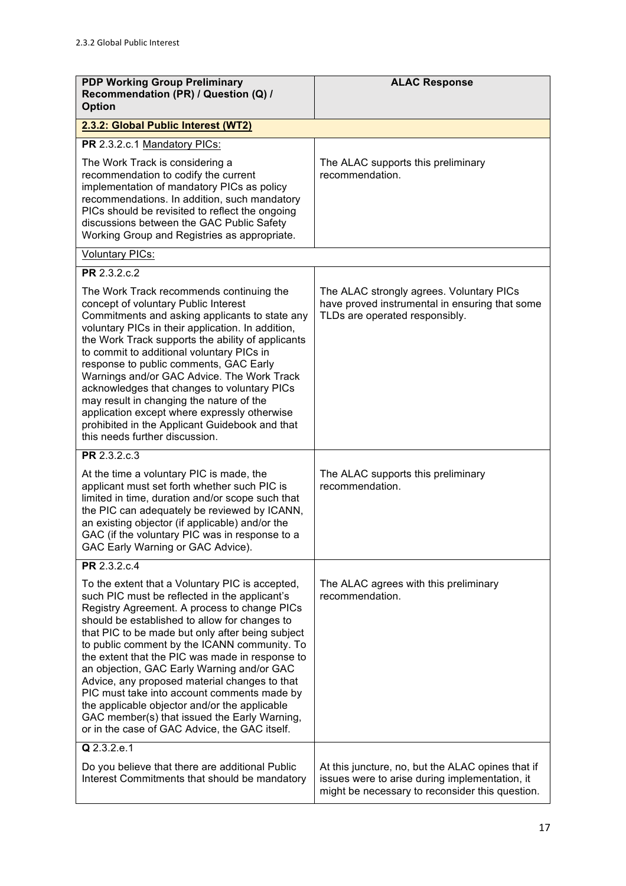2.3.2 Global Public Interest

| PDP Working Group Preliminary Recommendation (PR) / Question (Q) / Option | ALAC Response |
|---|---|
| **2.3.2: Global Public Interest (WT2)** | |
| **PR** 2.3.2.c.1 Mandatory PICs: The Work Track is considering a recommendation to codify the current implementation of mandatory PICs as policy recommendations. In addition, such mandatory PICs should be revisited to reflect the ongoing discussions between the GAC Public Safety Working Group and Registries as appropriate. | The ALAC supports this preliminary recommendation. |
| Voluntary PICs: | |
| **PR** 2.3.2.c.2 The Work Track recommends continuing the concept of voluntary Public Interest Commitments and asking applicants to state any voluntary PICs in their application. In addition, the Work Track supports the ability of applicants to commit to additional voluntary PICs in response to public comments, GAC Early Warnings and/or GAC Advice. The Work Track acknowledges that changes to voluntary PICs may result in changing the nature of the application except where expressly otherwise prohibited in the Applicant Guidebook and that this needs further discussion. | The ALAC strongly agrees. Voluntary PICs have proved instrumental in ensuring that some TLDs are operated responsibly. |
| **PR** 2.3.2.c.3 At the time a voluntary PIC is made, the applicant must set forth whether such PIC is limited in time, duration and/or scope such that the PIC can adequately be reviewed by ICANN, an existing objector (if applicable) and/or the GAC (if the voluntary PIC was in response to a GAC Early Warning or GAC Advice). | The ALAC supports this preliminary recommendation. |
| **PR** 2.3.2.c.4 To the extent that a Voluntary PIC is accepted, such PIC must be reflected in the applicant's Registry Agreement. A process to change PICs should be established to allow for changes to that PIC to be made but only after being subject to public comment by the ICANN community. To the extent that the PIC was made in response to an objection, GAC Early Warning and/or GAC Advice, any proposed material changes to that PIC must take into account comments made by the applicable objector and/or the applicable GAC member(s) that issued the Early Warning, or in the case of GAC Advice, the GAC itself. | The ALAC agrees with this preliminary recommendation. |
| **Q** 2.3.2.e.1 Do you believe that there are additional Public Interest Commitments that should be mandatory | At this juncture, no, but the ALAC opines that if issues were to arise during implementation, it might be necessary to reconsider this question. |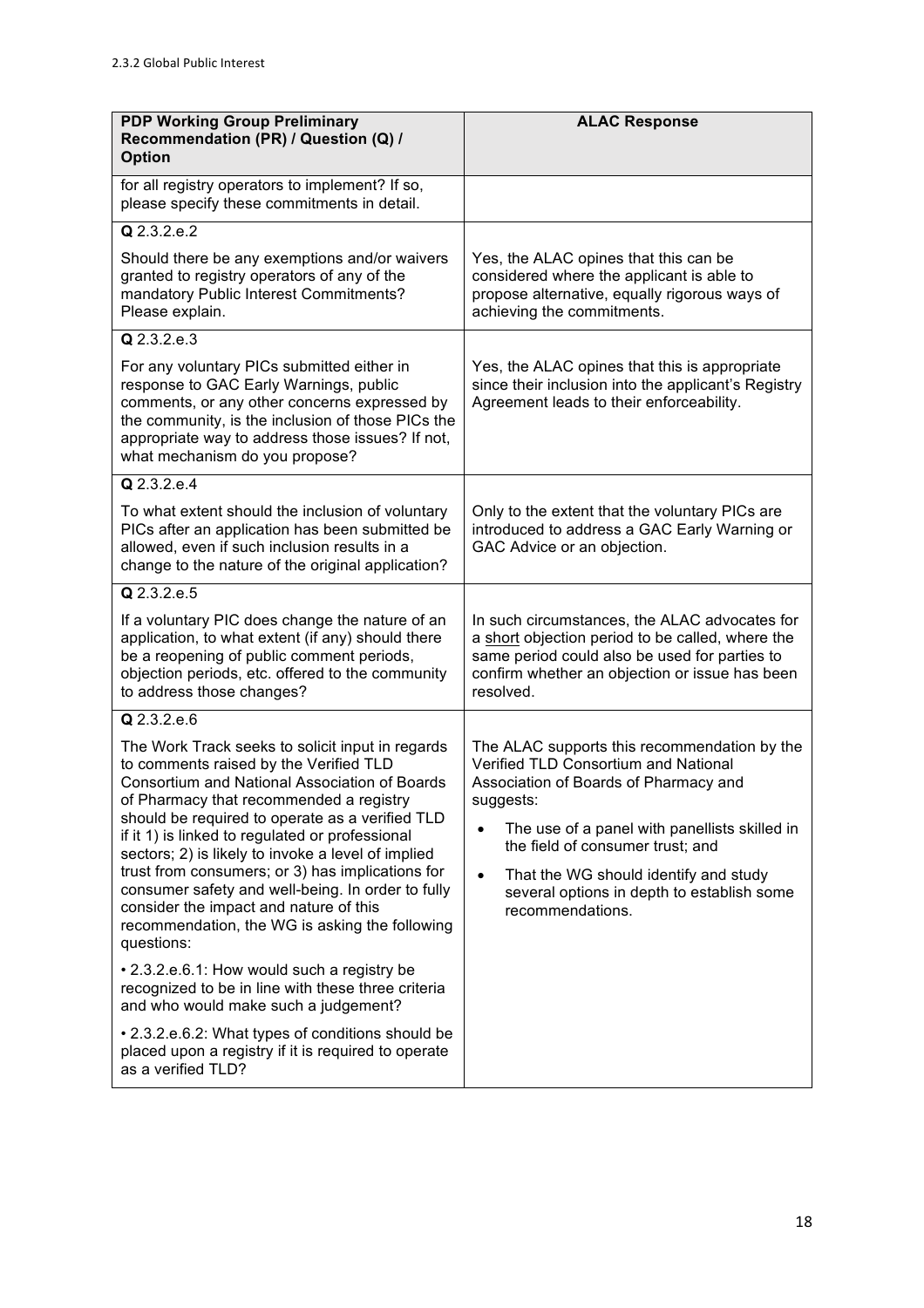2.3.2 Global Public Interest

| PDP Working Group Preliminary Recommendation (PR) / Question (Q) / Option | ALAC Response |
|---|---|
| for all registry operators to implement? If so, please specify these commitments in detail. | |
| **Q** 2.3.2.e.2 | |
| Should there be any exemptions and/or waivers granted to registry operators of any of the mandatory Public Interest Commitments? Please explain. | Yes, the ALAC opines that this can be considered where the applicant is able to propose alternative, equally rigorous ways of achieving the commitments. |
| **Q** 2.3.2.e.3 | |
| For any voluntary PICs submitted either in response to GAC Early Warnings, public comments, or any other concerns expressed by the community, is the inclusion of those PICs the appropriate way to address those issues? If not, what mechanism do you propose? | Yes, the ALAC opines that this is appropriate since their inclusion into the applicant's Registry Agreement leads to their enforceability. |
| **Q** 2.3.2.e.4 | |
| To what extent should the inclusion of voluntary PICs after an application has been submitted be allowed, even if such inclusion results in a change to the nature of the original application? | Only to the extent that the voluntary PICs are introduced to address a GAC Early Warning or GAC Advice or an objection. |
| **Q** 2.3.2.e.5 | |
| If a voluntary PIC does change the nature of an application, to what extent (if any) should there be a reopening of public comment periods, objection periods, etc. offered to the community to address those changes? | In such circumstances, the ALAC advocates for a <u>short</u> objection period to be called, where the same period could also be used for parties to confirm whether an objection or issue has been resolved. |
| **Q** 2.3.2.e.6 | |
| The Work Track seeks to solicit input in regards to comments raised by the Verified TLD Consortium and National Association of Boards of Pharmacy that recommended a registry should be required to operate as a verified TLD if it 1) is linked to regulated or professional sectors; 2) is likely to invoke a level of implied trust from consumers; or 3) has implications for consumer safety and well-being. In order to fully consider the impact and nature of this recommendation, the WG is asking the following questions:<br><br>• 2.3.2.e.6.1: How would such a registry be recognized to be in line with these three criteria and who would make such a judgement?<br><br>• 2.3.2.e.6.2: What types of conditions should be placed upon a registry if it is required to operate as a verified TLD? | The ALAC supports this recommendation by the Verified TLD Consortium and National Association of Boards of Pharmacy and suggests:<br><br>• The use of a panel with panellists skilled in the field of consumer trust; and<br><br>• That the WG should identify and study several options in depth to establish some recommendations. |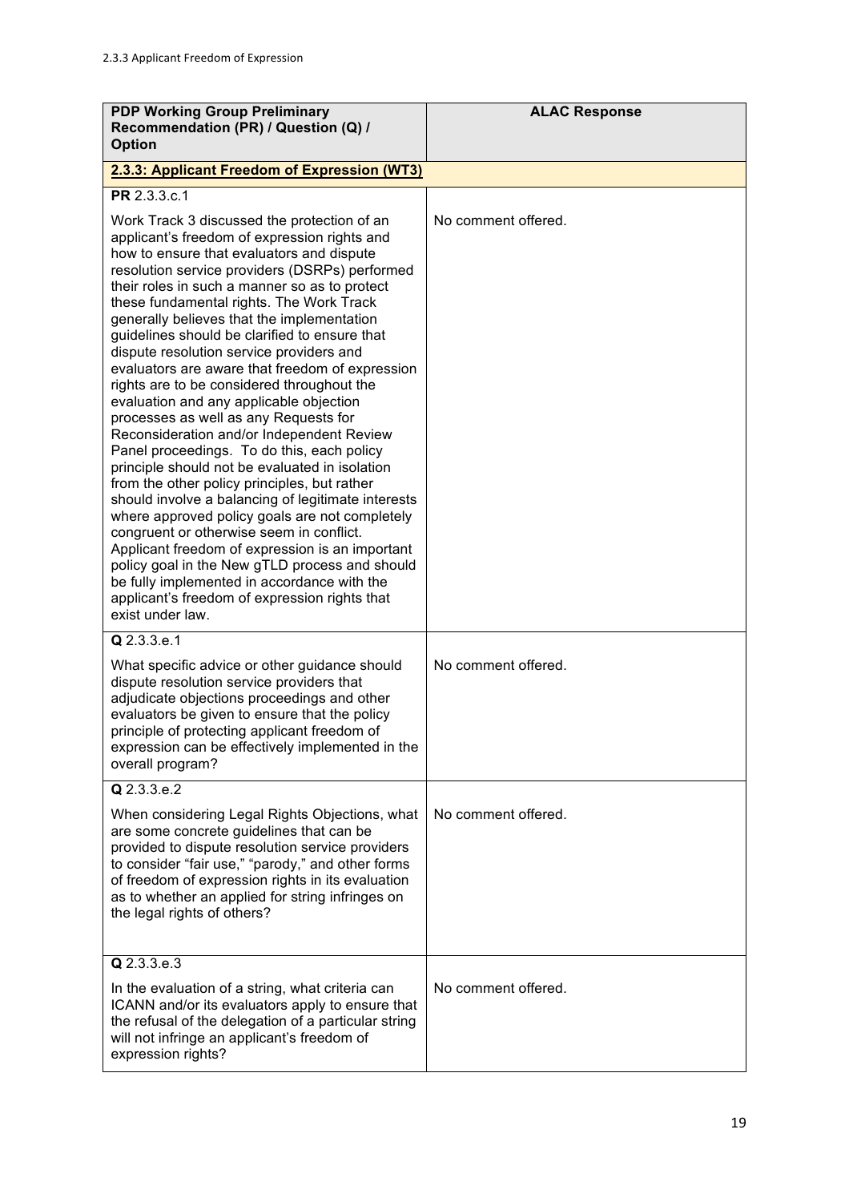2.3.3 Applicant Freedom of Expression

| PDP Working Group Preliminary Recommendation (PR) / Question (Q) / Option | ALAC Response |
|---|---|
| **2.3.3: Applicant Freedom of Expression (WT3)** | |
| **PR** 2.3.3.c.1<br><br>Work Track 3 discussed the protection of an applicant's freedom of expression rights and how to ensure that evaluators and dispute resolution service providers (DSRPs) performed their roles in such a manner so as to protect these fundamental rights. The Work Track generally believes that the implementation guidelines should be clarified to ensure that dispute resolution service providers and evaluators are aware that freedom of expression rights are to be considered throughout the evaluation and any applicable objection processes as well as any Requests for Reconsideration and/or Independent Review Panel proceedings. To do this, each policy principle should not be evaluated in isolation from the other policy principles, but rather should involve a balancing of legitimate interests where approved policy goals are not completely congruent or otherwise seem in conflict. Applicant freedom of expression is an important policy goal in the New gTLD process and should be fully implemented in accordance with the applicant's freedom of expression rights that exist under law. | No comment offered. |
| **Q** 2.3.3.e.1<br><br>What specific advice or other guidance should dispute resolution service providers that adjudicate objections proceedings and other evaluators be given to ensure that the policy principle of protecting applicant freedom of expression can be effectively implemented in the overall program? | No comment offered. |
| **Q** 2.3.3.e.2<br><br>When considering Legal Rights Objections, what are some concrete guidelines that can be provided to dispute resolution service providers to consider "fair use," "parody," and other forms of freedom of expression rights in its evaluation as to whether an applied for string infringes on the legal rights of others? | No comment offered. |
| **Q** 2.3.3.e.3<br><br>In the evaluation of a string, what criteria can ICANN and/or its evaluators apply to ensure that the refusal of the delegation of a particular string will not infringe an applicant's freedom of expression rights? | No comment offered. |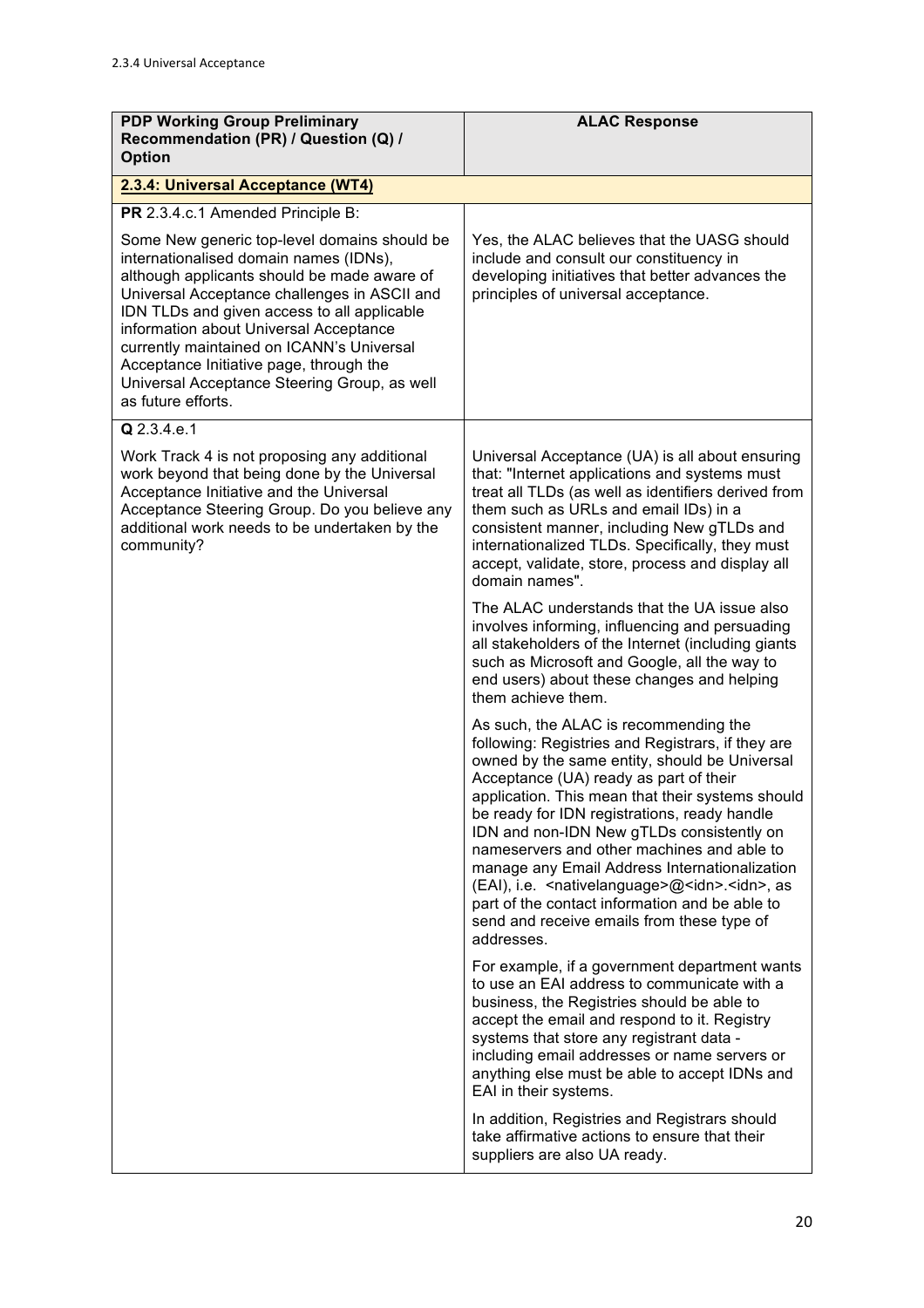2.3.4 Universal Acceptance

| PDP Working Group Preliminary Recommendation (PR) / Question (Q) / Option | ALAC Response |
|---|---|
| **2.3.4: Universal Acceptance (WT4)** | |
| **PR** 2.3.4.c.1 Amended Principle B: <br><br> Some New generic top-level domains should be internationalised domain names (IDNs), although applicants should be made aware of Universal Acceptance challenges in ASCII and IDN TLDs and given access to all applicable information about Universal Acceptance currently maintained on ICANN's Universal Acceptance Initiative page, through the Universal Acceptance Steering Group, as well as future efforts. | Yes, the ALAC believes that the UASG should include and consult our constituency in developing initiatives that better advances the principles of universal acceptance. |
| **Q** 2.3.4.e.1 <br><br> Work Track 4 is not proposing any additional work beyond that being done by the Universal Acceptance Initiative and the Universal Acceptance Steering Group. Do you believe any additional work needs to be undertaken by the community? | Universal Acceptance (UA) is all about ensuring that: "Internet applications and systems must treat all TLDs (as well as identifiers derived from them such as URLs and email IDs) in a consistent manner, including New gTLDs and internationalized TLDs. Specifically, they must accept, validate, store, process and display all domain names". <br><br> The ALAC understands that the UA issue also involves informing, influencing and persuading all stakeholders of the Internet (including giants such as Microsoft and Google, all the way to end users) about these changes and helping them achieve them. <br><br> As such, the ALAC is recommending the following: Registries and Registrars, if they are owned by the same entity, should be Universal Acceptance (UA) ready as part of their application. This mean that their systems should be ready for IDN registrations, ready handle IDN and non-IDN New gTLDs consistently on nameservers and other machines and able to manage any Email Address Internationalization (EAI), i.e. <nativelanguage>@<idn>.<idn>, as part of the contact information and be able to send and receive emails from these type of addresses. <br><br> For example, if a government department wants to use an EAI address to communicate with a business, the Registries should be able to accept the email and respond to it. Registry systems that store any registrant data - including email addresses or name servers or anything else must be able to accept IDNs and EAI in their systems. <br><br> In addition, Registries and Registrars should take affirmative actions to ensure that their suppliers are also UA ready. |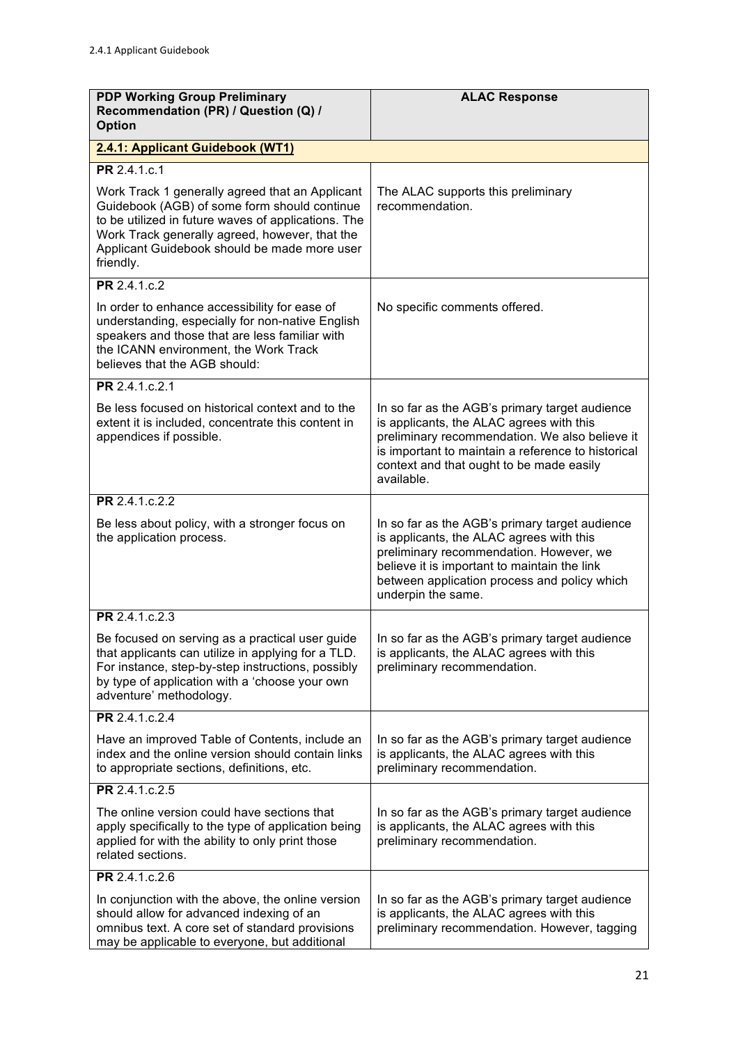| PDP Working Group Preliminary Recommendation (PR) / Question (Q) / Option | ALAC Response |
|---|---|
| **2.4.1: Applicant Guidebook (WT1)** | |
| **PR** 2.4.1.c.1<br><br>Work Track 1 generally agreed that an Applicant Guidebook (AGB) of some form should continue to be utilized in future waves of applications. The Work Track generally agreed, however, that the Applicant Guidebook should be made more user friendly. | The ALAC supports this preliminary recommendation. |
| **PR** 2.4.1.c.2<br><br>In order to enhance accessibility for ease of understanding, especially for non-native English speakers and those that are less familiar with the ICANN environment, the Work Track believes that the AGB should: | No specific comments offered. |
| **PR** 2.4.1.c.2.1<br><br>Be less focused on historical context and to the extent it is included, concentrate this content in appendices if possible. | In so far as the AGB's primary target audience is applicants, the ALAC agrees with this preliminary recommendation. We also believe it is important to maintain a reference to historical context and that ought to be made easily available. |
| **PR** 2.4.1.c.2.2<br><br>Be less about policy, with a stronger focus on the application process. | In so far as the AGB's primary target audience is applicants, the ALAC agrees with this preliminary recommendation. However, we believe it is important to maintain the link between application process and policy which underpin the same. |
| **PR** 2.4.1.c.2.3<br><br>Be focused on serving as a practical user guide that applicants can utilize in applying for a TLD. For instance, step-by-step instructions, possibly by type of application with a 'choose your own adventure' methodology. | In so far as the AGB's primary target audience is applicants, the ALAC agrees with this preliminary recommendation. |
| **PR** 2.4.1.c.2.4<br><br>Have an improved Table of Contents, include an index and the online version should contain links to appropriate sections, definitions, etc. | In so far as the AGB's primary target audience is applicants, the ALAC agrees with this preliminary recommendation. |
| **PR** 2.4.1.c.2.5<br><br>The online version could have sections that apply specifically to the type of application being applied for with the ability to only print those related sections. | In so far as the AGB's primary target audience is applicants, the ALAC agrees with this preliminary recommendation. |
| **PR** 2.4.1.c.2.6<br><br>In conjunction with the above, the online version should allow for advanced indexing of an omnibus text. A core set of standard provisions may be applicable to everyone, but additional | In so far as the AGB's primary target audience is applicants, the ALAC agrees with this preliminary recommendation. However, tagging |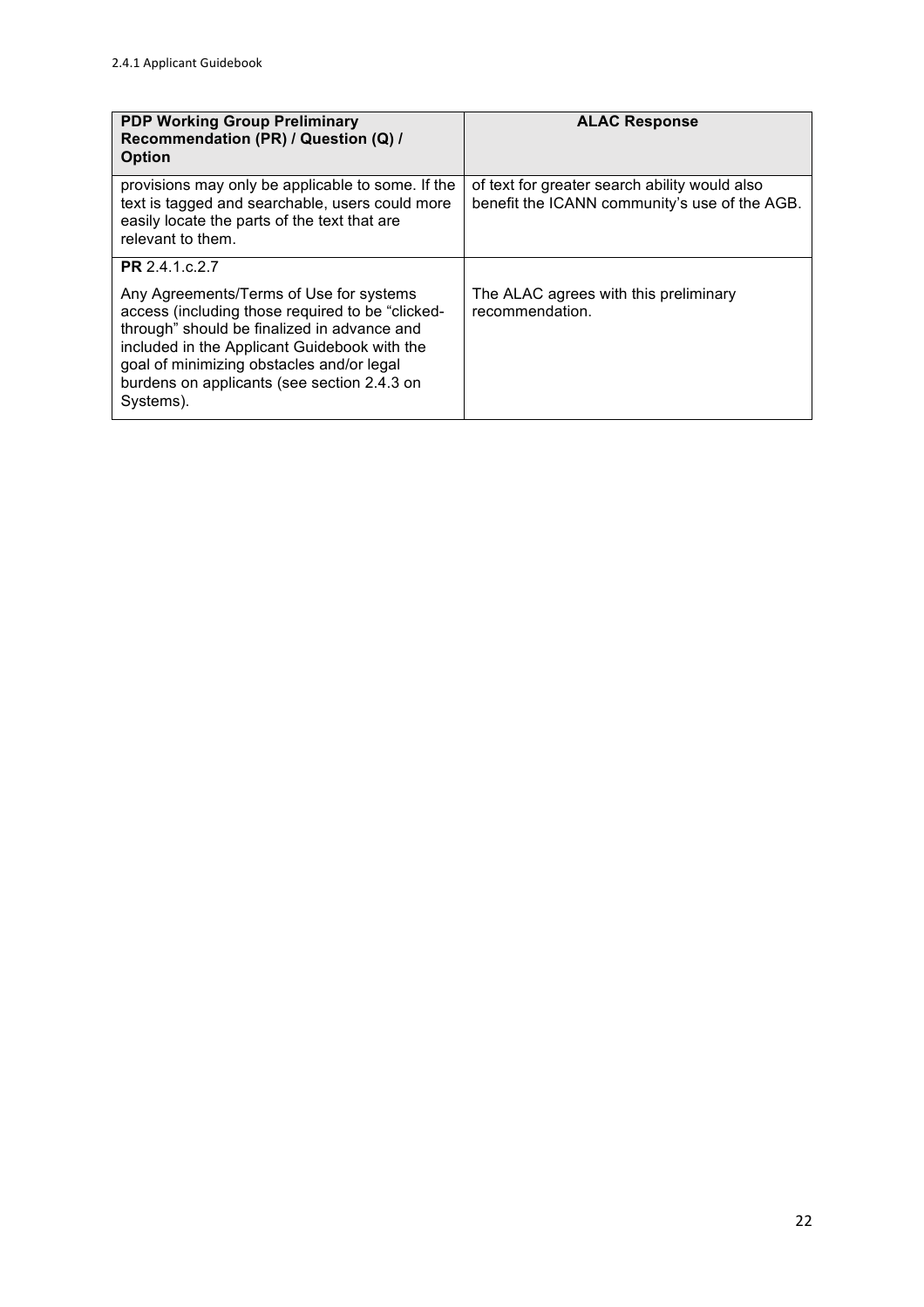| PDP Working Group Preliminary Recommendation (PR) / Question (Q) / Option | ALAC Response |
|---|---|
| provisions may only be applicable to some. If the text is tagged and searchable, users could more easily locate the parts of the text that are relevant to them. | of text for greater search ability would also benefit the ICANN community's use of the AGB. |
| **PR** 2.4.1.c.2.7<br><br>Any Agreements/Terms of Use for systems access (including those required to be "clicked-through" should be finalized in advance and included in the Applicant Guidebook with the goal of minimizing obstacles and/or legal burdens on applicants (see section 2.4.3 on Systems). | The ALAC agrees with this preliminary recommendation. |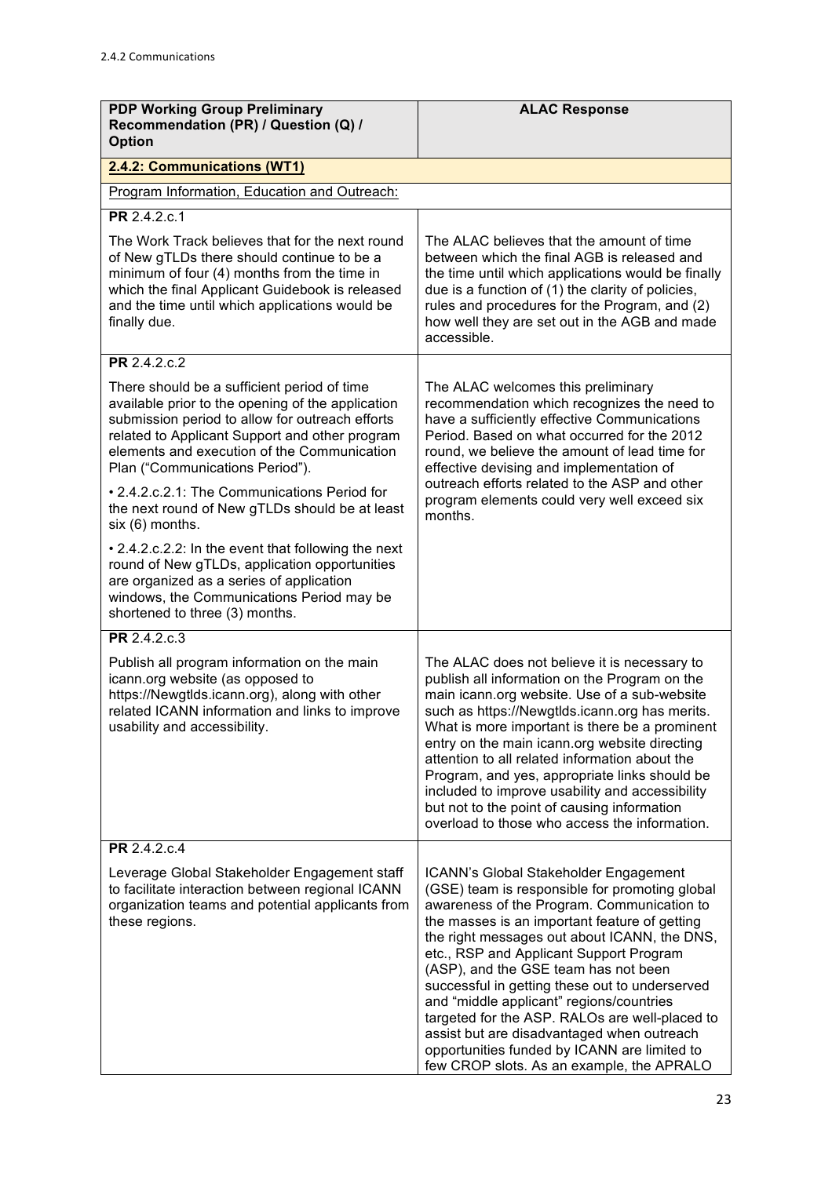2.4.2 Communications

| PDP Working Group Preliminary Recommendation (PR) / Question (Q) / Option | ALAC Response |
|---|---|
| **2.4.2: Communications (WT1)** | |
| Program Information, Education and Outreach: | |
| **PR** 2.4.2.c.1<br><br>The Work Track believes that for the next round of New gTLDs there should continue to be a minimum of four (4) months from the time in which the final Applicant Guidebook is released and the time until which applications would be finally due. | The ALAC believes that the amount of time between which the final AGB is released and the time until which applications would be finally due is a function of (1) the clarity of policies, rules and procedures for the Program, and (2) how well they are set out in the AGB and made accessible. |
| **PR** 2.4.2.c.2<br><br>There should be a sufficient period of time available prior to the opening of the application submission period to allow for outreach efforts related to Applicant Support and other program elements and execution of the Communication Plan ("Communications Period").<br><br>• 2.4.2.c.2.1: The Communications Period for the next round of New gTLDs should be at least six (6) months.<br><br>• 2.4.2.c.2.2: In the event that following the next round of New gTLDs, application opportunities are organized as a series of application windows, the Communications Period may be shortened to three (3) months. | The ALAC welcomes this preliminary recommendation which recognizes the need to have a sufficiently effective Communications Period. Based on what occurred for the 2012 round, we believe the amount of lead time for effective devising and implementation of outreach efforts related to the ASP and other program elements could very well exceed six months. |
| **PR** 2.4.2.c.3<br><br>Publish all program information on the main icann.org website (as opposed to https://Newgtlds.icann.org), along with other related ICANN information and links to improve usability and accessibility. | The ALAC does not believe it is necessary to publish all information on the Program on the main icann.org website. Use of a sub-website such as https://Newgtlds.icann.org has merits. What is more important is there be a prominent entry on the main icann.org website directing attention to all related information about the Program, and yes, appropriate links should be included to improve usability and accessibility but not to the point of causing information overload to those who access the information. |
| **PR** 2.4.2.c.4<br><br>Leverage Global Stakeholder Engagement staff to facilitate interaction between regional ICANN organization teams and potential applicants from these regions. | ICANN's Global Stakeholder Engagement (GSE) team is responsible for promoting global awareness of the Program. Communication to the masses is an important feature of getting the right messages out about ICANN, the DNS, etc., RSP and Applicant Support Program (ASP), and the GSE team has not been successful in getting these out to underserved and "middle applicant" regions/countries targeted for the ASP. RALOs are well-placed to assist but are disadvantaged when outreach opportunities funded by ICANN are limited to few CROP slots. As an example, the APRALO |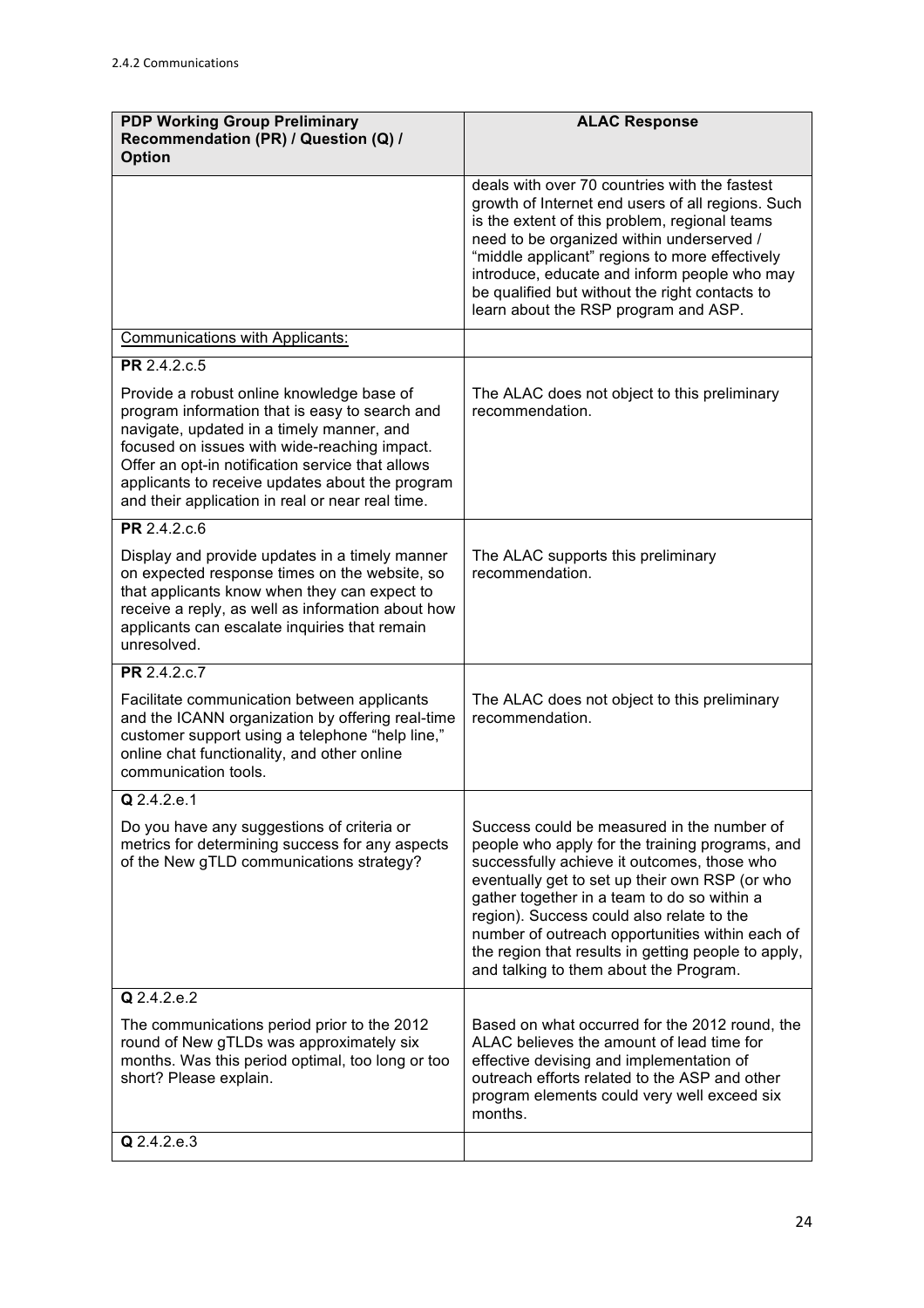2.4.2 Communications

| PDP Working Group Preliminary Recommendation (PR) / Question (Q) / Option | ALAC Response |
|---|---|
| | deals with over 70 countries with the fastest growth of Internet end users of all regions. Such is the extent of this problem, regional teams need to be organized within underserved / "middle applicant" regions to more effectively introduce, educate and inform people who may be qualified but without the right contacts to learn about the RSP program and ASP. |
| Communications with Applicants: | |
| **PR** 2.4.2.c.5<br><br>Provide a robust online knowledge base of program information that is easy to search and navigate, updated in a timely manner, and focused on issues with wide-reaching impact. Offer an opt-in notification service that allows applicants to receive updates about the program and their application in real or near real time. | The ALAC does not object to this preliminary recommendation. |
| **PR** 2.4.2.c.6<br><br>Display and provide updates in a timely manner on expected response times on the website, so that applicants know when they can expect to receive a reply, as well as information about how applicants can escalate inquiries that remain unresolved. | The ALAC supports this preliminary recommendation. |
| **PR** 2.4.2.c.7<br><br>Facilitate communication between applicants and the ICANN organization by offering real-time customer support using a telephone "help line," online chat functionality, and other online communication tools. | The ALAC does not object to this preliminary recommendation. |
| **Q** 2.4.2.e.1<br><br>Do you have any suggestions of criteria or metrics for determining success for any aspects of the New gTLD communications strategy? | Success could be measured in the number of people who apply for the training programs, and successfully achieve it outcomes, those who eventually get to set up their own RSP (or who gather together in a team to do so within a region). Success could also relate to the number of outreach opportunities within each of the region that results in getting people to apply, and talking to them about the Program. |
| **Q** 2.4.2.e.2<br><br>The communications period prior to the 2012 round of New gTLDs was approximately six months. Was this period optimal, too long or too short? Please explain. | Based on what occurred for the 2012 round, the ALAC believes the amount of lead time for effective devising and implementation of outreach efforts related to the ASP and other program elements could very well exceed six months. |
| **Q** 2.4.2.e.3 | |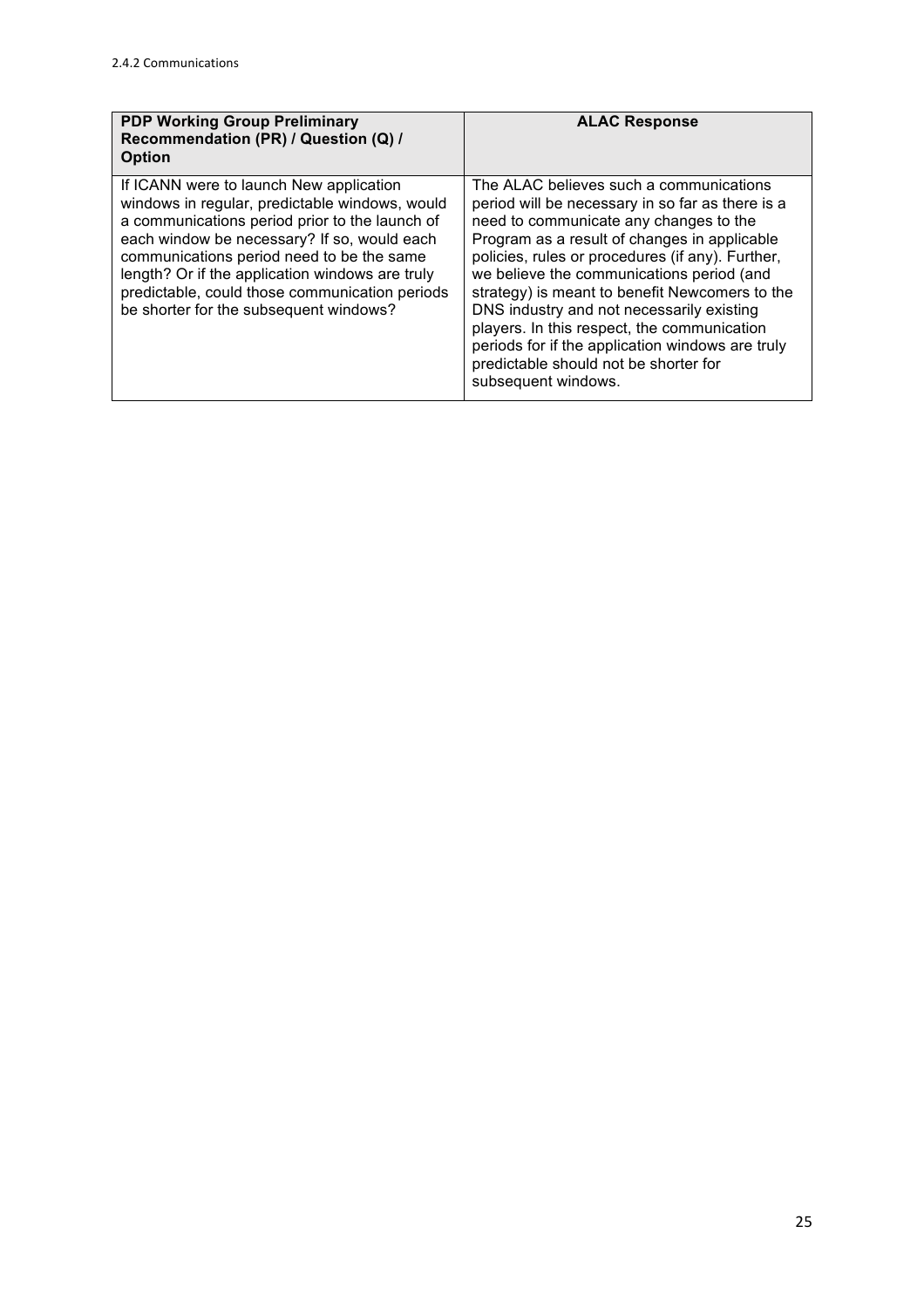2.4.2 Communications

| PDP Working Group Preliminary Recommendation (PR) / Question (Q) / Option | ALAC Response |
| --- | --- |
| If ICANN were to launch New application windows in regular, predictable windows, would a communications period prior to the launch of each window be necessary? If so, would each communications period need to be the same length? Or if the application windows are truly predictable, could those communication periods be shorter for the subsequent windows? | The ALAC believes such a communications period will be necessary in so far as there is a need to communicate any changes to the Program as a result of changes in applicable policies, rules or procedures (if any). Further, we believe the communications period (and strategy) is meant to benefit Newcomers to the DNS industry and not necessarily existing players. In this respect, the communication periods for if the application windows are truly predictable should not be shorter for subsequent windows. |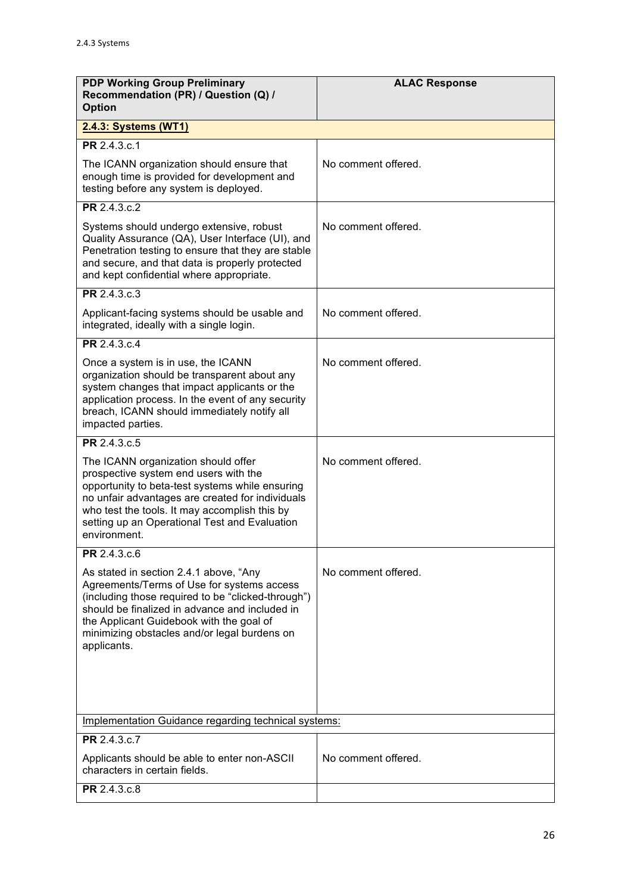2.4.3 Systems

| PDP Working Group Preliminary Recommendation (PR) / Question (Q) / Option | ALAC Response |
|---|---|
| **2.4.3: Systems (WT1)** | |
| **PR** 2.4.3.c.1<br><br>The ICANN organization should ensure that enough time is provided for development and testing before any system is deployed. | No comment offered. |
| **PR** 2.4.3.c.2<br><br>Systems should undergo extensive, robust Quality Assurance (QA), User Interface (UI), and Penetration testing to ensure that they are stable and secure, and that data is properly protected and kept confidential where appropriate. | No comment offered. |
| **PR** 2.4.3.c.3<br><br>Applicant-facing systems should be usable and integrated, ideally with a single login. | No comment offered. |
| **PR** 2.4.3.c.4<br><br>Once a system is in use, the ICANN organization should be transparent about any system changes that impact applicants or the application process. In the event of any security breach, ICANN should immediately notify all impacted parties. | No comment offered. |
| **PR** 2.4.3.c.5<br><br>The ICANN organization should offer prospective system end users with the opportunity to beta-test systems while ensuring no unfair advantages are created for individuals who test the tools. It may accomplish this by setting up an Operational Test and Evaluation environment. | No comment offered. |
| **PR** 2.4.3.c.6<br><br>As stated in section 2.4.1 above, "Any Agreements/Terms of Use for systems access (including those required to be "clicked-through") should be finalized in advance and included in the Applicant Guidebook with the goal of minimizing obstacles and/or legal burdens on applicants. | No comment offered. |
| Implementation Guidance regarding technical systems: | |
| **PR** 2.4.3.c.7<br><br>Applicants should be able to enter non-ASCII characters in certain fields. | No comment offered. |
| **PR** 2.4.3.c.8 | |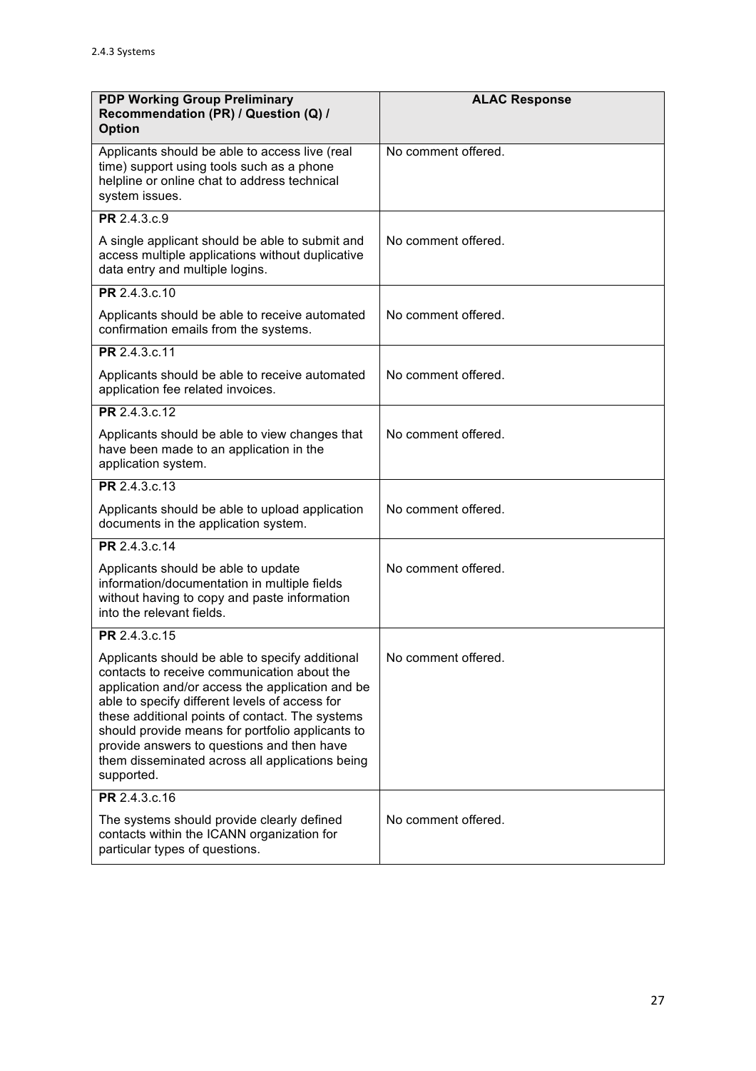2.4.3 Systems

| PDP Working Group Preliminary Recommendation (PR) / Question (Q) / Option | ALAC Response |
|---|---|
| Applicants should be able to access live (real time) support using tools such as a phone helpline or online chat to address technical system issues. | No comment offered. |
| **PR** 2.4.3.c.9<br><br>A single applicant should be able to submit and access multiple applications without duplicative data entry and multiple logins. | No comment offered. |
| **PR** 2.4.3.c.10<br><br>Applicants should be able to receive automated confirmation emails from the systems. | No comment offered. |
| **PR** 2.4.3.c.11<br><br>Applicants should be able to receive automated application fee related invoices. | No comment offered. |
| **PR** 2.4.3.c.12<br><br>Applicants should be able to view changes that have been made to an application in the application system. | No comment offered. |
| **PR** 2.4.3.c.13<br><br>Applicants should be able to upload application documents in the application system. | No comment offered. |
| **PR** 2.4.3.c.14<br><br>Applicants should be able to update information/documentation in multiple fields without having to copy and paste information into the relevant fields. | No comment offered. |
| **PR** 2.4.3.c.15<br><br>Applicants should be able to specify additional contacts to receive communication about the application and/or access the application and be able to specify different levels of access for these additional points of contact. The systems should provide means for portfolio applicants to provide answers to questions and then have them disseminated across all applications being supported. | No comment offered. |
| **PR** 2.4.3.c.16<br><br>The systems should provide clearly defined contacts within the ICANN organization for particular types of questions. | No comment offered. |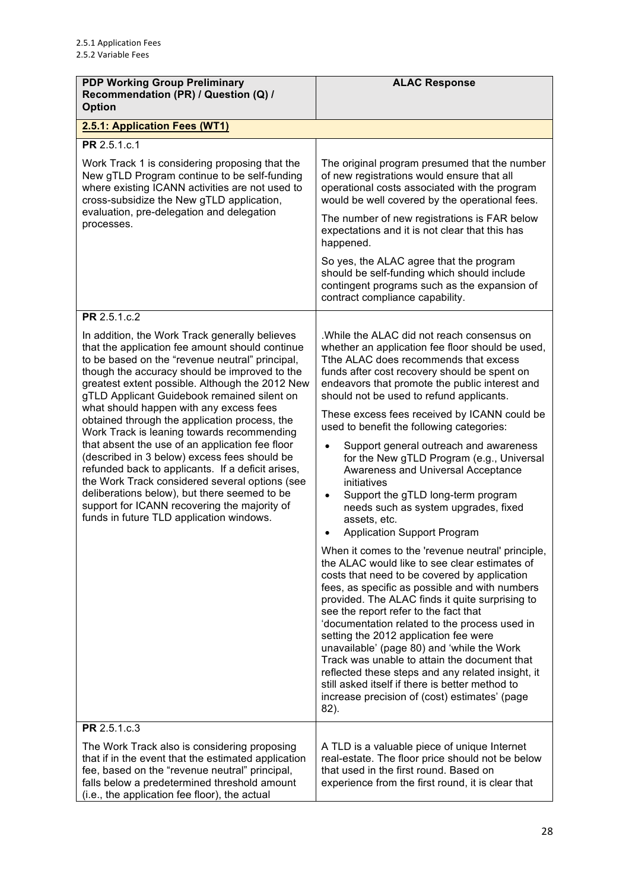2.5.1 Application Fees
2.5.2 Variable Fees

| PDP Working Group Preliminary Recommendation (PR) / Question (Q) / Option | ALAC Response |
|---|---|
| **2.5.1: Application Fees (WT1)** | |
| **PR** 2.5.1.c.1<br><br>Work Track 1 is considering proposing that the New gTLD Program continue to be self-funding where existing ICANN activities are not used to cross-subsidize the New gTLD application, evaluation, pre-delegation and delegation processes. | The original program presumed that the number of new registrations would ensure that all operational costs associated with the program would be well covered by the operational fees.<br><br>The number of new registrations is FAR below expectations and it is not clear that this has happened.<br><br>So yes, the ALAC agree that the program should be self-funding which should include contingent programs such as the expansion of contract compliance capability. |
| **PR** 2.5.1.c.2<br><br>In addition, the Work Track generally believes that the application fee amount should continue to be based on the "revenue neutral" principal, though the accuracy should be improved to the greatest extent possible. Although the 2012 New gTLD Applicant Guidebook remained silent on what should happen with any excess fees obtained through the application process, the Work Track is leaning towards recommending that absent the use of an application fee floor (described in 3 below) excess fees should be refunded back to applicants. If a deficit arises, the Work Track considered several options (see deliberations below), but there seemed to be support for ICANN recovering the majority of funds in future TLD application windows. | .While the ALAC did not reach consensus on whether an application fee floor should be used, Tthe ALAC does recommends that excess funds after cost recovery should be spent on endeavors that promote the public interest and should not be used to refund applicants.<br><br>These excess fees received by ICANN could be used to benefit the following categories:<br><br>• Support general outreach and awareness for the New gTLD Program (e.g., Universal Awareness and Universal Acceptance initiatives<br>• Support the gTLD long-term program needs such as system upgrades, fixed assets, etc.<br>• Application Support Program<br><br>When it comes to the 'revenue neutral' principle, the ALAC would like to see clear estimates of costs that need to be covered by application fees, as specific as possible and with numbers provided. The ALAC finds it quite surprising to see the report refer to the fact that 'documentation related to the process used in setting the 2012 application fee were unavailable' (page 80) and 'while the Work Track was unable to attain the document that reflected these steps and any related insight, it still asked itself if there is better method to increase precision of (cost) estimates' (page 82). |
| **PR** 2.5.1.c.3<br><br>The Work Track also is considering proposing that if in the event that the estimated application fee, based on the "revenue neutral" principal, falls below a predetermined threshold amount (i.e., the application fee floor), the actual | A TLD is a valuable piece of unique Internet real-estate. The floor price should not be below that used in the first round. Based on experience from the first round, it is clear that |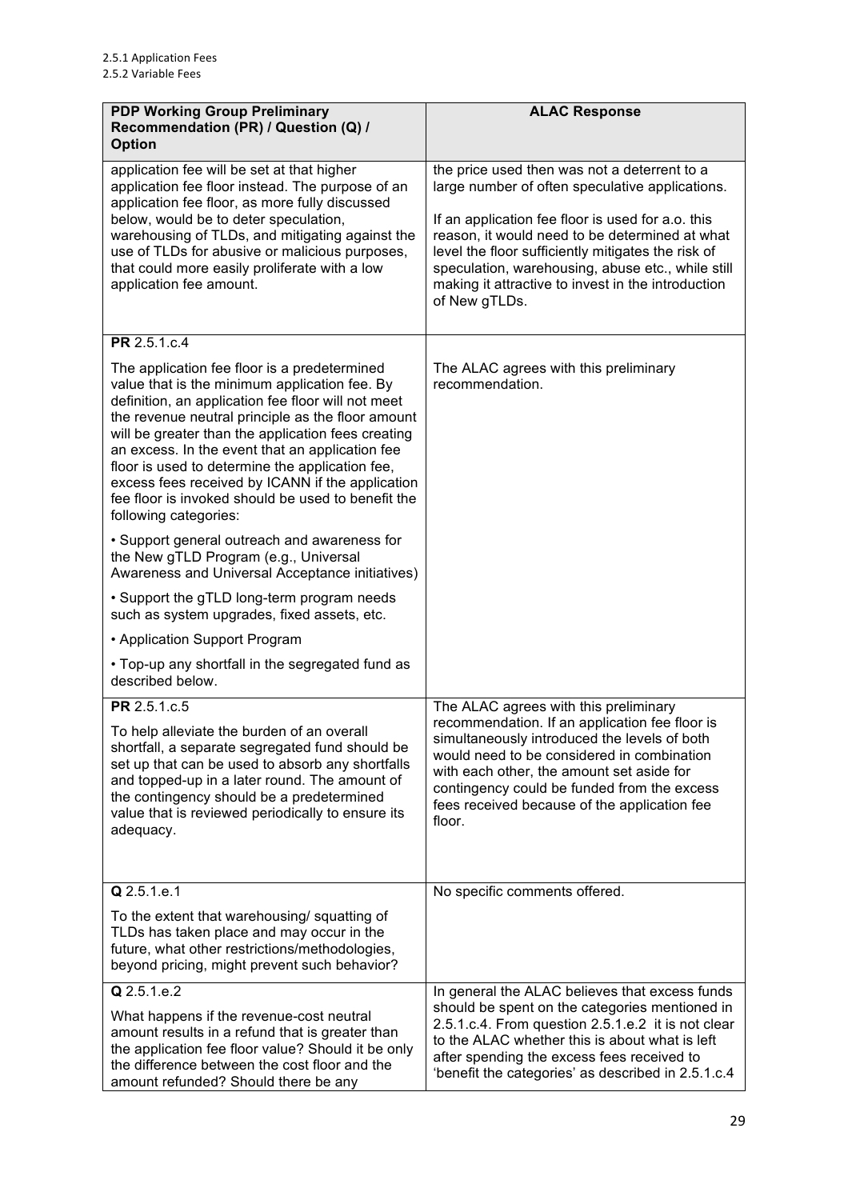2.5.1 Application Fees
2.5.2 Variable Fees

| PDP Working Group Preliminary Recommendation (PR) / Question (Q) / Option | ALAC Response |
|---|---|
| application fee will be set at that higher application fee floor instead. The purpose of an application fee floor, as more fully discussed below, would be to deter speculation, warehousing of TLDs, and mitigating against the use of TLDs for abusive or malicious purposes, that could more easily proliferate with a low application fee amount. | the price used then was not a deterrent to a large number of often speculative applications.<br><br>If an application fee floor is used for a.o. this reason, it would need to be determined at what level the floor sufficiently mitigates the risk of speculation, warehousing, abuse etc., while still making it attractive to invest in the introduction of New gTLDs. |
| **PR** 2.5.1.c.4<br><br>The application fee floor is a predetermined value that is the minimum application fee. By definition, an application fee floor will not meet the revenue neutral principle as the floor amount will be greater than the application fees creating an excess. In the event that an application fee floor is used to determine the application fee, excess fees received by ICANN if the application fee floor is invoked should be used to benefit the following categories:<br><br>• Support general outreach and awareness for the New gTLD Program (e.g., Universal Awareness and Universal Acceptance initiatives)<br><br>• Support the gTLD long-term program needs such as system upgrades, fixed assets, etc.<br><br>• Application Support Program<br><br>• Top-up any shortfall in the segregated fund as described below. | The ALAC agrees with this preliminary recommendation. |
| **PR** 2.5.1.c.5<br><br>To help alleviate the burden of an overall shortfall, a separate segregated fund should be set up that can be used to absorb any shortfalls and topped-up in a later round. The amount of the contingency should be a predetermined value that is reviewed periodically to ensure its adequacy. | The ALAC agrees with this preliminary recommendation. If an application fee floor is simultaneously introduced the levels of both would need to be considered in combination with each other, the amount set aside for contingency could be funded from the excess fees received because of the application fee floor. |
| **Q** 2.5.1.e.1<br><br>To the extent that warehousing/ squatting of TLDs has taken place and may occur in the future, what other restrictions/methodologies, beyond pricing, might prevent such behavior? | No specific comments offered. |
| **Q** 2.5.1.e.2<br><br>What happens if the revenue-cost neutral amount results in a refund that is greater than the application fee floor value? Should it be only the difference between the cost floor and the amount refunded? Should there be any | In general the ALAC believes that excess funds should be spent on the categories mentioned in 2.5.1.c.4. From question 2.5.1.e.2 it is not clear to the ALAC whether this is about what is left after spending the excess fees received to 'benefit the categories' as described in 2.5.1.c.4 |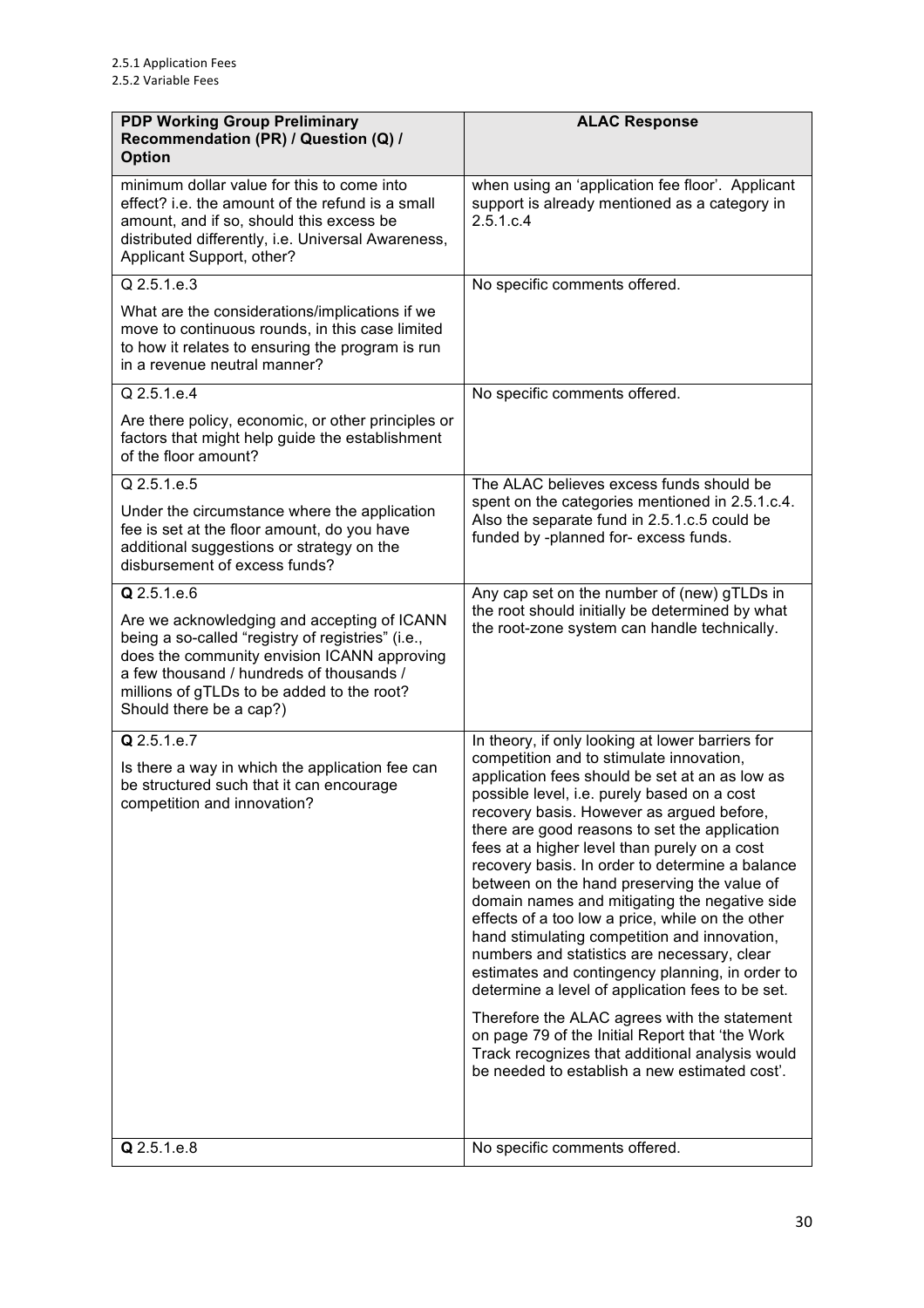2.5.1 Application Fees
2.5.2 Variable Fees

| PDP Working Group Preliminary Recommendation (PR) / Question (Q) / Option | ALAC Response |
|---|---|
| minimum dollar value for this to come into effect? i.e. the amount of the refund is a small amount, and if so, should this excess be distributed differently, i.e. Universal Awareness, Applicant Support, other? | when using an 'application fee floor'. Applicant support is already mentioned as a category in 2.5.1.c.4 |
| Q 2.5.1.e.3<br><br>What are the considerations/implications if we move to continuous rounds, in this case limited to how it relates to ensuring the program is run in a revenue neutral manner? | No specific comments offered. |
| Q 2.5.1.e.4<br><br>Are there policy, economic, or other principles or factors that might help guide the establishment of the floor amount? | No specific comments offered. |
| Q 2.5.1.e.5<br><br>Under the circumstance where the application fee is set at the floor amount, do you have additional suggestions or strategy on the disbursement of excess funds? | The ALAC believes excess funds should be spent on the categories mentioned in 2.5.1.c.4. Also the separate fund in 2.5.1.c.5 could be funded by -planned for- excess funds. |
| **Q** 2.5.1.e.6<br><br>Are we acknowledging and accepting of ICANN being a so-called "registry of registries" (i.e., does the community envision ICANN approving a few thousand / hundreds of thousands / millions of gTLDs to be added to the root? Should there be a cap?) | Any cap set on the number of (new) gTLDs in the root should initially be determined by what the root-zone system can handle technically. |
| **Q** 2.5.1.e.7<br><br>Is there a way in which the application fee can be structured such that it can encourage competition and innovation? | In theory, if only looking at lower barriers for competition and to stimulate innovation, application fees should be set at an as low as possible level, i.e. purely based on a cost recovery basis. However as argued before, there are good reasons to set the application fees at a higher level than purely on a cost recovery basis. In order to determine a balance between on the hand preserving the value of domain names and mitigating the negative side effects of a too low a price, while on the other hand stimulating competition and innovation, numbers and statistics are necessary, clear estimates and contingency planning, in order to determine a level of application fees to be set.<br><br>Therefore the ALAC agrees with the statement on page 79 of the Initial Report that 'the Work Track recognizes that additional analysis would be needed to establish a new estimated cost'. |
| **Q** 2.5.1.e.8 | No specific comments offered. |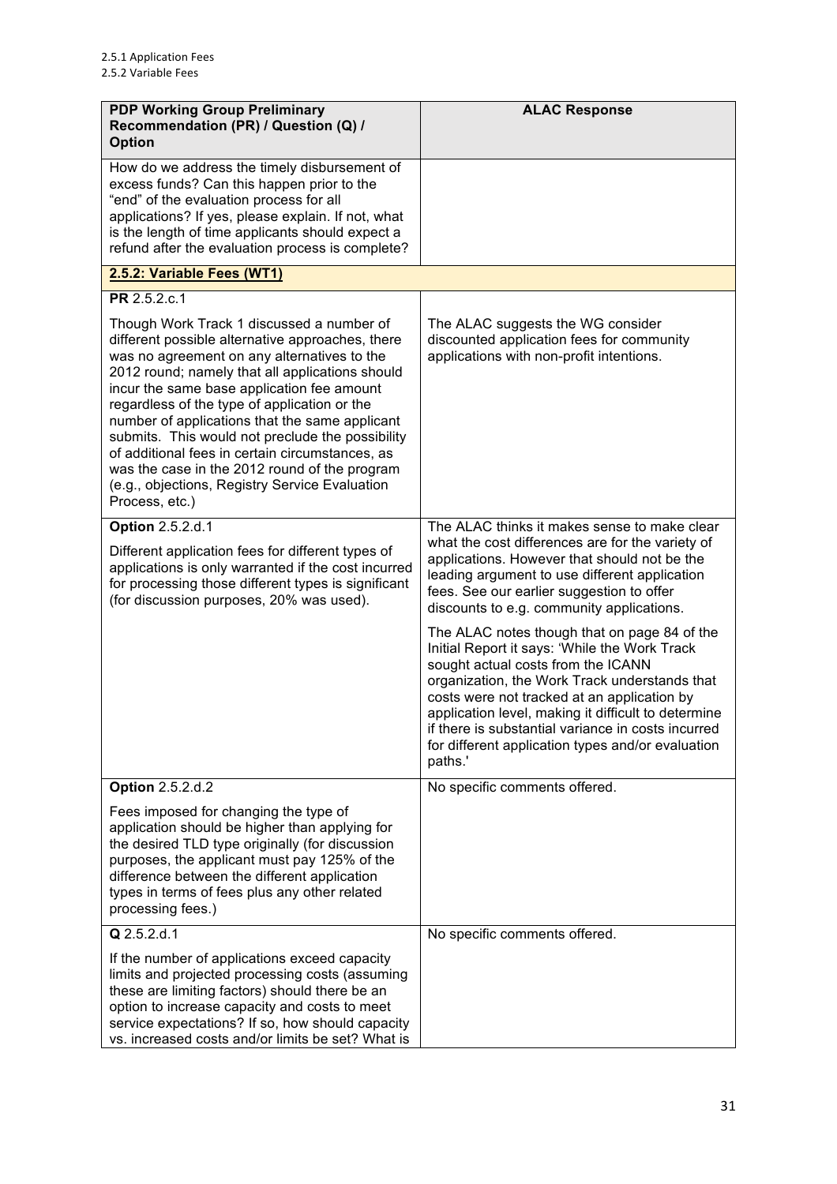2.5.1 Application Fees
2.5.2 Variable Fees

| PDP Working Group Preliminary Recommendation (PR) / Question (Q) / Option | ALAC Response |
|---|---|
| How do we address the timely disbursement of excess funds? Can this happen prior to the "end" of the evaluation process for all applications? If yes, please explain. If not, what is the length of time applicants should expect a refund after the evaluation process is complete? | |
| **2.5.2: Variable Fees (WT1)** | |
| **PR** 2.5.2.c.1<br><br>Though Work Track 1 discussed a number of different possible alternative approaches, there was no agreement on any alternatives to the 2012 round; namely that all applications should incur the same base application fee amount regardless of the type of application or the number of applications that the same applicant submits. This would not preclude the possibility of additional fees in certain circumstances, as was the case in the 2012 round of the program (e.g., objections, Registry Service Evaluation Process, etc.) | The ALAC suggests the WG consider discounted application fees for community applications with non-profit intentions. |
| **Option** 2.5.2.d.1<br><br>Different application fees for different types of applications is only warranted if the cost incurred for processing those different types is significant (for discussion purposes, 20% was used). | The ALAC thinks it makes sense to make clear what the cost differences are for the variety of applications. However that should not be the leading argument to use different application fees. See our earlier suggestion to offer discounts to e.g. community applications.<br><br>The ALAC notes though that on page 84 of the Initial Report it says: 'While the Work Track sought actual costs from the ICANN organization, the Work Track understands that costs were not tracked at an application by application level, making it difficult to determine if there is substantial variance in costs incurred for different application types and/or evaluation paths.' |
| **Option** 2.5.2.d.2<br><br>Fees imposed for changing the type of application should be higher than applying for the desired TLD type originally (for discussion purposes, the applicant must pay 125% of the difference between the different application types in terms of fees plus any other related processing fees.) | No specific comments offered. |
| **Q** 2.5.2.d.1<br><br>If the number of applications exceed capacity limits and projected processing costs (assuming these are limiting factors) should there be an option to increase capacity and costs to meet service expectations? If so, how should capacity vs. increased costs and/or limits be set? What is | No specific comments offered. |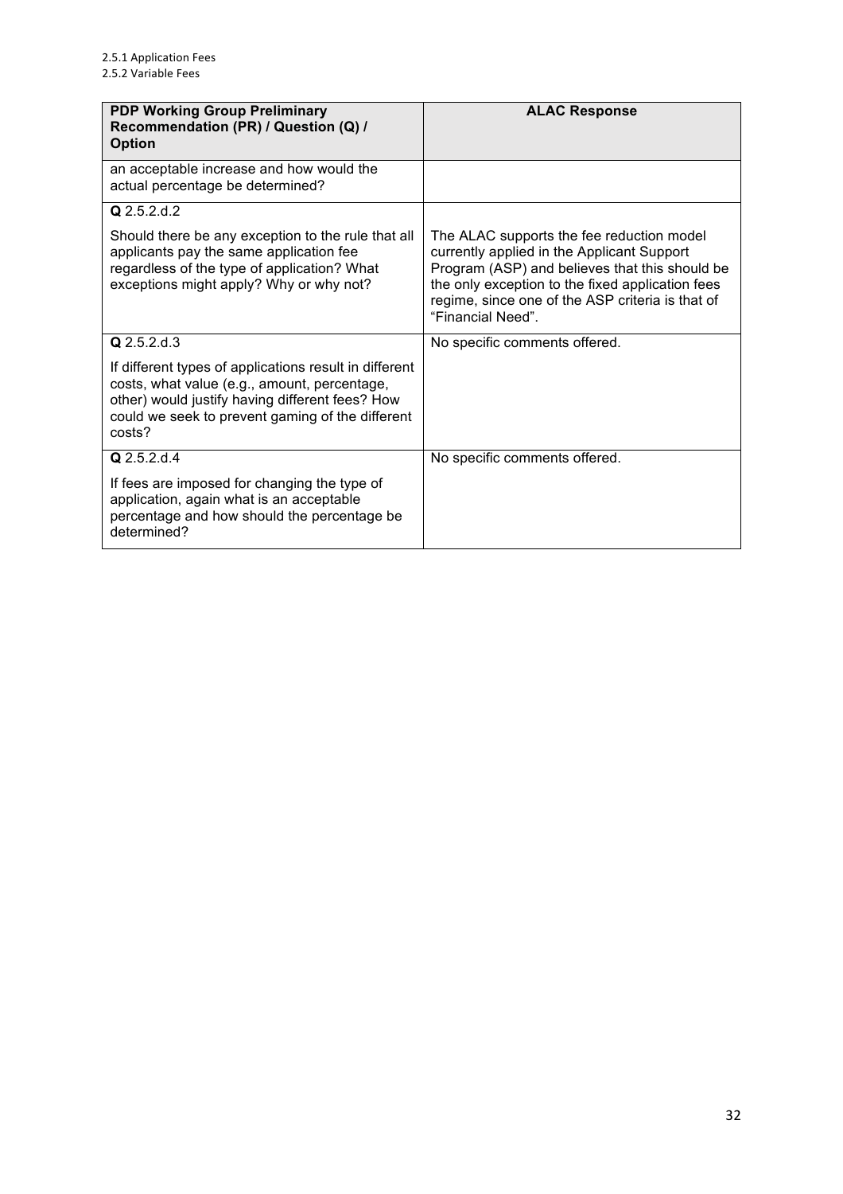2.5.1 Application Fees
2.5.2 Variable Fees

| PDP Working Group Preliminary Recommendation (PR) / Question (Q) / Option | ALAC Response |
|---|---|
| an acceptable increase and how would the actual percentage be determined? | |
| **Q** 2.5.2.d.2<br><br>Should there be any exception to the rule that all applicants pay the same application fee regardless of the type of application? What exceptions might apply? Why or why not? | The ALAC supports the fee reduction model currently applied in the Applicant Support Program (ASP) and believes that this should be the only exception to the fixed application fees regime, since one of the ASP criteria is that of "Financial Need". |
| **Q** 2.5.2.d.3<br><br>If different types of applications result in different costs, what value (e.g., amount, percentage, other) would justify having different fees? How could we seek to prevent gaming of the different costs? | No specific comments offered. |
| **Q** 2.5.2.d.4<br><br>If fees are imposed for changing the type of application, again what is an acceptable percentage and how should the percentage be determined? | No specific comments offered. |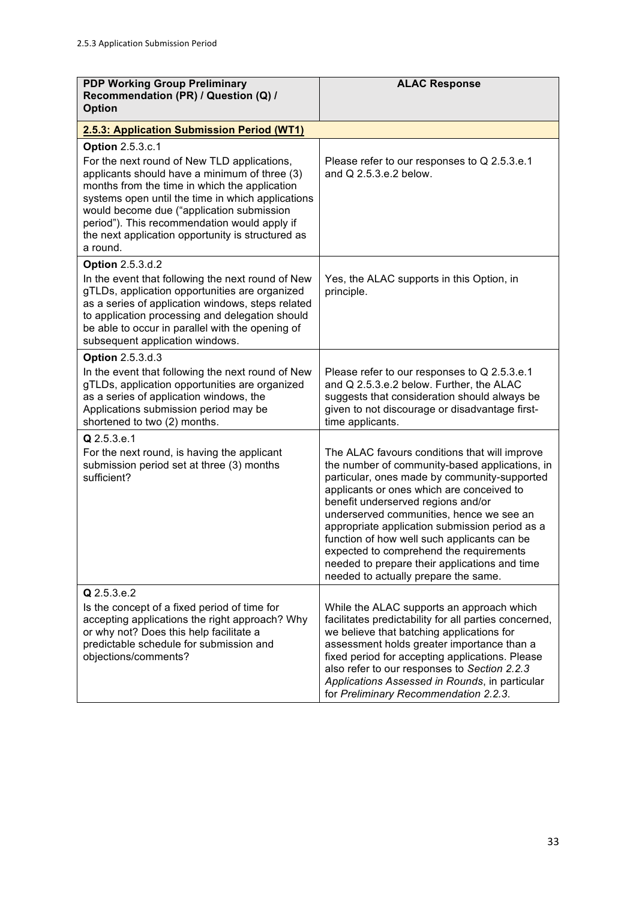| PDP Working Group Preliminary Recommendation (PR) / Question (Q) / Option | ALAC Response |
| --- | --- |
| **2.5.3: Application Submission Period (WT1)** | |
| **Option** 2.5.3.c.1<br>For the next round of New TLD applications, applicants should have a minimum of three (3) months from the time in which the application systems open until the time in which applications would become due ("application submission period"). This recommendation would apply if the next application opportunity is structured as a round. | Please refer to our responses to Q 2.5.3.e.1 and Q 2.5.3.e.2 below. |
| **Option** 2.5.3.d.2<br>In the event that following the next round of New gTLDs, application opportunities are organized as a series of application windows, steps related to application processing and delegation should be able to occur in parallel with the opening of subsequent application windows. | Yes, the ALAC supports in this Option, in principle. |
| **Option** 2.5.3.d.3<br>In the event that following the next round of New gTLDs, application opportunities are organized as a series of application windows, the Applications submission period may be shortened to two (2) months. | Please refer to our responses to Q 2.5.3.e.1 and Q 2.5.3.e.2 below. Further, the ALAC suggests that consideration should always be given to not discourage or disadvantage first-time applicants. |
| **Q** 2.5.3.e.1<br>For the next round, is having the applicant submission period set at three (3) months sufficient? | The ALAC favours conditions that will improve the number of community-based applications, in particular, ones made by community-supported applicants or ones which are conceived to benefit underserved regions and/or underserved communities, hence we see an appropriate application submission period as a function of how well such applicants can be expected to comprehend the requirements needed to prepare their applications and time needed to actually prepare the same. |
| **Q** 2.5.3.e.2<br>Is the concept of a fixed period of time for accepting applications the right approach? Why or why not? Does this help facilitate a predictable schedule for submission and objections/comments? | While the ALAC supports an approach which facilitates predictability for all parties concerned, we believe that batching applications for assessment holds greater importance than a fixed period for accepting applications. Please also refer to our responses to *Section 2.2.3 Applications Assessed in Rounds*, in particular for *Preliminary Recommendation 2.2.3*. |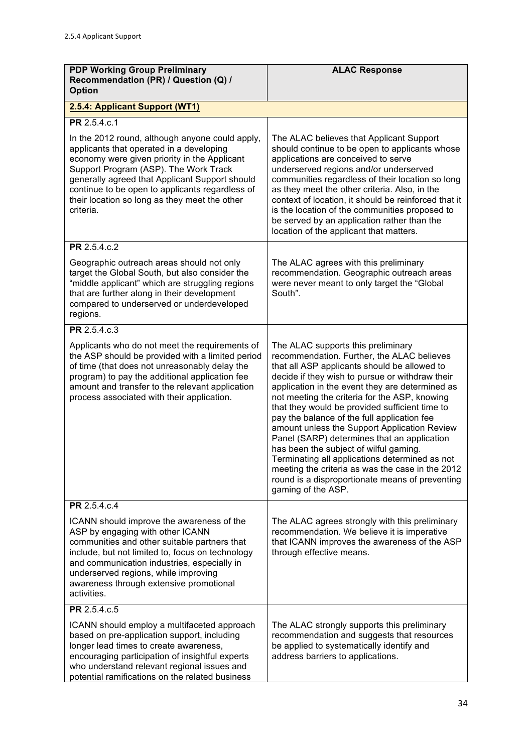2.5.4 Applicant Support

| PDP Working Group Preliminary Recommendation (PR) / Question (Q) / Option | ALAC Response |
|---|---|
| **2.5.4: Applicant Support (WT1)** | |
| **PR** 2.5.4.c.1<br><br>In the 2012 round, although anyone could apply, applicants that operated in a developing economy were given priority in the Applicant Support Program (ASP). The Work Track generally agreed that Applicant Support should continue to be open to applicants regardless of their location so long as they meet the other criteria. | The ALAC believes that Applicant Support should continue to be open to applicants whose applications are conceived to serve underserved regions and/or underserved communities regardless of their location so long as they meet the other criteria. Also, in the context of location, it should be reinforced that it is the location of the communities proposed to be served by an application rather than the location of the applicant that matters. |
| **PR** 2.5.4.c.2<br><br>Geographic outreach areas should not only target the Global South, but also consider the "middle applicant" which are struggling regions that are further along in their development compared to underserved or underdeveloped regions. | The ALAC agrees with this preliminary recommendation. Geographic outreach areas were never meant to only target the "Global South". |
| **PR** 2.5.4.c.3<br><br>Applicants who do not meet the requirements of the ASP should be provided with a limited period of time (that does not unreasonably delay the program) to pay the additional application fee amount and transfer to the relevant application process associated with their application. | The ALAC supports this preliminary recommendation. Further, the ALAC believes that all ASP applicants should be allowed to decide if they wish to pursue or withdraw their application in the event they are determined as not meeting the criteria for the ASP, knowing that they would be provided sufficient time to pay the balance of the full application fee amount unless the Support Application Review Panel (SARP) determines that an application has been the subject of wilful gaming. Terminating all applications determined as not meeting the criteria as was the case in the 2012 round is a disproportionate means of preventing gaming of the ASP. |
| **PR** 2.5.4.c.4<br><br>ICANN should improve the awareness of the ASP by engaging with other ICANN communities and other suitable partners that include, but not limited to, focus on technology and communication industries, especially in underserved regions, while improving awareness through extensive promotional activities. | The ALAC agrees strongly with this preliminary recommendation. We believe it is imperative that ICANN improves the awareness of the ASP through effective means. |
| **PR** 2.5.4.c.5<br><br>ICANN should employ a multifaceted approach based on pre-application support, including longer lead times to create awareness, encouraging participation of insightful experts who understand relevant regional issues and potential ramifications on the related business | The ALAC strongly supports this preliminary recommendation and suggests that resources be applied to systematically identify and address barriers to applications. |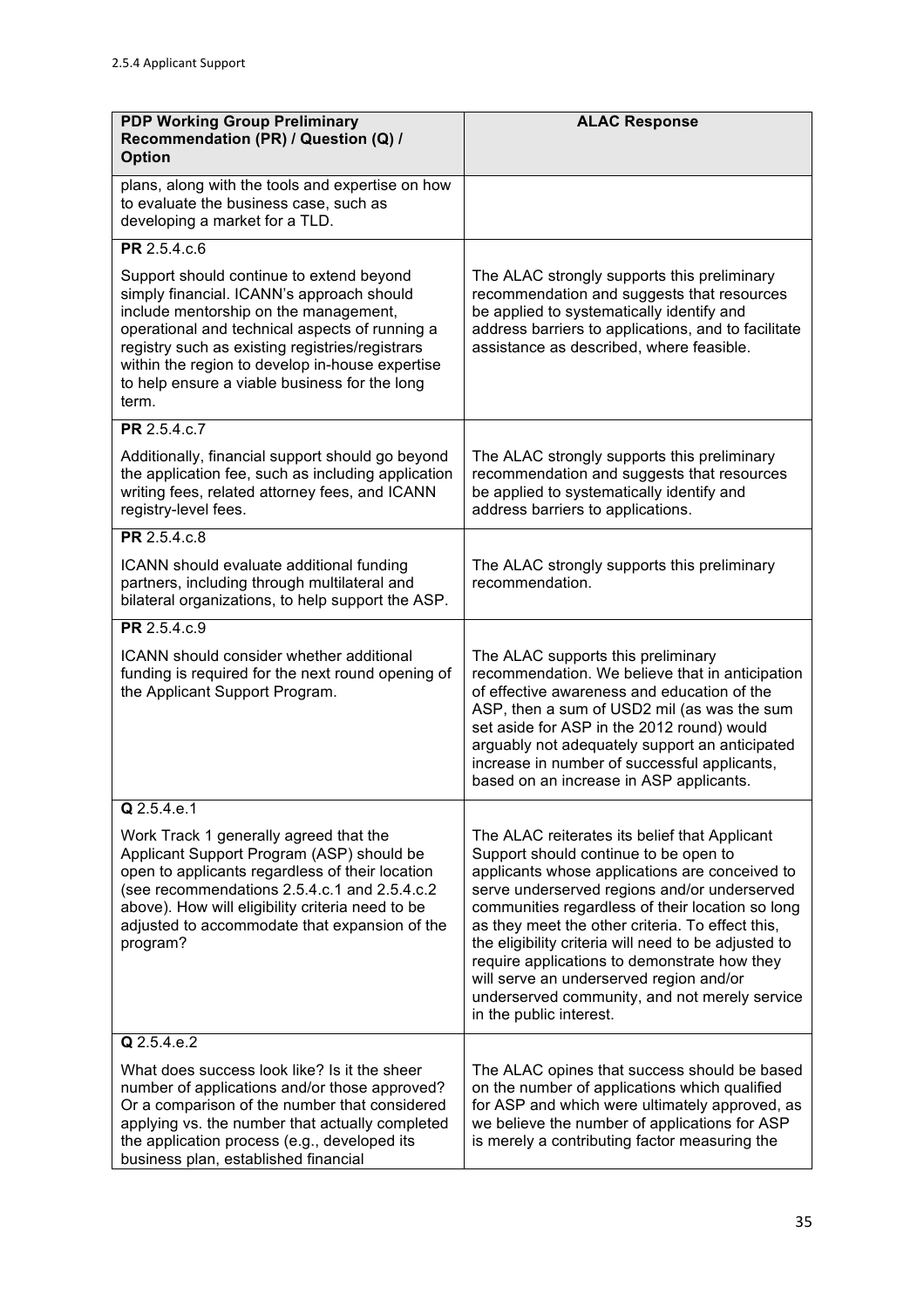2.5.4 Applicant Support

| PDP Working Group Preliminary Recommendation (PR) / Question (Q) / Option | ALAC Response |
| --- | --- |
| plans, along with the tools and expertise on how to evaluate the business case, such as developing a market for a TLD. | |
| **PR** 2.5.4.c.6<br><br>Support should continue to extend beyond simply financial. ICANN's approach should include mentorship on the management, operational and technical aspects of running a registry such as existing registries/registrars within the region to develop in-house expertise to help ensure a viable business for the long term. | The ALAC strongly supports this preliminary recommendation and suggests that resources be applied to systematically identify and address barriers to applications, and to facilitate assistance as described, where feasible. |
| **PR** 2.5.4.c.7<br><br>Additionally, financial support should go beyond the application fee, such as including application writing fees, related attorney fees, and ICANN registry-level fees. | The ALAC strongly supports this preliminary recommendation and suggests that resources be applied to systematically identify and address barriers to applications. |
| **PR** 2.5.4.c.8<br><br>ICANN should evaluate additional funding partners, including through multilateral and bilateral organizations, to help support the ASP. | The ALAC strongly supports this preliminary recommendation. |
| **PR** 2.5.4.c.9<br><br>ICANN should consider whether additional funding is required for the next round opening of the Applicant Support Program. | The ALAC supports this preliminary recommendation. We believe that in anticipation of effective awareness and education of the ASP, then a sum of USD2 mil (as was the sum set aside for ASP in the 2012 round) would arguably not adequately support an anticipated increase in number of successful applicants, based on an increase in ASP applicants. |
| **Q** 2.5.4.e.1<br><br>Work Track 1 generally agreed that the Applicant Support Program (ASP) should be open to applicants regardless of their location (see recommendations 2.5.4.c.1 and 2.5.4.c.2 above). How will eligibility criteria need to be adjusted to accommodate that expansion of the program? | The ALAC reiterates its belief that Applicant Support should continue to be open to applicants whose applications are conceived to serve underserved regions and/or underserved communities regardless of their location so long as they meet the other criteria. To effect this, the eligibility criteria will need to be adjusted to require applications to demonstrate how they will serve an underserved region and/or underserved community, and not merely service in the public interest. |
| **Q** 2.5.4.e.2<br><br>What does success look like? Is it the sheer number of applications and/or those approved? Or a comparison of the number that considered applying vs. the number that actually completed the application process (e.g., developed its business plan, established financial | The ALAC opines that success should be based on the number of applications which qualified for ASP and which were ultimately approved, as we believe the number of applications for ASP is merely a contributing factor measuring the |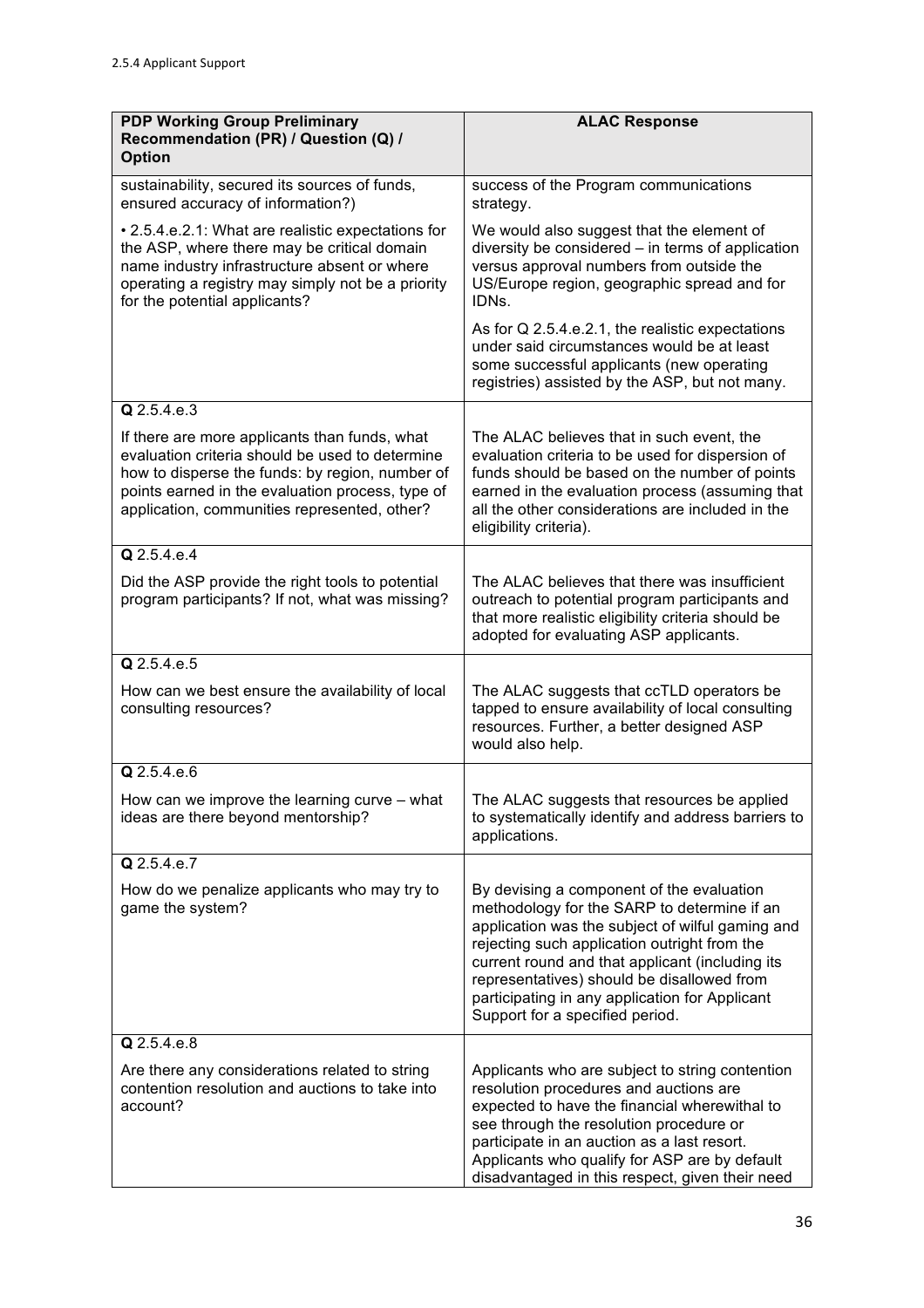| PDP Working Group Preliminary Recommendation (PR) / Question (Q) / Option | ALAC Response |
|---|---|
| sustainability, secured its sources of funds, ensured accuracy of information?)<br><br>• 2.5.4.e.2.1: What are realistic expectations for the ASP, where there may be critical domain name industry infrastructure absent or where operating a registry may simply not be a priority for the potential applicants? | success of the Program communications strategy.<br><br>We would also suggest that the element of diversity be considered – in terms of application versus approval numbers from outside the US/Europe region, geographic spread and for IDNs.<br><br>As for Q 2.5.4.e.2.1, the realistic expectations under said circumstances would be at least some successful applicants (new operating registries) assisted by the ASP, but not many. |
| **Q** 2.5.4.e.3<br><br>If there are more applicants than funds, what evaluation criteria should be used to determine how to disperse the funds: by region, number of points earned in the evaluation process, type of application, communities represented, other? | The ALAC believes that in such event, the evaluation criteria to be used for dispersion of funds should be based on the number of points earned in the evaluation process (assuming that all the other considerations are included in the eligibility criteria). |
| **Q** 2.5.4.e.4<br><br>Did the ASP provide the right tools to potential program participants? If not, what was missing? | The ALAC believes that there was insufficient outreach to potential program participants and that more realistic eligibility criteria should be adopted for evaluating ASP applicants. |
| **Q** 2.5.4.e.5<br><br>How can we best ensure the availability of local consulting resources? | The ALAC suggests that ccTLD operators be tapped to ensure availability of local consulting resources. Further, a better designed ASP would also help. |
| **Q** 2.5.4.e.6<br><br>How can we improve the learning curve – what ideas are there beyond mentorship? | The ALAC suggests that resources be applied to systematically identify and address barriers to applications. |
| **Q** 2.5.4.e.7<br><br>How do we penalize applicants who may try to game the system? | By devising a component of the evaluation methodology for the SARP to determine if an application was the subject of wilful gaming and rejecting such application outright from the current round and that applicant (including its representatives) should be disallowed from participating in any application for Applicant Support for a specified period. |
| **Q** 2.5.4.e.8<br><br>Are there any considerations related to string contention resolution and auctions to take into account? | Applicants who are subject to string contention resolution procedures and auctions are expected to have the financial wherewithal to see through the resolution procedure or participate in an auction as a last resort. Applicants who qualify for ASP are by default disadvantaged in this respect, given their need |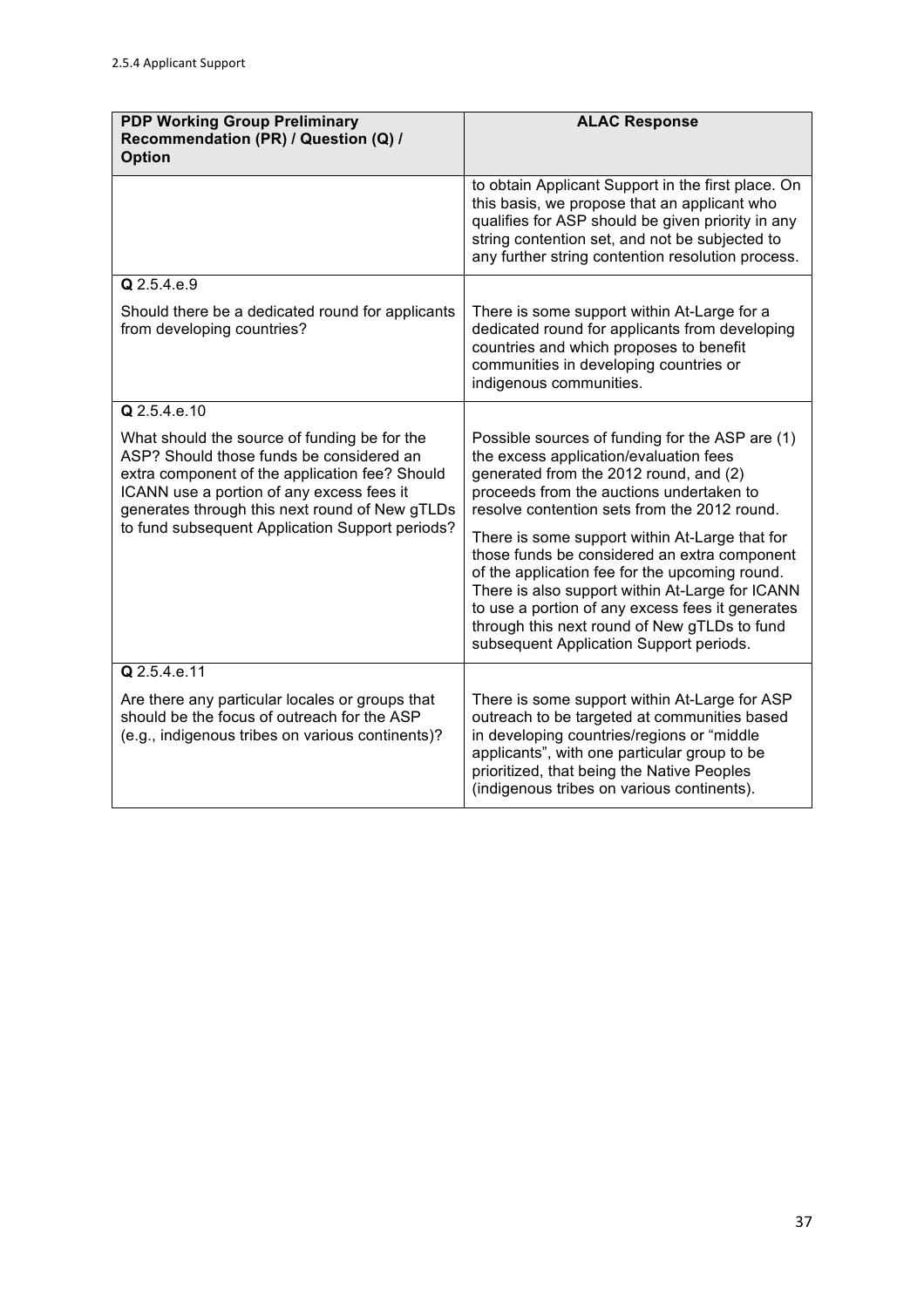| PDP Working Group Preliminary Recommendation (PR) / Question (Q) / Option | ALAC Response |
|---|---|
| | to obtain Applicant Support in the first place. On this basis, we propose that an applicant who qualifies for ASP should be given priority in any string contention set, and not be subjected to any further string contention resolution process. |
| **Q** 2.5.4.e.9<br><br>Should there be a dedicated round for applicants from developing countries? | There is some support within At-Large for a dedicated round for applicants from developing countries and which proposes to benefit communities in developing countries or indigenous communities. |
| **Q** 2.5.4.e.10<br><br>What should the source of funding be for the ASP? Should those funds be considered an extra component of the application fee? Should ICANN use a portion of any excess fees it generates through this next round of New gTLDs to fund subsequent Application Support periods? | Possible sources of funding for the ASP are (1) the excess application/evaluation fees generated from the 2012 round, and (2) proceeds from the auctions undertaken to resolve contention sets from the 2012 round.<br><br>There is some support within At-Large that for those funds be considered an extra component of the application fee for the upcoming round. There is also support within At-Large for ICANN to use a portion of any excess fees it generates through this next round of New gTLDs to fund subsequent Application Support periods. |
| **Q** 2.5.4.e.11<br><br>Are there any particular locales or groups that should be the focus of outreach for the ASP (e.g., indigenous tribes on various continents)? | There is some support within At-Large for ASP outreach to be targeted at communities based in developing countries/regions or "middle applicants", with one particular group to be prioritized, that being the Native Peoples (indigenous tribes on various continents). |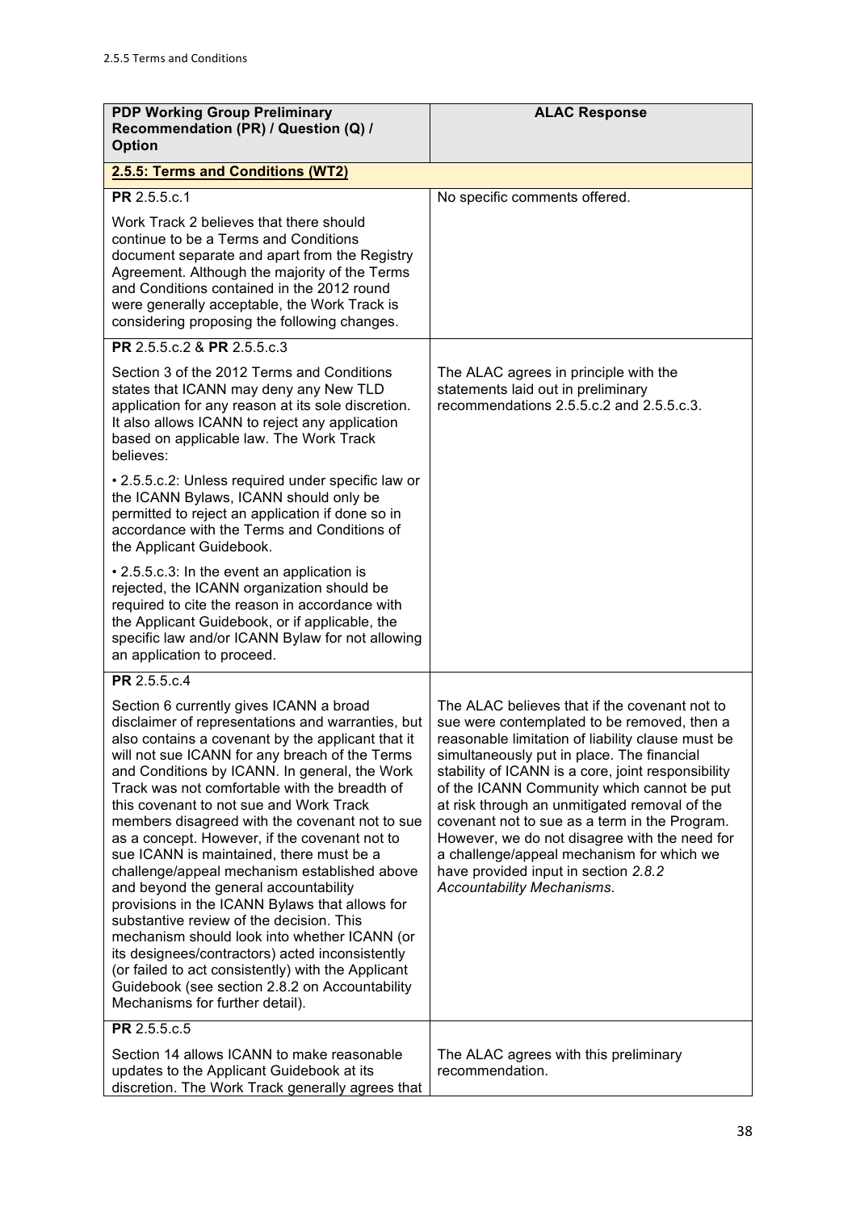| **PDP Working Group Preliminary Recommendation (PR) / Question (Q) / Option** | **ALAC Response** |
|---|---|
| **2.5.5: Terms and Conditions (WT2)** | |
| **PR** 2.5.5.c.1<br><br>Work Track 2 believes that there should continue to be a Terms and Conditions document separate and apart from the Registry Agreement. Although the majority of the Terms and Conditions contained in the 2012 round were generally acceptable, the Work Track is considering proposing the following changes. | No specific comments offered. |
| **PR** 2.5.5.c.2 & **PR** 2.5.5.c.3<br><br>Section 3 of the 2012 Terms and Conditions states that ICANN may deny any New TLD application for any reason at its sole discretion. It also allows ICANN to reject any application based on applicable law. The Work Track believes:<br><br>• 2.5.5.c.2: Unless required under specific law or the ICANN Bylaws, ICANN should only be permitted to reject an application if done so in accordance with the Terms and Conditions of the Applicant Guidebook.<br><br>• 2.5.5.c.3: In the event an application is rejected, the ICANN organization should be required to cite the reason in accordance with the Applicant Guidebook, or if applicable, the specific law and/or ICANN Bylaw for not allowing an application to proceed. | The ALAC agrees in principle with the statements laid out in preliminary recommendations 2.5.5.c.2 and 2.5.5.c.3. |
| **PR** 2.5.5.c.4<br><br>Section 6 currently gives ICANN a broad disclaimer of representations and warranties, but also contains a covenant by the applicant that it will not sue ICANN for any breach of the Terms and Conditions by ICANN. In general, the Work Track was not comfortable with the breadth of this covenant to not sue and Work Track members disagreed with the covenant not to sue as a concept. However, if the covenant not to sue ICANN is maintained, there must be a challenge/appeal mechanism established above and beyond the general accountability provisions in the ICANN Bylaws that allows for substantive review of the decision. This mechanism should look into whether ICANN (or its designees/contractors) acted inconsistently (or failed to act consistently) with the Applicant Guidebook (see section 2.8.2 on Accountability Mechanisms for further detail). | The ALAC believes that if the covenant not to sue were contemplated to be removed, then a reasonable limitation of liability clause must be simultaneously put in place. The financial stability of ICANN is a core, joint responsibility of the ICANN Community which cannot be put at risk through an unmitigated removal of the covenant not to sue as a term in the Program. However, we do not disagree with the need for a challenge/appeal mechanism for which we have provided input in section *2.8.2 Accountability Mechanisms*. |
| **PR** 2.5.5.c.5<br><br>Section 14 allows ICANN to make reasonable updates to the Applicant Guidebook at its discretion. The Work Track generally agrees that | The ALAC agrees with this preliminary recommendation. |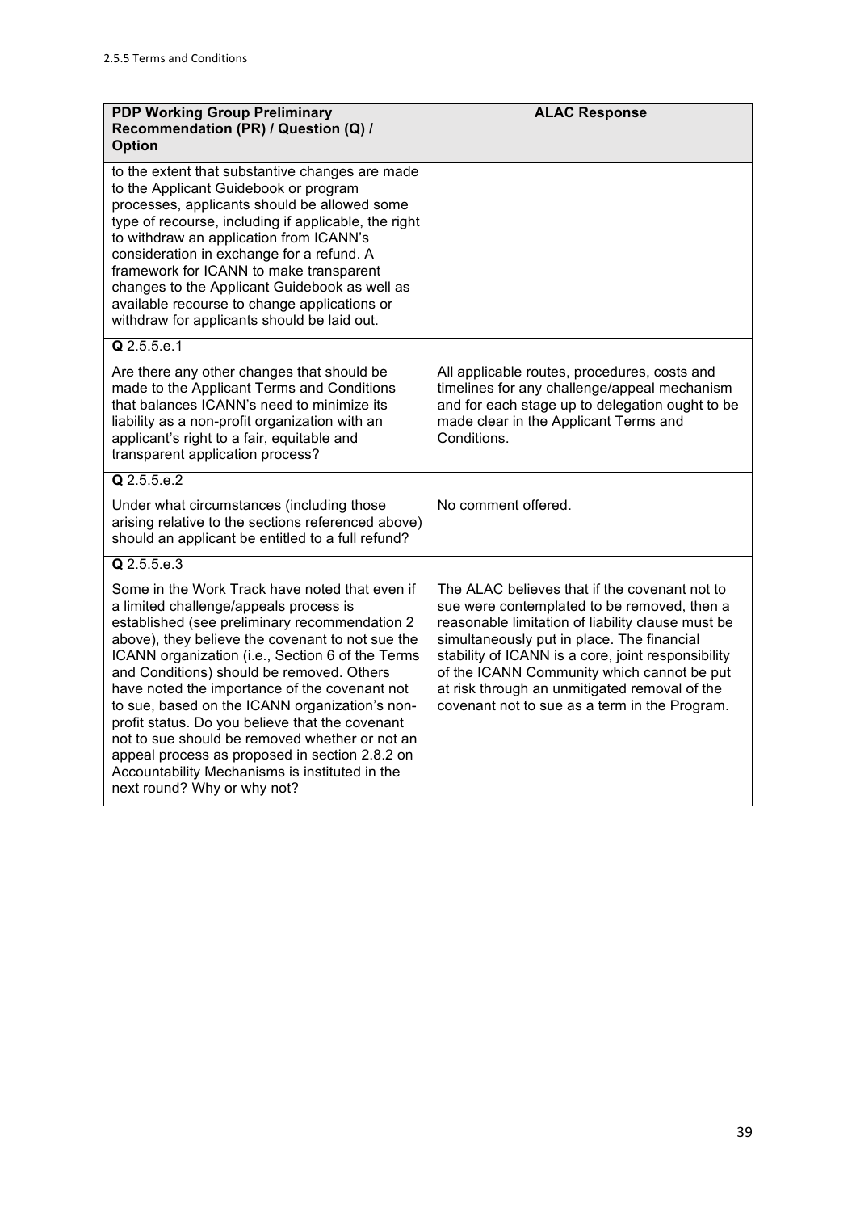2.5.5 Terms and Conditions

| PDP Working Group Preliminary Recommendation (PR) / Question (Q) / Option | ALAC Response |
|---|---|
| to the extent that substantive changes are made to the Applicant Guidebook or program processes, applicants should be allowed some type of recourse, including if applicable, the right to withdraw an application from ICANN's consideration in exchange for a refund. A framework for ICANN to make transparent changes to the Applicant Guidebook as well as available recourse to change applications or withdraw for applicants should be laid out. | |
| **Q** 2.5.5.e.1<br><br>Are there any other changes that should be made to the Applicant Terms and Conditions that balances ICANN's need to minimize its liability as a non-profit organization with an applicant's right to a fair, equitable and transparent application process? | All applicable routes, procedures, costs and timelines for any challenge/appeal mechanism and for each stage up to delegation ought to be made clear in the Applicant Terms and Conditions. |
| **Q** 2.5.5.e.2<br><br>Under what circumstances (including those arising relative to the sections referenced above) should an applicant be entitled to a full refund? | No comment offered. |
| **Q** 2.5.5.e.3<br><br>Some in the Work Track have noted that even if a limited challenge/appeals process is established (see preliminary recommendation 2 above), they believe the covenant to not sue the ICANN organization (i.e., Section 6 of the Terms and Conditions) should be removed. Others have noted the importance of the covenant not to sue, based on the ICANN organization's non-profit status. Do you believe that the covenant not to sue should be removed whether or not an appeal process as proposed in section 2.8.2 on Accountability Mechanisms is instituted in the next round? Why or why not? | The ALAC believes that if the covenant not to sue were contemplated to be removed, then a reasonable limitation of liability clause must be simultaneously put in place. The financial stability of ICANN is a core, joint responsibility of the ICANN Community which cannot be put at risk through an unmitigated removal of the covenant not to sue as a term in the Program. |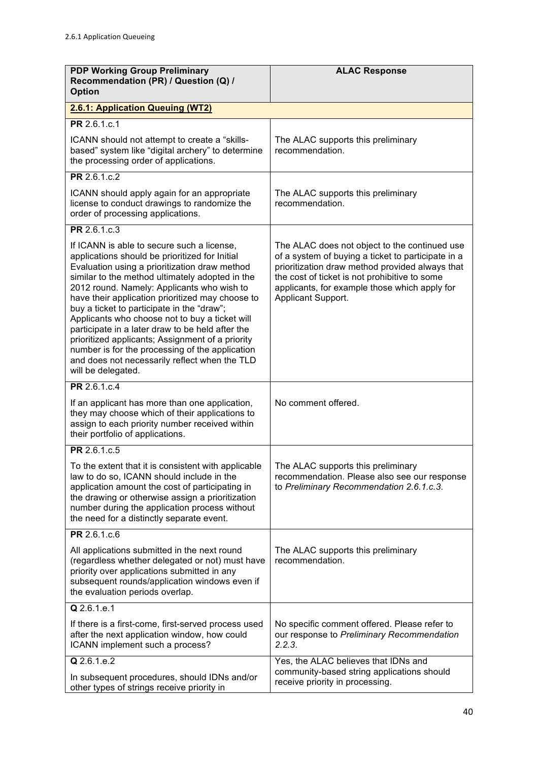2.6.1 Application Queueing

| PDP Working Group Preliminary Recommendation (PR) / Question (Q) / Option | ALAC Response |
|---|---|
| **2.6.1: Application Queuing (WT2)** | |
| **PR** 2.6.1.c.1<br><br>ICANN should not attempt to create a "skills-based" system like "digital archery" to determine the processing order of applications. | The ALAC supports this preliminary recommendation. |
| **PR** 2.6.1.c.2<br><br>ICANN should apply again for an appropriate license to conduct drawings to randomize the order of processing applications. | The ALAC supports this preliminary recommendation. |
| **PR** 2.6.1.c.3<br><br>If ICANN is able to secure such a license, applications should be prioritized for Initial Evaluation using a prioritization draw method similar to the method ultimately adopted in the 2012 round. Namely: Applicants who wish to have their application prioritized may choose to buy a ticket to participate in the "draw"; Applicants who choose not to buy a ticket will participate in a later draw to be held after the prioritized applicants; Assignment of a priority number is for the processing of the application and does not necessarily reflect when the TLD will be delegated. | The ALAC does not object to the continued use of a system of buying a ticket to participate in a prioritization draw method provided always that the cost of ticket is not prohibitive to some applicants, for example those which apply for Applicant Support. |
| **PR** 2.6.1.c.4<br><br>If an applicant has more than one application, they may choose which of their applications to assign to each priority number received within their portfolio of applications. | No comment offered. |
| **PR** 2.6.1.c.5<br><br>To the extent that it is consistent with applicable law to do so, ICANN should include in the application amount the cost of participating in the drawing or otherwise assign a prioritization number during the application process without the need for a distinctly separate event. | The ALAC supports this preliminary recommendation. Please also see our response to *Preliminary Recommendation 2.6.1.c.3*. |
| **PR** 2.6.1.c.6<br><br>All applications submitted in the next round (regardless whether delegated or not) must have priority over applications submitted in any subsequent rounds/application windows even if the evaluation periods overlap. | The ALAC supports this preliminary recommendation. |
| **Q** 2.6.1.e.1<br><br>If there is a first-come, first-served process used after the next application window, how could ICANN implement such a process? | No specific comment offered. Please refer to our response to *Preliminary Recommendation 2.2.3*. |
| **Q** 2.6.1.e.2<br><br>In subsequent procedures, should IDNs and/or other types of strings receive priority in | Yes, the ALAC believes that IDNs and community-based string applications should receive priority in processing. |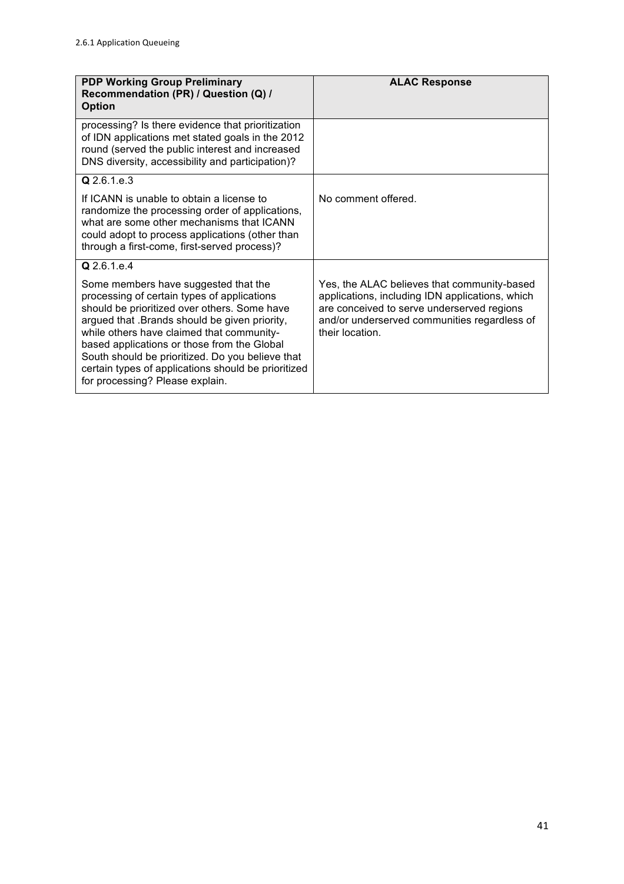2.6.1 Application Queueing

| PDP Working Group Preliminary Recommendation (PR) / Question (Q) / Option | ALAC Response |
| --- | --- |
| processing? Is there evidence that prioritization of IDN applications met stated goals in the 2012 round (served the public interest and increased DNS diversity, accessibility and participation)? | |
| **Q** 2.6.1.e.3<br><br>If ICANN is unable to obtain a license to randomize the processing order of applications, what are some other mechanisms that ICANN could adopt to process applications (other than through a first-come, first-served process)? | No comment offered. |
| **Q** 2.6.1.e.4<br><br>Some members have suggested that the processing of certain types of applications should be prioritized over others. Some have argued that .Brands should be given priority, while others have claimed that community-based applications or those from the Global South should be prioritized. Do you believe that certain types of applications should be prioritized for processing? Please explain. | Yes, the ALAC believes that community-based applications, including IDN applications, which are conceived to serve underserved regions and/or underserved communities regardless of their location. |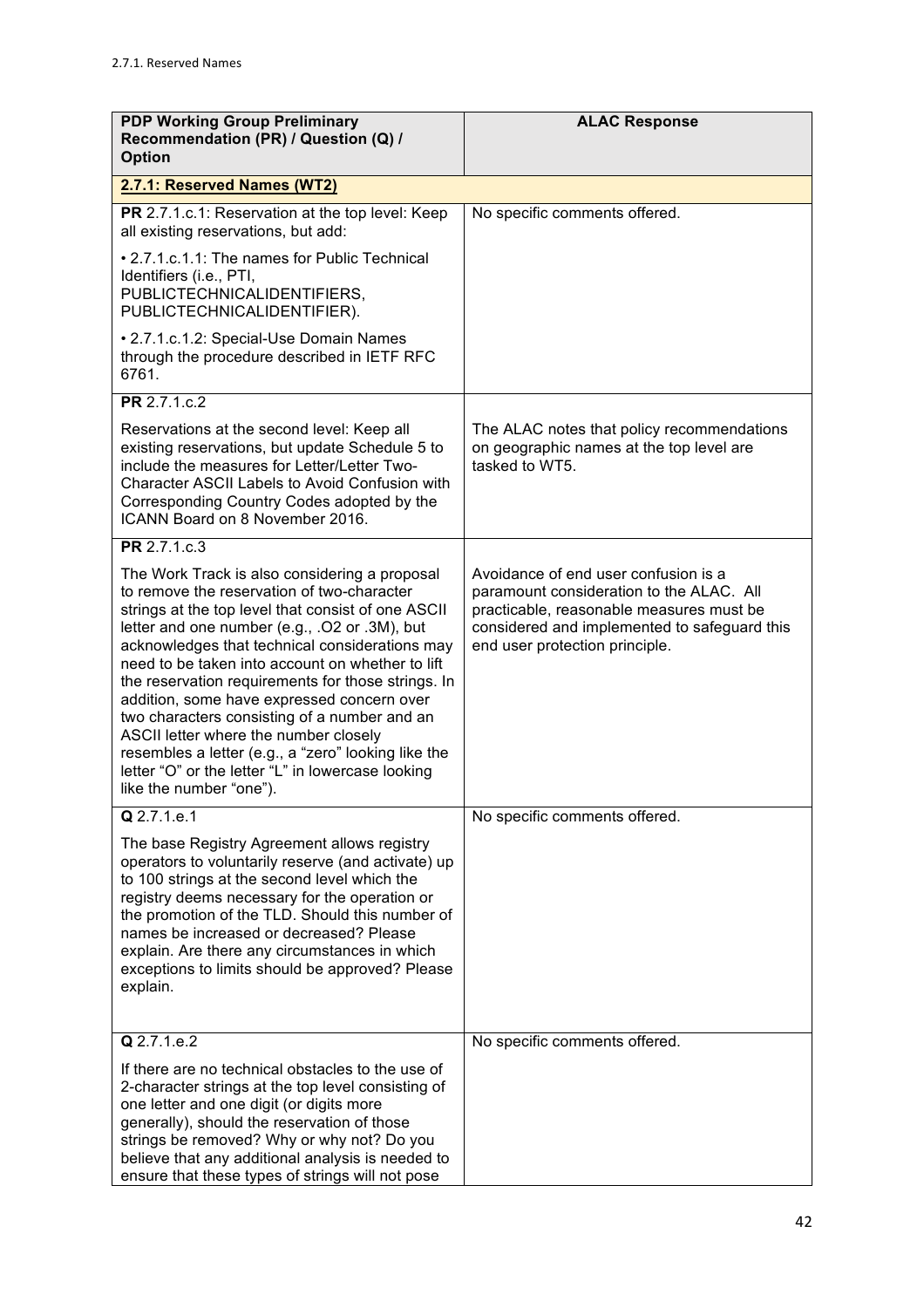2.7.1. Reserved Names

| PDP Working Group Preliminary Recommendation (PR) / Question (Q) / Option | ALAC Response |
| --- | --- |
| **2.7.1: Reserved Names (WT2)** | |
| **PR** 2.7.1.c.1: Reservation at the top level: Keep all existing reservations, but add:<br><br>• 2.7.1.c.1.1: The names for Public Technical Identifiers (i.e., PTI, PUBLICTECHNICALIDENTIFIERS, PUBLICTECHNICALIDENTIFIER).<br><br>• 2.7.1.c.1.2: Special-Use Domain Names through the procedure described in IETF RFC 6761. | No specific comments offered. |
| **PR** 2.7.1.c.2<br><br>Reservations at the second level: Keep all existing reservations, but update Schedule 5 to include the measures for Letter/Letter Two-Character ASCII Labels to Avoid Confusion with Corresponding Country Codes adopted by the ICANN Board on 8 November 2016. | The ALAC notes that policy recommendations on geographic names at the top level are tasked to WT5. |
| **PR** 2.7.1.c.3<br><br>The Work Track is also considering a proposal to remove the reservation of two-character strings at the top level that consist of one ASCII letter and one number (e.g., .O2 or .3M), but acknowledges that technical considerations may need to be taken into account on whether to lift the reservation requirements for those strings. In addition, some have expressed concern over two characters consisting of a number and an ASCII letter where the number closely resembles a letter (e.g., a "zero" looking like the letter "O" or the letter "L" in lowercase looking like the number "one"). | Avoidance of end user confusion is a paramount consideration to the ALAC. All practicable, reasonable measures must be considered and implemented to safeguard this end user protection principle. |
| **Q** 2.7.1.e.1<br><br>The base Registry Agreement allows registry operators to voluntarily reserve (and activate) up to 100 strings at the second level which the registry deems necessary for the operation or the promotion of the TLD. Should this number of names be increased or decreased? Please explain. Are there any circumstances in which exceptions to limits should be approved? Please explain. | No specific comments offered. |
| **Q** 2.7.1.e.2<br><br>If there are no technical obstacles to the use of 2-character strings at the top level consisting of one letter and one digit (or digits more generally), should the reservation of those strings be removed? Why or why not? Do you believe that any additional analysis is needed to ensure that these types of strings will not pose | No specific comments offered. |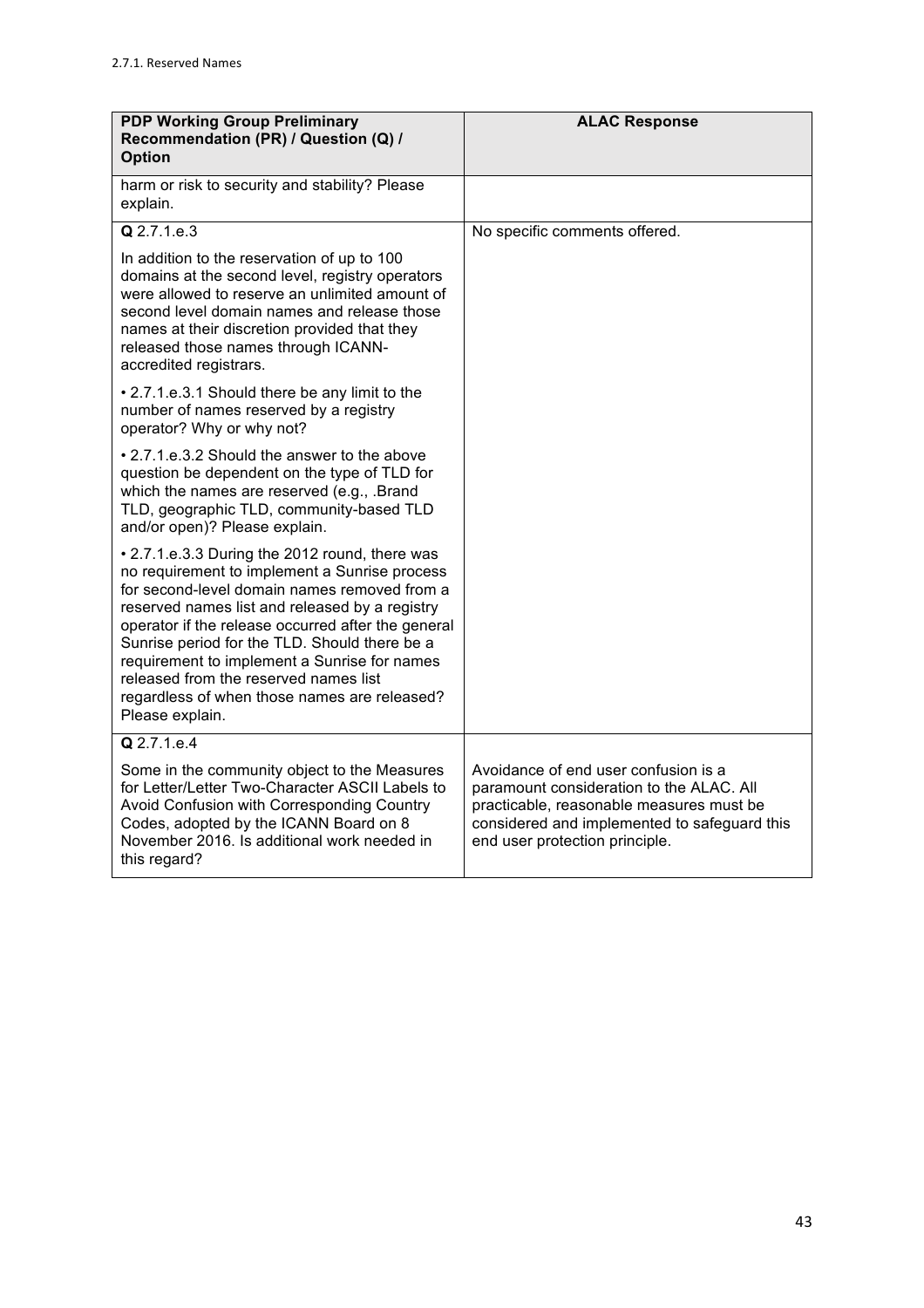2.7.1. Reserved Names

| PDP Working Group Preliminary Recommendation (PR) / Question (Q) / Option | ALAC Response |
|---|---|
| harm or risk to security and stability? Please explain. | |
| **Q** 2.7.1.e.3<br><br>In addition to the reservation of up to 100 domains at the second level, registry operators were allowed to reserve an unlimited amount of second level domain names and release those names at their discretion provided that they released those names through ICANN-accredited registrars.<br><br>• 2.7.1.e.3.1 Should there be any limit to the number of names reserved by a registry operator? Why or why not?<br><br>• 2.7.1.e.3.2 Should the answer to the above question be dependent on the type of TLD for which the names are reserved (e.g., .Brand TLD, geographic TLD, community-based TLD and/or open)? Please explain.<br><br>• 2.7.1.e.3.3 During the 2012 round, there was no requirement to implement a Sunrise process for second-level domain names removed from a reserved names list and released by a registry operator if the release occurred after the general Sunrise period for the TLD. Should there be a requirement to implement a Sunrise for names released from the reserved names list regardless of when those names are released? Please explain. | No specific comments offered. |
| **Q** 2.7.1.e.4<br><br>Some in the community object to the Measures for Letter/Letter Two-Character ASCII Labels to Avoid Confusion with Corresponding Country Codes, adopted by the ICANN Board on 8 November 2016. Is additional work needed in this regard? | Avoidance of end user confusion is a paramount consideration to the ALAC. All practicable, reasonable measures must be considered and implemented to safeguard this end user protection principle. |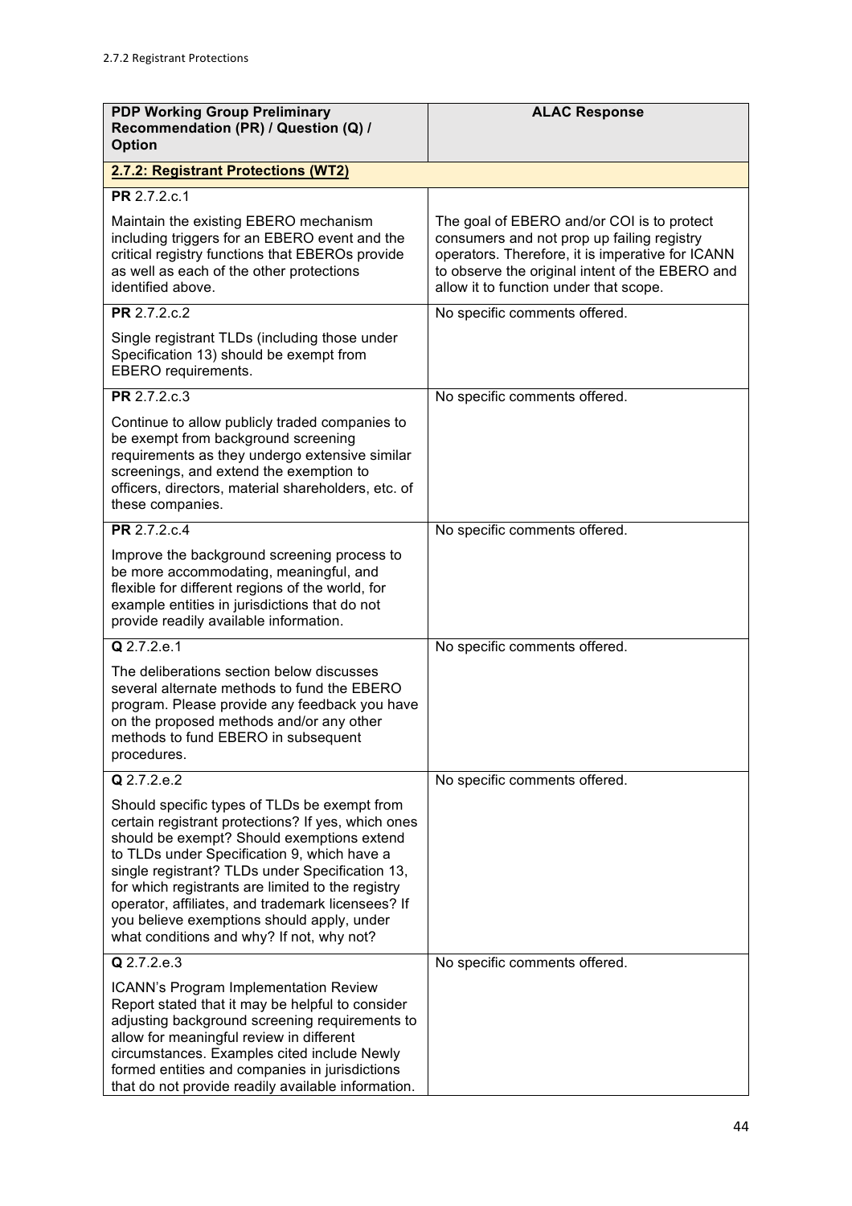| PDP Working Group Preliminary Recommendation (PR) / Question (Q) / Option | ALAC Response |
|---|---|
| **2.7.2: Registrant Protections (WT2)** | |
| **PR** 2.7.2.c.1<br><br>Maintain the existing EBERO mechanism including triggers for an EBERO event and the critical registry functions that EBEROs provide as well as each of the other protections identified above. | The goal of EBERO and/or COI is to protect consumers and not prop up failing registry operators. Therefore, it is imperative for ICANN to observe the original intent of the EBERO and allow it to function under that scope. |
| **PR** 2.7.2.c.2<br><br>Single registrant TLDs (including those under Specification 13) should be exempt from EBERO requirements. | No specific comments offered. |
| **PR** 2.7.2.c.3<br><br>Continue to allow publicly traded companies to be exempt from background screening requirements as they undergo extensive similar screenings, and extend the exemption to officers, directors, material shareholders, etc. of these companies. | No specific comments offered. |
| **PR** 2.7.2.c.4<br><br>Improve the background screening process to be more accommodating, meaningful, and flexible for different regions of the world, for example entities in jurisdictions that do not provide readily available information. | No specific comments offered. |
| **Q** 2.7.2.e.1<br><br>The deliberations section below discusses several alternate methods to fund the EBERO program. Please provide any feedback you have on the proposed methods and/or any other methods to fund EBERO in subsequent procedures. | No specific comments offered. |
| **Q** 2.7.2.e.2<br><br>Should specific types of TLDs be exempt from certain registrant protections? If yes, which ones should be exempt? Should exemptions extend to TLDs under Specification 9, which have a single registrant? TLDs under Specification 13, for which registrants are limited to the registry operator, affiliates, and trademark licensees? If you believe exemptions should apply, under what conditions and why? If not, why not? | No specific comments offered. |
| **Q** 2.7.2.e.3<br><br>ICANN's Program Implementation Review Report stated that it may be helpful to consider adjusting background screening requirements to allow for meaningful review in different circumstances. Examples cited include Newly formed entities and companies in jurisdictions that do not provide readily available information. | No specific comments offered. |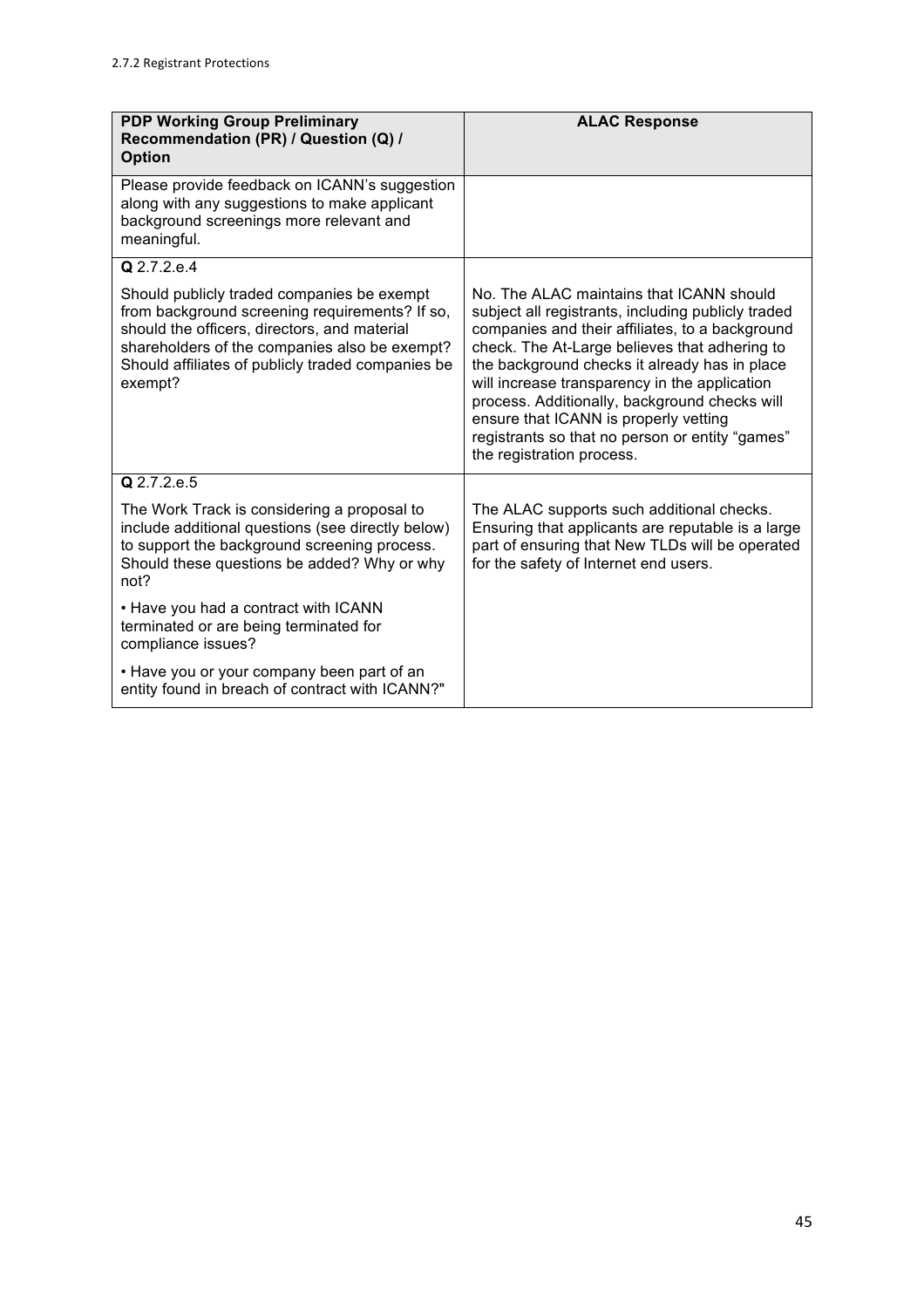2.7.2 Registrant Protections

| PDP Working Group Preliminary Recommendation (PR) / Question (Q) / Option | ALAC Response |
|---|---|
| Please provide feedback on ICANN's suggestion along with any suggestions to make applicant background screenings more relevant and meaningful. | |
| **Q** 2.7.2.e.4<br><br>Should publicly traded companies be exempt from background screening requirements? If so, should the officers, directors, and material shareholders of the companies also be exempt? Should affiliates of publicly traded companies be exempt? | No. The ALAC maintains that ICANN should subject all registrants, including publicly traded companies and their affiliates, to a background check. The At-Large believes that adhering to the background checks it already has in place will increase transparency in the application process. Additionally, background checks will ensure that ICANN is properly vetting registrants so that no person or entity "games" the registration process. |
| **Q** 2.7.2.e.5<br><br>The Work Track is considering a proposal to include additional questions (see directly below) to support the background screening process. Should these questions be added? Why or why not?<br><br>• Have you had a contract with ICANN terminated or are being terminated for compliance issues?<br><br>• Have you or your company been part of an entity found in breach of contract with ICANN?" | The ALAC supports such additional checks. Ensuring that applicants are reputable is a large part of ensuring that New TLDs will be operated for the safety of Internet end users. |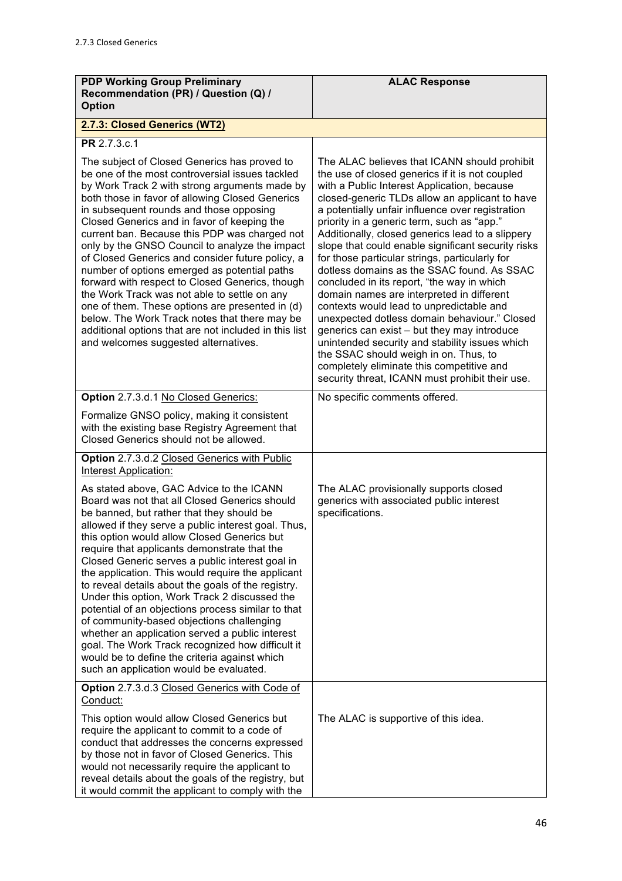2.7.3 Closed Generics

| PDP Working Group Preliminary Recommendation (PR) / Question (Q) / Option | ALAC Response |
|---|---|
| **2.7.3: Closed Generics (WT2)** | |
| **PR** 2.7.3.c.1<br><br>The subject of Closed Generics has proved to be one of the most controversial issues tackled by Work Track 2 with strong arguments made by both those in favor of allowing Closed Generics in subsequent rounds and those opposing Closed Generics and in favor of keeping the current ban. Because this PDP was charged not only by the GNSO Council to analyze the impact of Closed Generics and consider future policy, a number of options emerged as potential paths forward with respect to Closed Generics, though the Work Track was not able to settle on any one of them. These options are presented in (d) below. The Work Track notes that there may be additional options that are not included in this list and welcomes suggested alternatives. | The ALAC believes that ICANN should prohibit the use of closed generics if it is not coupled with a Public Interest Application, because closed-generic TLDs allow an applicant to have a potentially unfair influence over registration priority in a generic term, such as "app." Additionally, closed generics lead to a slippery slope that could enable significant security risks for those particular strings, particularly for dotless domains as the SSAC found. As SSAC concluded in its report, "the way in which domain names are interpreted in different contexts would lead to unpredictable and unexpected dotless domain behaviour." Closed generics can exist – but they may introduce unintended security and stability issues which the SSAC should weigh in on. Thus, to completely eliminate this competitive and security threat, ICANN must prohibit their use. |
| **Option** 2.7.3.d.1 No Closed Generics:<br><br>Formalize GNSO policy, making it consistent with the existing base Registry Agreement that Closed Generics should not be allowed. | No specific comments offered. |
| **Option** 2.7.3.d.2 Closed Generics with Public Interest Application:<br><br>As stated above, GAC Advice to the ICANN Board was not that all Closed Generics should be banned, but rather that they should be allowed if they serve a public interest goal. Thus, this option would allow Closed Generics but require that applicants demonstrate that the Closed Generic serves a public interest goal in the application. This would require the applicant to reveal details about the goals of the registry. Under this option, Work Track 2 discussed the potential of an objections process similar to that of community-based objections challenging whether an application served a public interest goal. The Work Track recognized how difficult it would be to define the criteria against which such an application would be evaluated. | The ALAC provisionally supports closed generics with associated public interest specifications. |
| **Option** 2.7.3.d.3 Closed Generics with Code of Conduct:<br><br>This option would allow Closed Generics but require the applicant to commit to a code of conduct that addresses the concerns expressed by those not in favor of Closed Generics. This would not necessarily require the applicant to reveal details about the goals of the registry, but it would commit the applicant to comply with the | The ALAC is supportive of this idea. |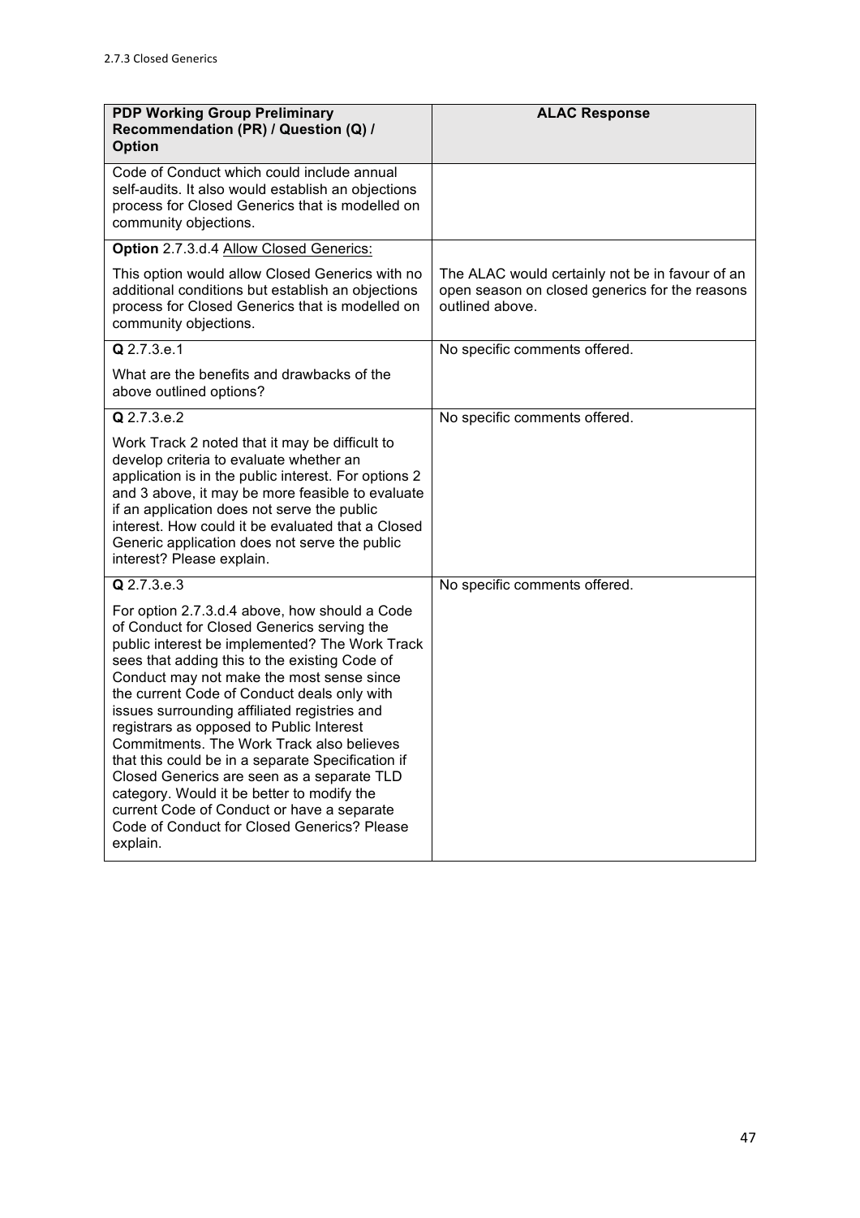| PDP Working Group Preliminary Recommendation (PR) / Question (Q) / Option | ALAC Response |
| --- | --- |
| Code of Conduct which could include annual self-audits. It also would establish an objections process for Closed Generics that is modelled on community objections. | |
| **Option** 2.7.3.d.4 Allow Closed Generics:<br><br>This option would allow Closed Generics with no additional conditions but establish an objections process for Closed Generics that is modelled on community objections. | The ALAC would certainly not be in favour of an open season on closed generics for the reasons outlined above. |
| **Q** 2.7.3.e.1<br><br>What are the benefits and drawbacks of the above outlined options? | No specific comments offered. |
| **Q** 2.7.3.e.2<br><br>Work Track 2 noted that it may be difficult to develop criteria to evaluate whether an application is in the public interest. For options 2 and 3 above, it may be more feasible to evaluate if an application does not serve the public interest. How could it be evaluated that a Closed Generic application does not serve the public interest? Please explain. | No specific comments offered. |
| **Q** 2.7.3.e.3<br><br>For option 2.7.3.d.4 above, how should a Code of Conduct for Closed Generics serving the public interest be implemented? The Work Track sees that adding this to the existing Code of Conduct may not make the most sense since the current Code of Conduct deals only with issues surrounding affiliated registries and registrars as opposed to Public Interest Commitments. The Work Track also believes that this could be in a separate Specification if Closed Generics are seen as a separate TLD category. Would it be better to modify the current Code of Conduct or have a separate Code of Conduct for Closed Generics? Please explain. | No specific comments offered. |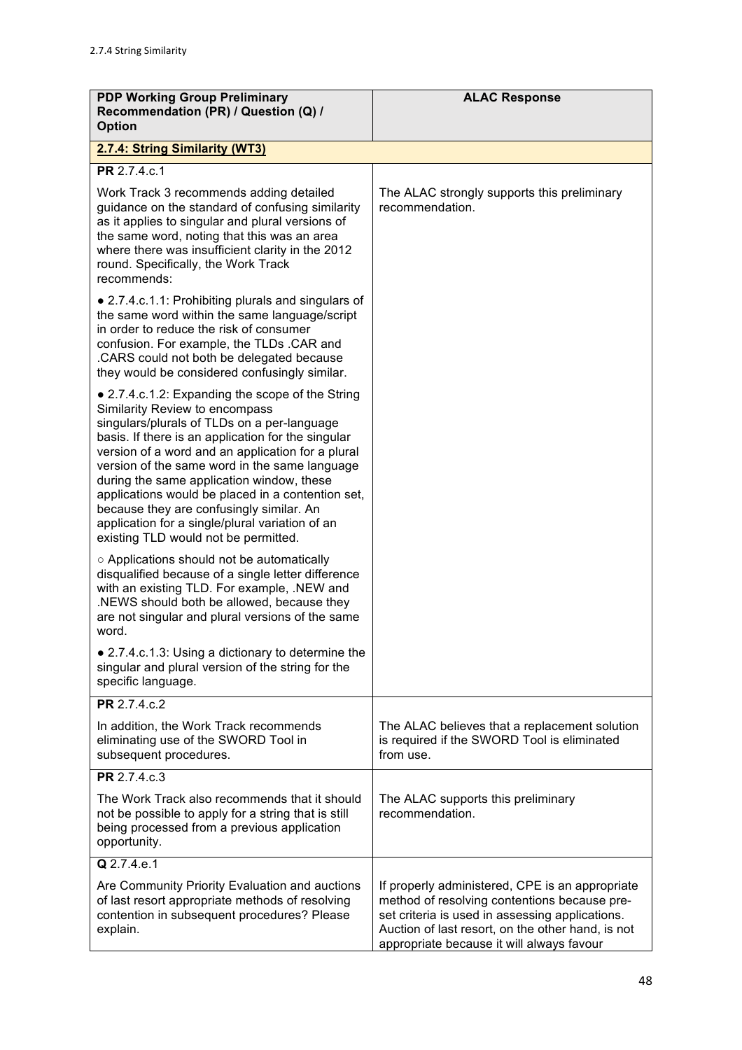2.7.4 String Similarity

| PDP Working Group Preliminary Recommendation (PR) / Question (Q) / Option | ALAC Response |
|---|---|
| **2.7.4: String Similarity (WT3)** | |
| **PR** 2.7.4.c.1<br><br>Work Track 3 recommends adding detailed guidance on the standard of confusing similarity as it applies to singular and plural versions of the same word, noting that this was an area where there was insufficient clarity in the 2012 round. Specifically, the Work Track recommends:<br><br>● 2.7.4.c.1.1: Prohibiting plurals and singulars of the same word within the same language/script in order to reduce the risk of consumer confusion. For example, the TLDs .CAR and .CARS could not both be delegated because they would be considered confusingly similar.<br><br>● 2.7.4.c.1.2: Expanding the scope of the String Similarity Review to encompass singulars/plurals of TLDs on a per-language basis. If there is an application for the singular version of a word and an application for a plural version of the same word in the same language during the same application window, these applications would be placed in a contention set, because they are confusingly similar. An application for a single/plural variation of an existing TLD would not be permitted.<br><br>○ Applications should not be automatically disqualified because of a single letter difference with an existing TLD. For example, .NEW and .NEWS should both be allowed, because they are not singular and plural versions of the same word.<br><br>● 2.7.4.c.1.3: Using a dictionary to determine the singular and plural version of the string for the specific language. | The ALAC strongly supports this preliminary recommendation. |
| **PR** 2.7.4.c.2<br><br>In addition, the Work Track recommends eliminating use of the SWORD Tool in subsequent procedures. | The ALAC believes that a replacement solution is required if the SWORD Tool is eliminated from use. |
| **PR** 2.7.4.c.3<br><br>The Work Track also recommends that it should not be possible to apply for a string that is still being processed from a previous application opportunity. | The ALAC supports this preliminary recommendation. |
| **Q** 2.7.4.e.1<br><br>Are Community Priority Evaluation and auctions of last resort appropriate methods of resolving contention in subsequent procedures? Please explain. | If properly administered, CPE is an appropriate method of resolving contentions because pre-set criteria is used in assessing applications. Auction of last resort, on the other hand, is not appropriate because it will always favour |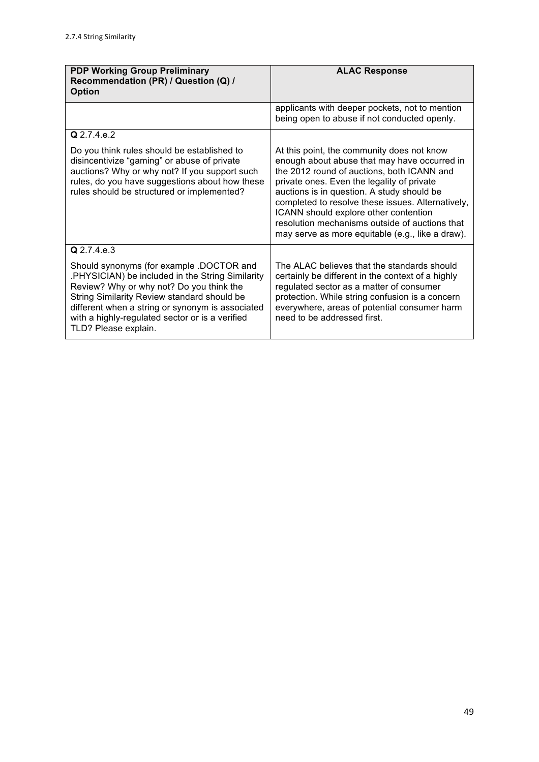| PDP Working Group Preliminary Recommendation (PR) / Question (Q) / Option | ALAC Response |
|---|---|
| | applicants with deeper pockets, not to mention being open to abuse if not conducted openly. |
| **Q** 2.7.4.e.2<br><br>Do you think rules should be established to disincentivize "gaming" or abuse of private auctions? Why or why not? If you support such rules, do you have suggestions about how these rules should be structured or implemented? | At this point, the community does not know enough about abuse that may have occurred in the 2012 round of auctions, both ICANN and private ones. Even the legality of private auctions is in question. A study should be completed to resolve these issues. Alternatively, ICANN should explore other contention resolution mechanisms outside of auctions that may serve as more equitable (e.g., like a draw). |
| **Q** 2.7.4.e.3<br><br>Should synonyms (for example .DOCTOR and .PHYSICIAN) be included in the String Similarity Review? Why or why not? Do you think the String Similarity Review standard should be different when a string or synonym is associated with a highly-regulated sector or is a verified TLD? Please explain. | The ALAC believes that the standards should certainly be different in the context of a highly regulated sector as a matter of consumer protection. While string confusion is a concern everywhere, areas of potential consumer harm need to be addressed first. |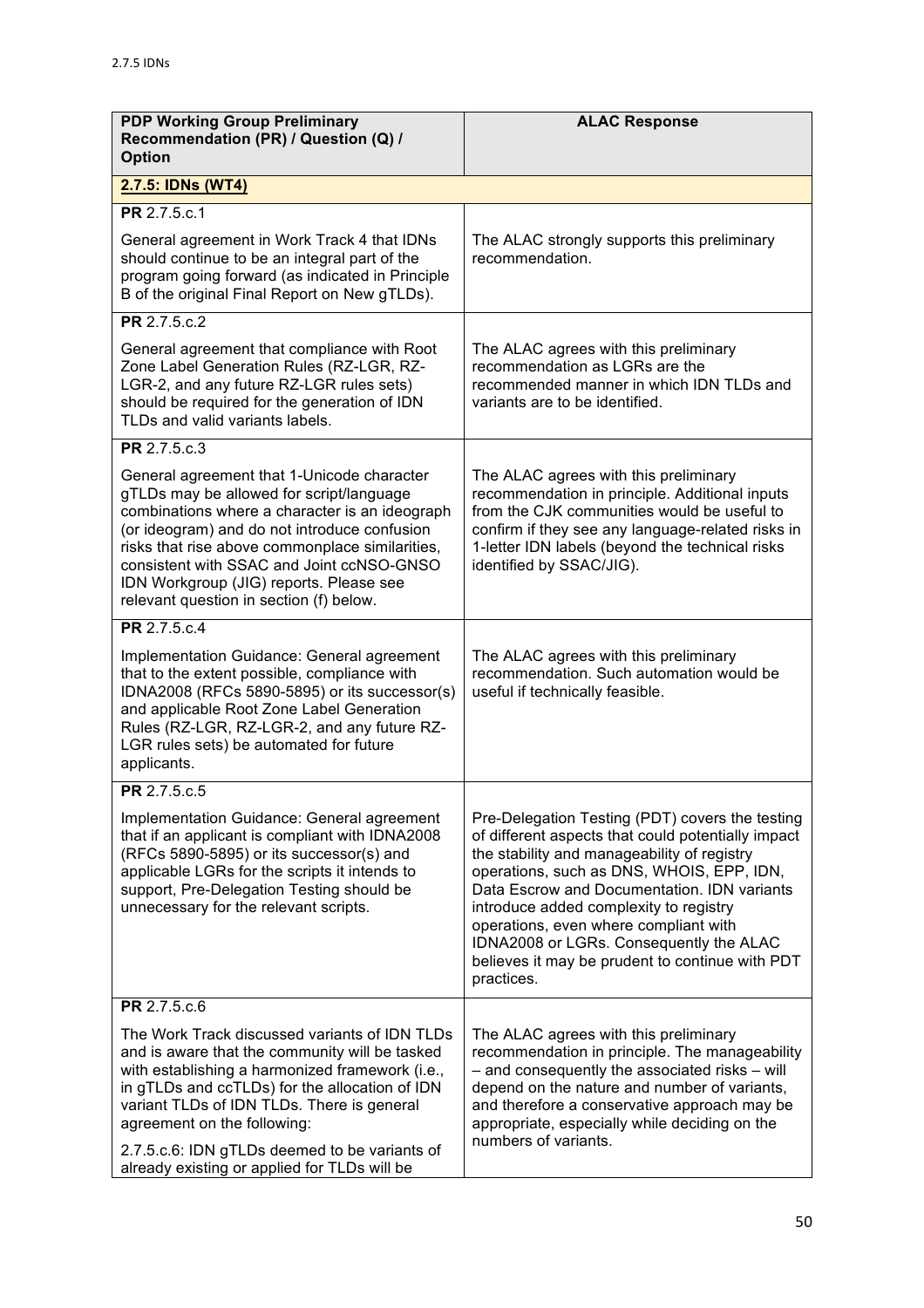| PDP Working Group Preliminary Recommendation (PR) / Question (Q) / Option | ALAC Response |
|---|---|
| **2.7.5: IDNs (WT4)** | |
| **PR** 2.7.5.c.1<br><br>General agreement in Work Track 4 that IDNs should continue to be an integral part of the program going forward (as indicated in Principle B of the original Final Report on New gTLDs). | The ALAC strongly supports this preliminary recommendation. |
| **PR** 2.7.5.c.2<br><br>General agreement that compliance with Root Zone Label Generation Rules (RZ-LGR, RZ-LGR-2, and any future RZ-LGR rules sets) should be required for the generation of IDN TLDs and valid variants labels. | The ALAC agrees with this preliminary recommendation as LGRs are the recommended manner in which IDN TLDs and variants are to be identified. |
| **PR** 2.7.5.c.3<br><br>General agreement that 1-Unicode character gTLDs may be allowed for script/language combinations where a character is an ideograph (or ideogram) and do not introduce confusion risks that rise above commonplace similarities, consistent with SSAC and Joint ccNSO-GNSO IDN Workgroup (JIG) reports. Please see relevant question in section (f) below. | The ALAC agrees with this preliminary recommendation in principle. Additional inputs from the CJK communities would be useful to confirm if they see any language-related risks in 1-letter IDN labels (beyond the technical risks identified by SSAC/JIG). |
| **PR** 2.7.5.c.4<br><br>Implementation Guidance: General agreement that to the extent possible, compliance with IDNA2008 (RFCs 5890-5895) or its successor(s) and applicable Root Zone Label Generation Rules (RZ-LGR, RZ-LGR-2, and any future RZ-LGR rules sets) be automated for future applicants. | The ALAC agrees with this preliminary recommendation. Such automation would be useful if technically feasible. |
| **PR** 2.7.5.c.5<br><br>Implementation Guidance: General agreement that if an applicant is compliant with IDNA2008 (RFCs 5890-5895) or its successor(s) and applicable LGRs for the scripts it intends to support, Pre-Delegation Testing should be unnecessary for the relevant scripts. | Pre-Delegation Testing (PDT) covers the testing of different aspects that could potentially impact the stability and manageability of registry operations, such as DNS, WHOIS, EPP, IDN, Data Escrow and Documentation. IDN variants introduce added complexity to registry operations, even where compliant with IDNA2008 or LGRs. Consequently the ALAC believes it may be prudent to continue with PDT practices. |
| **PR** 2.7.5.c.6<br><br>The Work Track discussed variants of IDN TLDs and is aware that the community will be tasked with establishing a harmonized framework (i.e., in gTLDs and ccTLDs) for the allocation of IDN variant TLDs of IDN TLDs. There is general agreement on the following:<br><br>2.7.5.c.6: IDN gTLDs deemed to be variants of already existing or applied for TLDs will be | The ALAC agrees with this preliminary recommendation in principle. The manageability – and consequently the associated risks – will depend on the nature and number of variants, and therefore a conservative approach may be appropriate, especially while deciding on the numbers of variants. |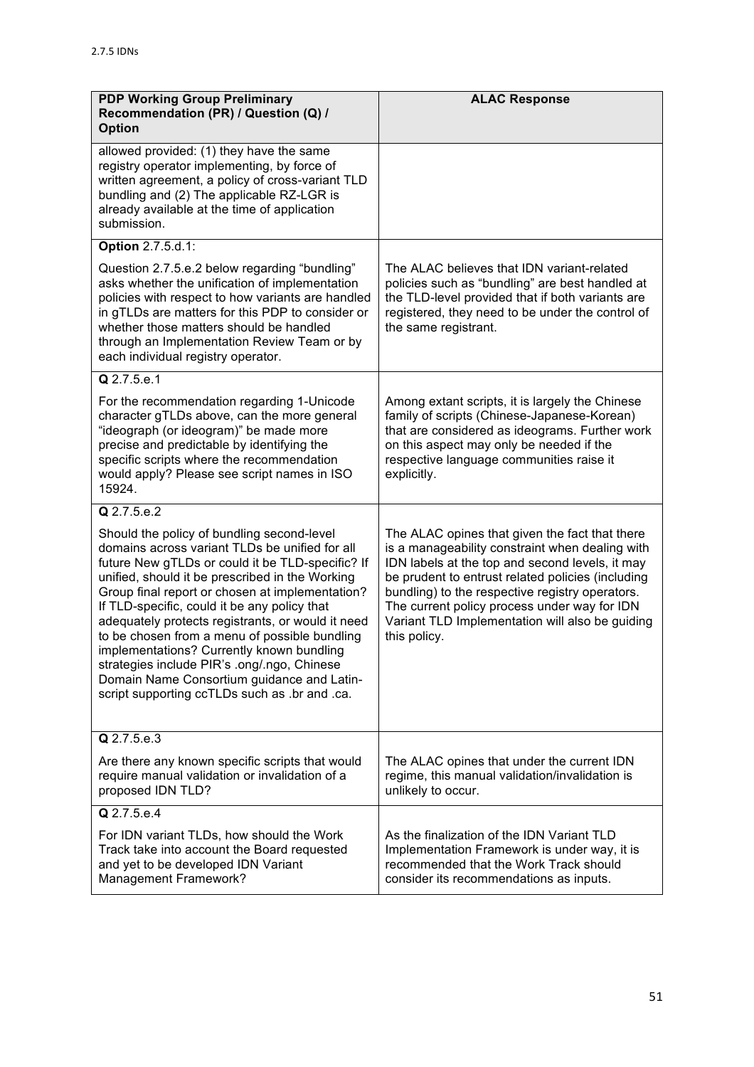2.7.5 IDNs

| PDP Working Group Preliminary Recommendation (PR) / Question (Q) / Option | ALAC Response |
|---|---|
| allowed provided: (1) they have the same registry operator implementing, by force of written agreement, a policy of cross-variant TLD bundling and (2) The applicable RZ-LGR is already available at the time of application submission. | |
| **Option** 2.7.5.d.1:<br><br>Question 2.7.5.e.2 below regarding "bundling" asks whether the unification of implementation policies with respect to how variants are handled in gTLDs are matters for this PDP to consider or whether those matters should be handled through an Implementation Review Team or by each individual registry operator. | The ALAC believes that IDN variant-related policies such as "bundling" are best handled at the TLD-level provided that if both variants are registered, they need to be under the control of the same registrant. |
| **Q** 2.7.5.e.1<br><br>For the recommendation regarding 1-Unicode character gTLDs above, can the more general "ideograph (or ideogram)" be made more precise and predictable by identifying the specific scripts where the recommendation would apply? Please see script names in ISO 15924. | Among extant scripts, it is largely the Chinese family of scripts (Chinese-Japanese-Korean) that are considered as ideograms. Further work on this aspect may only be needed if the respective language communities raise it explicitly. |
| **Q** 2.7.5.e.2<br><br>Should the policy of bundling second-level domains across variant TLDs be unified for all future New gTLDs or could it be TLD-specific? If unified, should it be prescribed in the Working Group final report or chosen at implementation? If TLD-specific, could it be any policy that adequately protects registrants, or would it need to be chosen from a menu of possible bundling implementations? Currently known bundling strategies include PIR's .ong/.ngo, Chinese Domain Name Consortium guidance and Latin-script supporting ccTLDs such as .br and .ca. | The ALAC opines that given the fact that there is a manageability constraint when dealing with IDN labels at the top and second levels, it may be prudent to entrust related policies (including bundling) to the respective registry operators. The current policy process under way for IDN Variant TLD Implementation will also be guiding this policy. |
| **Q** 2.7.5.e.3<br><br>Are there any known specific scripts that would require manual validation or invalidation of a proposed IDN TLD? | The ALAC opines that under the current IDN regime, this manual validation/invalidation is unlikely to occur. |
| **Q** 2.7.5.e.4<br><br>For IDN variant TLDs, how should the Work Track take into account the Board requested and yet to be developed IDN Variant Management Framework? | As the finalization of the IDN Variant TLD Implementation Framework is under way, it is recommended that the Work Track should consider its recommendations as inputs. |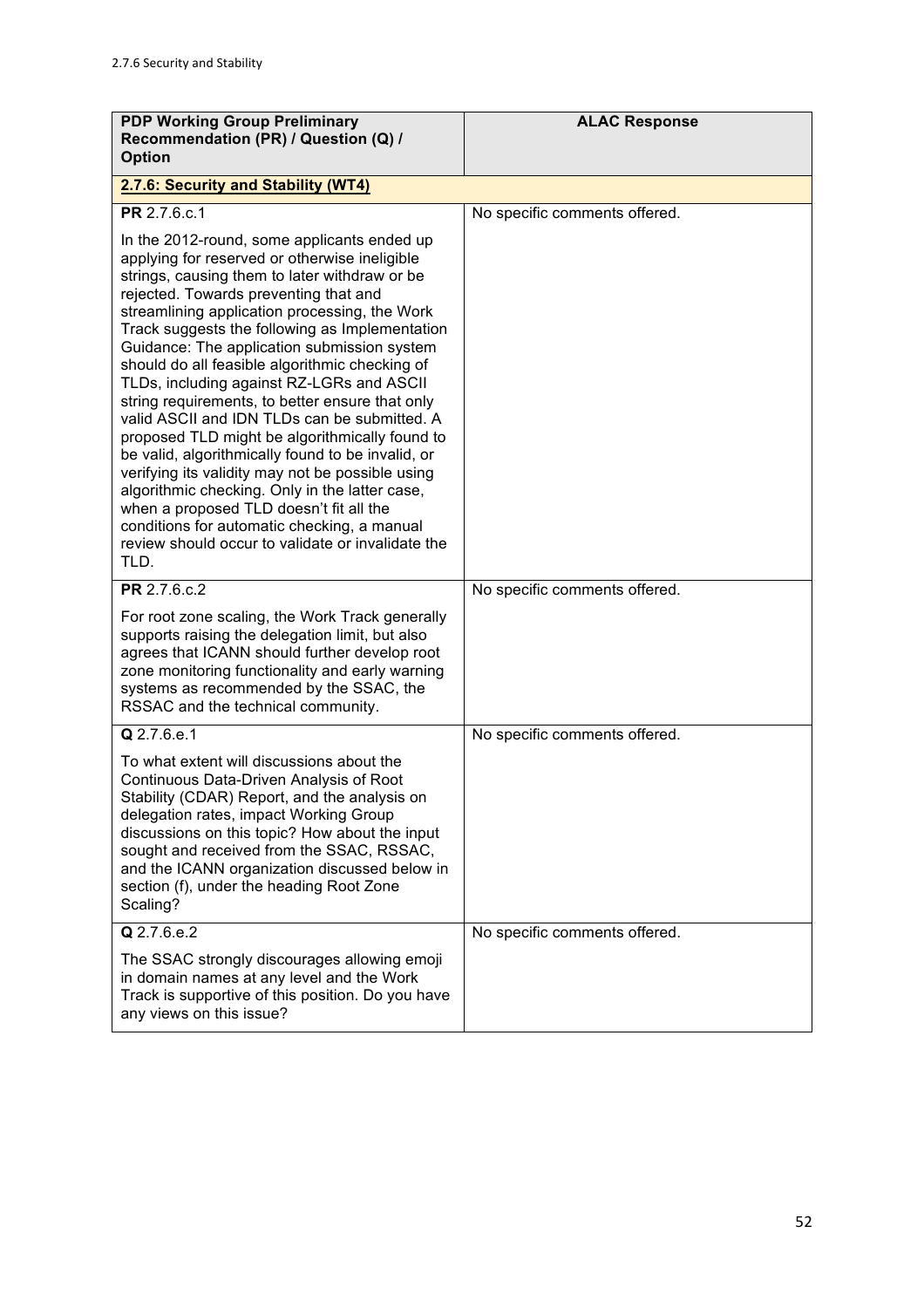2.7.6 Security and Stability

| PDP Working Group Preliminary Recommendation (PR) / Question (Q) / Option | ALAC Response |
|---|---|
| **2.7.6: Security and Stability (WT4)** | |
| **PR** 2.7.6.c.1<br><br>In the 2012-round, some applicants ended up applying for reserved or otherwise ineligible strings, causing them to later withdraw or be rejected. Towards preventing that and streamlining application processing, the Work Track suggests the following as Implementation Guidance: The application submission system should do all feasible algorithmic checking of TLDs, including against RZ-LGRs and ASCII string requirements, to better ensure that only valid ASCII and IDN TLDs can be submitted. A proposed TLD might be algorithmically found to be valid, algorithmically found to be invalid, or verifying its validity may not be possible using algorithmic checking. Only in the latter case, when a proposed TLD doesn't fit all the conditions for automatic checking, a manual review should occur to validate or invalidate the TLD. | No specific comments offered. |
| **PR** 2.7.6.c.2<br><br>For root zone scaling, the Work Track generally supports raising the delegation limit, but also agrees that ICANN should further develop root zone monitoring functionality and early warning systems as recommended by the SSAC, the RSSAC and the technical community. | No specific comments offered. |
| **Q** 2.7.6.e.1<br><br>To what extent will discussions about the Continuous Data-Driven Analysis of Root Stability (CDAR) Report, and the analysis on delegation rates, impact Working Group discussions on this topic? How about the input sought and received from the SSAC, RSSAC, and the ICANN organization discussed below in section (f), under the heading Root Zone Scaling? | No specific comments offered. |
| **Q** 2.7.6.e.2<br><br>The SSAC strongly discourages allowing emoji in domain names at any level and the Work Track is supportive of this position. Do you have any views on this issue? | No specific comments offered. |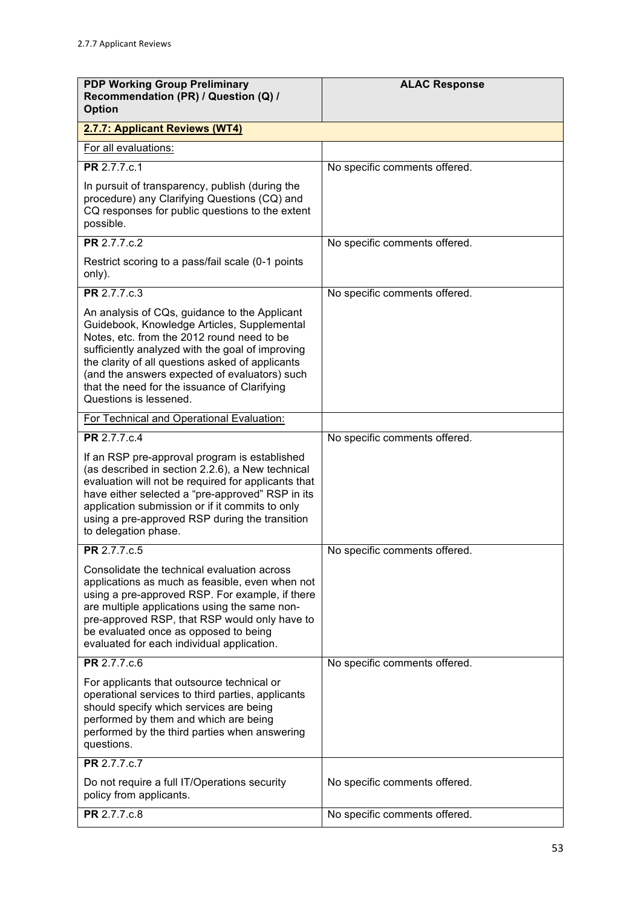| PDP Working Group Preliminary Recommendation (PR) / Question (Q) / Option | ALAC Response |
|---|---|
| **2.7.7: Applicant Reviews (WT4)** | |
| For all evaluations: | |
| **PR** 2.7.7.c.1<br><br>In pursuit of transparency, publish (during the procedure) any Clarifying Questions (CQ) and CQ responses for public questions to the extent possible. | No specific comments offered. |
| **PR** 2.7.7.c.2<br><br>Restrict scoring to a pass/fail scale (0-1 points only). | No specific comments offered. |
| **PR** 2.7.7.c.3<br><br>An analysis of CQs, guidance to the Applicant Guidebook, Knowledge Articles, Supplemental Notes, etc. from the 2012 round need to be sufficiently analyzed with the goal of improving the clarity of all questions asked of applicants (and the answers expected of evaluators) such that the need for the issuance of Clarifying Questions is lessened. | No specific comments offered. |
| For Technical and Operational Evaluation: | |
| **PR** 2.7.7.c.4<br><br>If an RSP pre-approval program is established (as described in section 2.2.6), a New technical evaluation will not be required for applicants that have either selected a "pre-approved" RSP in its application submission or if it commits to only using a pre-approved RSP during the transition to delegation phase. | No specific comments offered. |
| **PR** 2.7.7.c.5<br><br>Consolidate the technical evaluation across applications as much as feasible, even when not using a pre-approved RSP. For example, if there are multiple applications using the same non-pre-approved RSP, that RSP would only have to be evaluated once as opposed to being evaluated for each individual application. | No specific comments offered. |
| **PR** 2.7.7.c.6<br><br>For applicants that outsource technical or operational services to third parties, applicants should specify which services are being performed by them and which are being performed by the third parties when answering questions. | No specific comments offered. |
| **PR** 2.7.7.c.7<br><br>Do not require a full IT/Operations security policy from applicants. | No specific comments offered. |
| **PR** 2.7.7.c.8 | No specific comments offered. |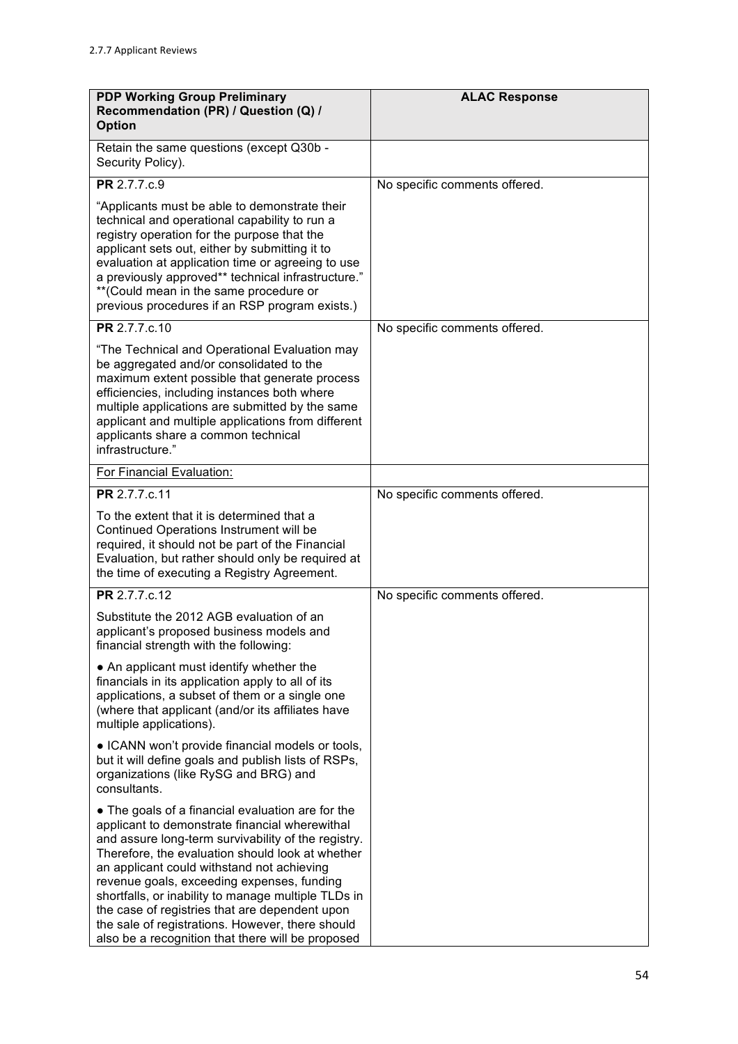2.7.7 Applicant Reviews

| PDP Working Group Preliminary Recommendation (PR) / Question (Q) / Option | ALAC Response |
|---|---|
| Retain the same questions (except Q30b - Security Policy). | |
| **PR** 2.7.7.c.9<br><br>"Applicants must be able to demonstrate their technical and operational capability to run a registry operation for the purpose that the applicant sets out, either by submitting it to evaluation at application time or agreeing to use a previously approved** technical infrastructure." **(Could mean in the same procedure or previous procedures if an RSP program exists.) | No specific comments offered. |
| **PR** 2.7.7.c.10<br><br>"The Technical and Operational Evaluation may be aggregated and/or consolidated to the maximum extent possible that generate process efficiencies, including instances both where multiple applications are submitted by the same applicant and multiple applications from different applicants share a common technical infrastructure." | No specific comments offered. |
| <u>For Financial Evaluation:</u> | |
| **PR** 2.7.7.c.11<br><br>To the extent that it is determined that a Continued Operations Instrument will be required, it should not be part of the Financial Evaluation, but rather should only be required at the time of executing a Registry Agreement. | No specific comments offered. |
| **PR** 2.7.7.c.12<br><br>Substitute the 2012 AGB evaluation of an applicant's proposed business models and financial strength with the following:<br><br>• An applicant must identify whether the financials in its application apply to all of its applications, a subset of them or a single one (where that applicant (and/or its affiliates have multiple applications).<br><br>• ICANN won't provide financial models or tools, but it will define goals and publish lists of RSPs, organizations (like RySG and BRG) and consultants.<br><br>• The goals of a financial evaluation are for the applicant to demonstrate financial wherewithal and assure long-term survivability of the registry. Therefore, the evaluation should look at whether an applicant could withstand not achieving revenue goals, exceeding expenses, funding shortfalls, or inability to manage multiple TLDs in the case of registries that are dependent upon the sale of registrations. However, there should also be a recognition that there will be proposed | No specific comments offered. |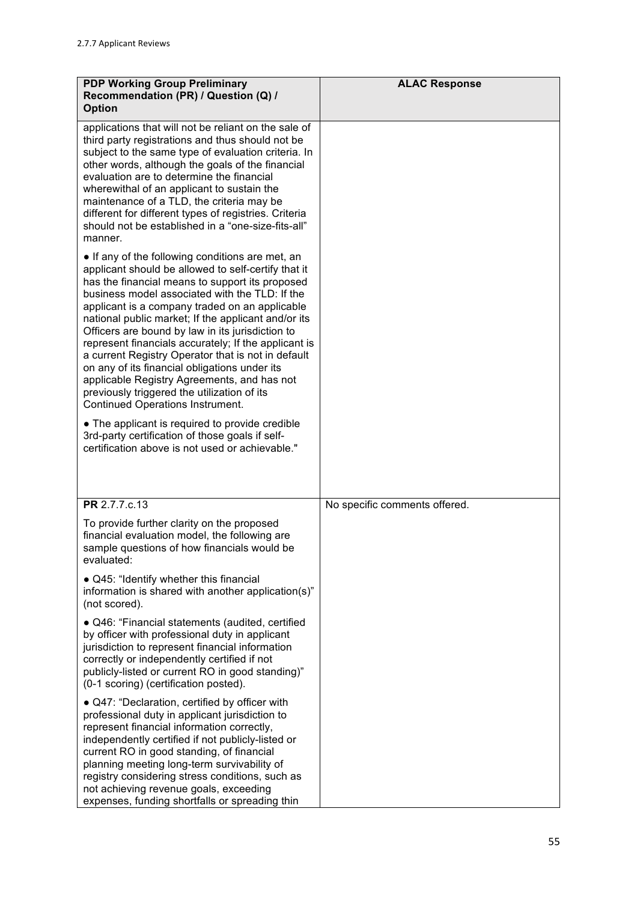| PDP Working Group Preliminary Recommendation (PR) / Question (Q) / Option | ALAC Response |
|---|---|
| applications that will not be reliant on the sale of third party registrations and thus should not be subject to the same type of evaluation criteria. In other words, although the goals of the financial evaluation are to determine the financial wherewithal of an applicant to sustain the maintenance of a TLD, the criteria may be different for different types of registries. Criteria should not be established in a "one-size-fits-all" manner.<br><br>● If any of the following conditions are met, an applicant should be allowed to self-certify that it has the financial means to support its proposed business model associated with the TLD: If the applicant is a company traded on an applicable national public market; If the applicant and/or its Officers are bound by law in its jurisdiction to represent financials accurately; If the applicant is a current Registry Operator that is not in default on any of its financial obligations under its applicable Registry Agreements, and has not previously triggered the utilization of its Continued Operations Instrument.<br><br>● The applicant is required to provide credible 3rd-party certification of those goals if self-certification above is not used or achievable." | |
| **PR** 2.7.7.c.13<br><br>To provide further clarity on the proposed financial evaluation model, the following are sample questions of how financials would be evaluated:<br><br>● Q45: "Identify whether this financial information is shared with another application(s)" (not scored).<br><br>● Q46: "Financial statements (audited, certified by officer with professional duty in applicant jurisdiction to represent financial information correctly or independently certified if not publicly-listed or current RO in good standing)" (0-1 scoring) (certification posted).<br><br>● Q47: "Declaration, certified by officer with professional duty in applicant jurisdiction to represent financial information correctly, independently certified if not publicly-listed or current RO in good standing, of financial planning meeting long-term survivability of registry considering stress conditions, such as not achieving revenue goals, exceeding expenses, funding shortfalls or spreading thin | No specific comments offered. |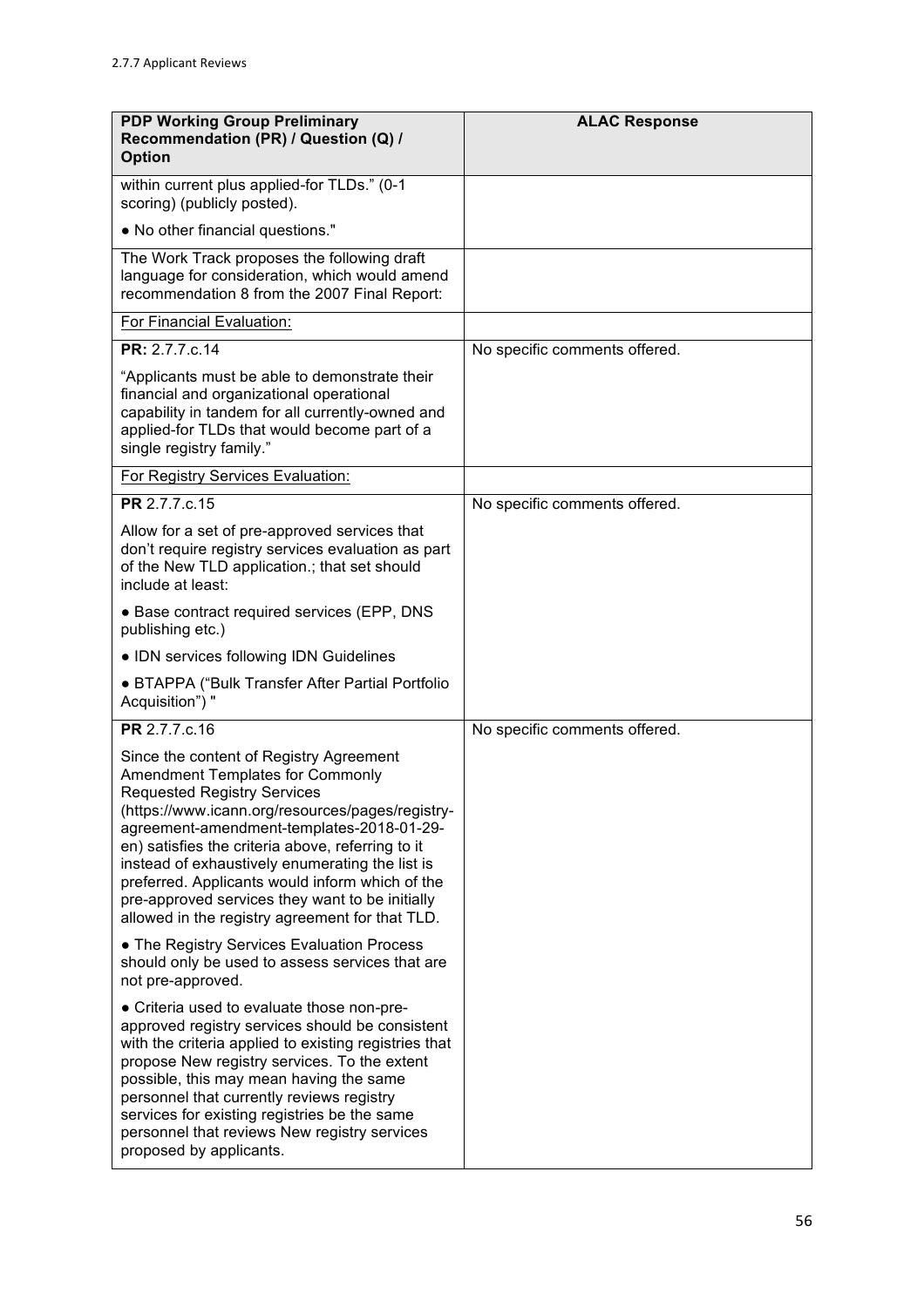2.7.7 Applicant Reviews

| PDP Working Group Preliminary Recommendation (PR) / Question (Q) / Option | ALAC Response |
|---|---|
| within current plus applied-for TLDs." (0-1 scoring) (publicly posted). | |
| • No other financial questions." | |
| The Work Track proposes the following draft language for consideration, which would amend recommendation 8 from the 2007 Final Report: | |
| For Financial Evaluation: | |
| **PR:** 2.7.7.c.14<br><br>"Applicants must be able to demonstrate their financial and organizational operational capability in tandem for all currently-owned and applied-for TLDs that would become part of a single registry family." | No specific comments offered. |
| For Registry Services Evaluation: | |
| **PR** 2.7.7.c.15<br><br>Allow for a set of pre-approved services that don't require registry services evaluation as part of the New TLD application.; that set should include at least:<br><br>• Base contract required services (EPP, DNS publishing etc.)<br><br>• IDN services following IDN Guidelines<br><br>• BTAPPA ("Bulk Transfer After Partial Portfolio Acquisition") " | No specific comments offered. |
| **PR** 2.7.7.c.16<br><br>Since the content of Registry Agreement Amendment Templates for Commonly Requested Registry Services (https://www.icann.org/resources/pages/registry-agreement-amendment-templates-2018-01-29-en) satisfies the criteria above, referring to it instead of exhaustively enumerating the list is preferred. Applicants would inform which of the pre-approved services they want to be initially allowed in the registry agreement for that TLD.<br><br>• The Registry Services Evaluation Process should only be used to assess services that are not pre-approved.<br><br>• Criteria used to evaluate those non-pre-approved registry services should be consistent with the criteria applied to existing registries that propose New registry services. To the extent possible, this may mean having the same personnel that currently reviews registry services for existing registries be the same personnel that reviews New registry services proposed by applicants. | No specific comments offered. |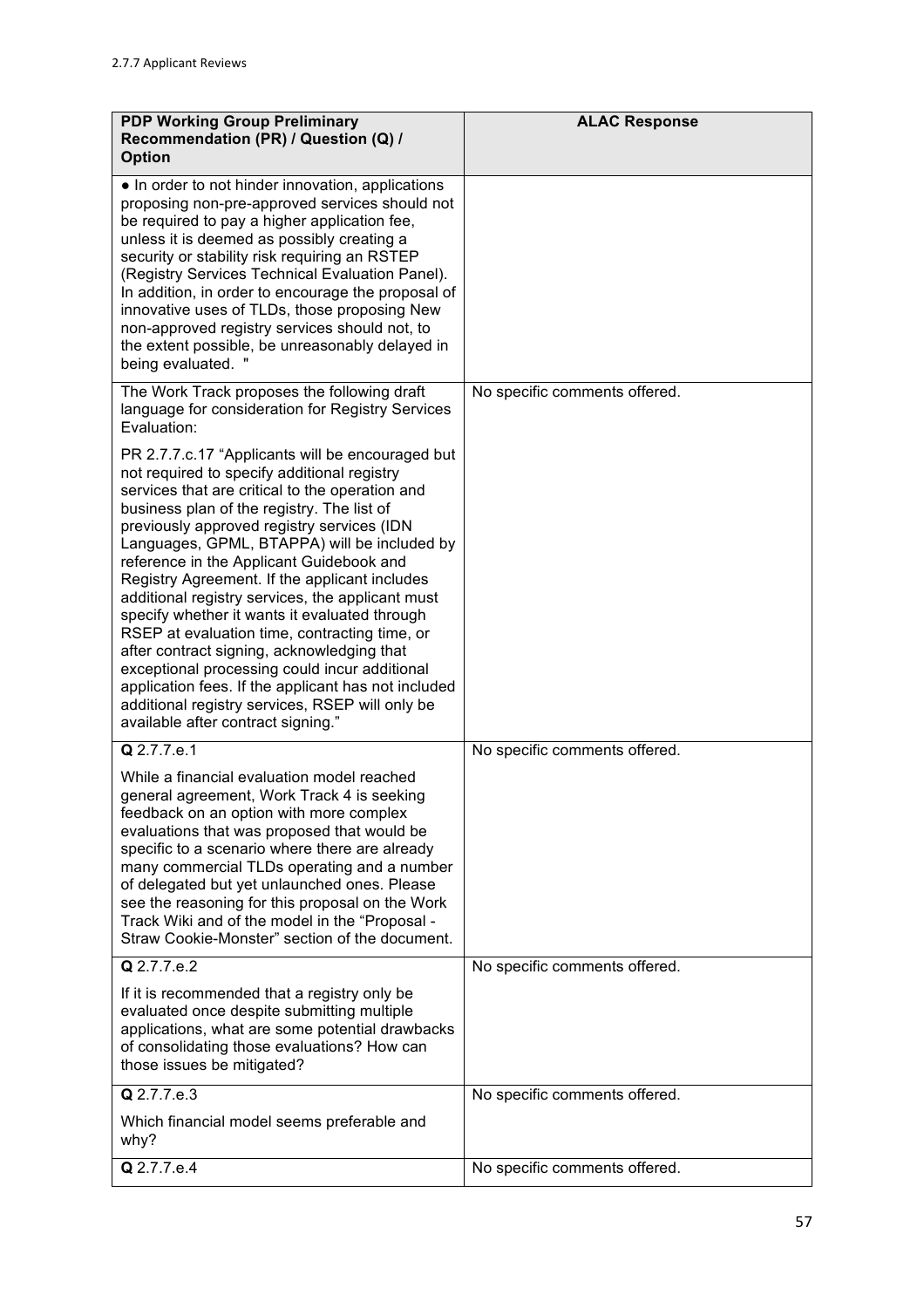| PDP Working Group Preliminary Recommendation (PR) / Question (Q) / Option | ALAC Response |
|---|---|
| • In order to not hinder innovation, applications proposing non-pre-approved services should not be required to pay a higher application fee, unless it is deemed as possibly creating a security or stability risk requiring an RSTEP (Registry Services Technical Evaluation Panel). In addition, in order to encourage the proposal of innovative uses of TLDs, those proposing New non-approved registry services should not, to the extent possible, be unreasonably delayed in being evaluated. " | |
| The Work Track proposes the following draft language for consideration for Registry Services Evaluation:<br><br>PR 2.7.7.c.17 "Applicants will be encouraged but not required to specify additional registry services that are critical to the operation and business plan of the registry. The list of previously approved registry services (IDN Languages, GPML, BTAPPA) will be included by reference in the Applicant Guidebook and Registry Agreement. If the applicant includes additional registry services, the applicant must specify whether it wants it evaluated through RSEP at evaluation time, contracting time, or after contract signing, acknowledging that exceptional processing could incur additional application fees. If the applicant has not included additional registry services, RSEP will only be available after contract signing." | No specific comments offered. |
| **Q** 2.7.7.e.1<br><br>While a financial evaluation model reached general agreement, Work Track 4 is seeking feedback on an option with more complex evaluations that was proposed that would be specific to a scenario where there are already many commercial TLDs operating and a number of delegated but yet unlaunched ones. Please see the reasoning for this proposal on the Work Track Wiki and of the model in the "Proposal - Straw Cookie-Monster" section of the document. | No specific comments offered. |
| **Q** 2.7.7.e.2<br><br>If it is recommended that a registry only be evaluated once despite submitting multiple applications, what are some potential drawbacks of consolidating those evaluations? How can those issues be mitigated? | No specific comments offered. |
| **Q** 2.7.7.e.3<br><br>Which financial model seems preferable and why? | No specific comments offered. |
| **Q** 2.7.7.e.4 | No specific comments offered. |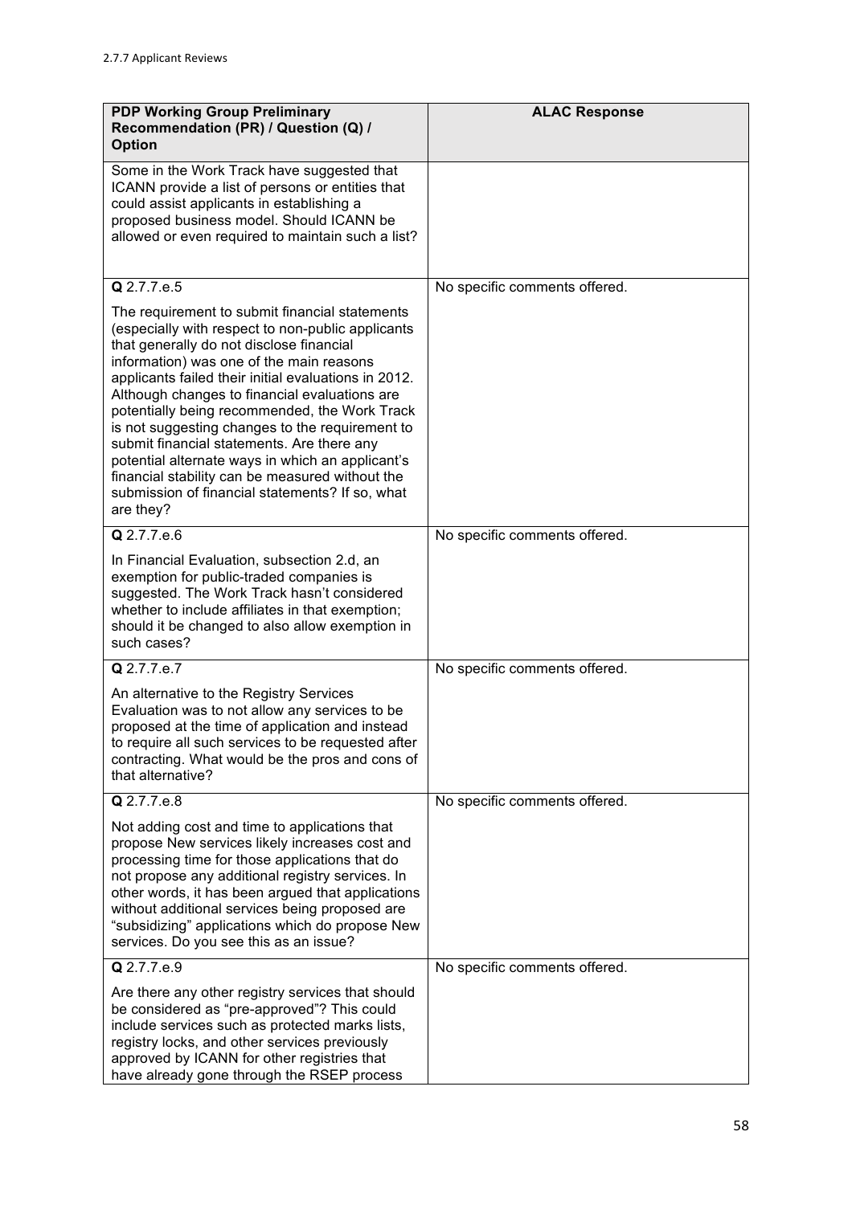| PDP Working Group Preliminary Recommendation (PR) / Question (Q) / Option | ALAC Response |
| --- | --- |
| Some in the Work Track have suggested that ICANN provide a list of persons or entities that could assist applicants in establishing a proposed business model. Should ICANN be allowed or even required to maintain such a list? | |
| **Q** 2.7.7.e.5<br><br>The requirement to submit financial statements (especially with respect to non-public applicants that generally do not disclose financial information) was one of the main reasons applicants failed their initial evaluations in 2012. Although changes to financial evaluations are potentially being recommended, the Work Track is not suggesting changes to the requirement to submit financial statements. Are there any potential alternate ways in which an applicant's financial stability can be measured without the submission of financial statements? If so, what are they? | No specific comments offered. |
| **Q** 2.7.7.e.6<br><br>In Financial Evaluation, subsection 2.d, an exemption for public-traded companies is suggested. The Work Track hasn't considered whether to include affiliates in that exemption; should it be changed to also allow exemption in such cases? | No specific comments offered. |
| **Q** 2.7.7.e.7<br><br>An alternative to the Registry Services Evaluation was to not allow any services to be proposed at the time of application and instead to require all such services to be requested after contracting. What would be the pros and cons of that alternative? | No specific comments offered. |
| **Q** 2.7.7.e.8<br><br>Not adding cost and time to applications that propose New services likely increases cost and processing time for those applications that do not propose any additional registry services. In other words, it has been argued that applications without additional services being proposed are "subsidizing" applications which do propose New services. Do you see this as an issue? | No specific comments offered. |
| **Q** 2.7.7.e.9<br><br>Are there any other registry services that should be considered as "pre-approved"? This could include services such as protected marks lists, registry locks, and other services previously approved by ICANN for other registries that have already gone through the RSEP process | No specific comments offered. |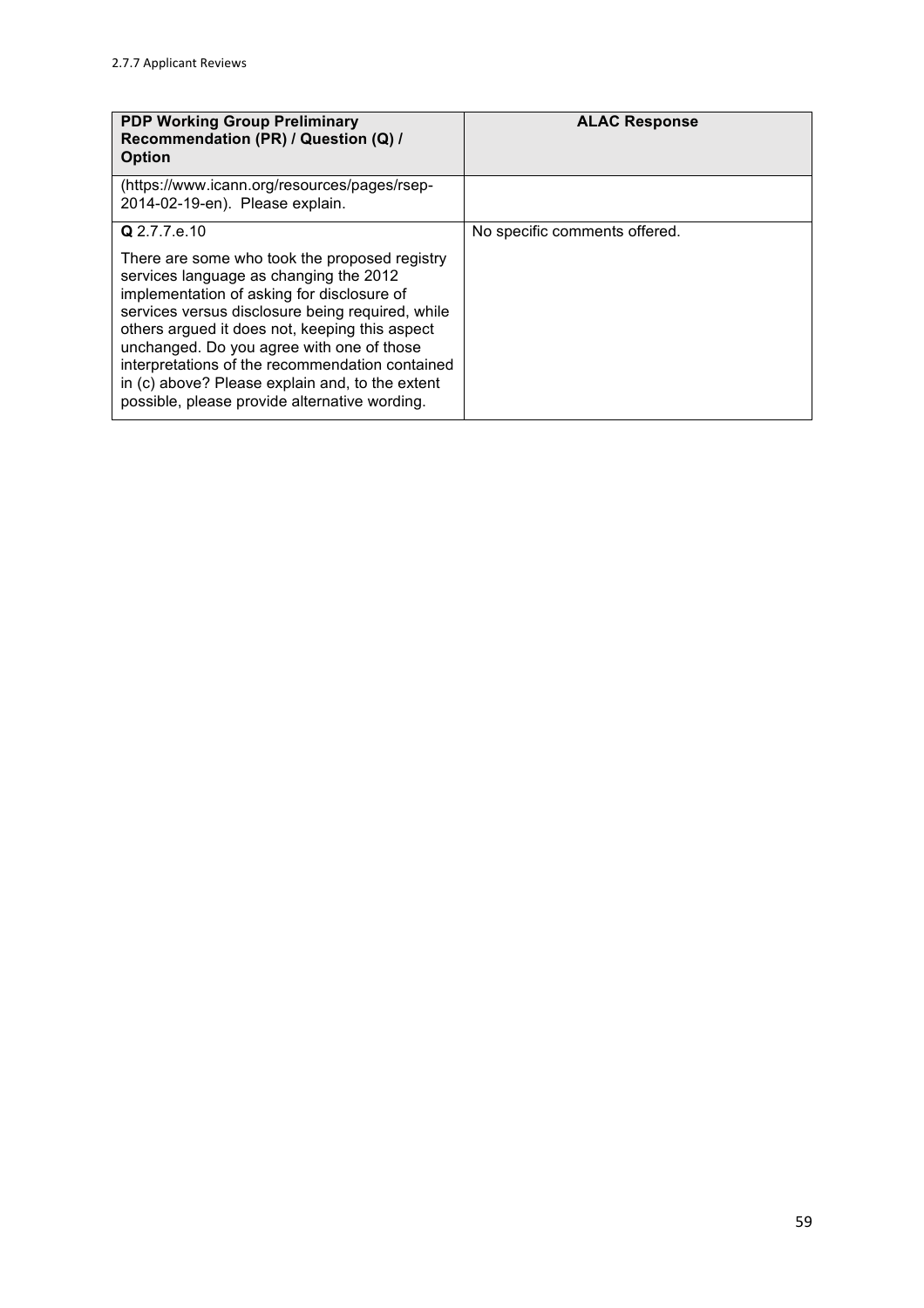| PDP Working Group Preliminary Recommendation (PR) / Question (Q) / Option | ALAC Response |
| --- | --- |
| (https://www.icann.org/resources/pages/rsep-2014-02-19-en). Please explain. | |
| **Q** 2.7.7.e.10<br><br>There are some who took the proposed registry services language as changing the 2012 implementation of asking for disclosure of services versus disclosure being required, while others argued it does not, keeping this aspect unchanged. Do you agree with one of those interpretations of the recommendation contained in (c) above? Please explain and, to the extent possible, please provide alternative wording. | No specific comments offered. |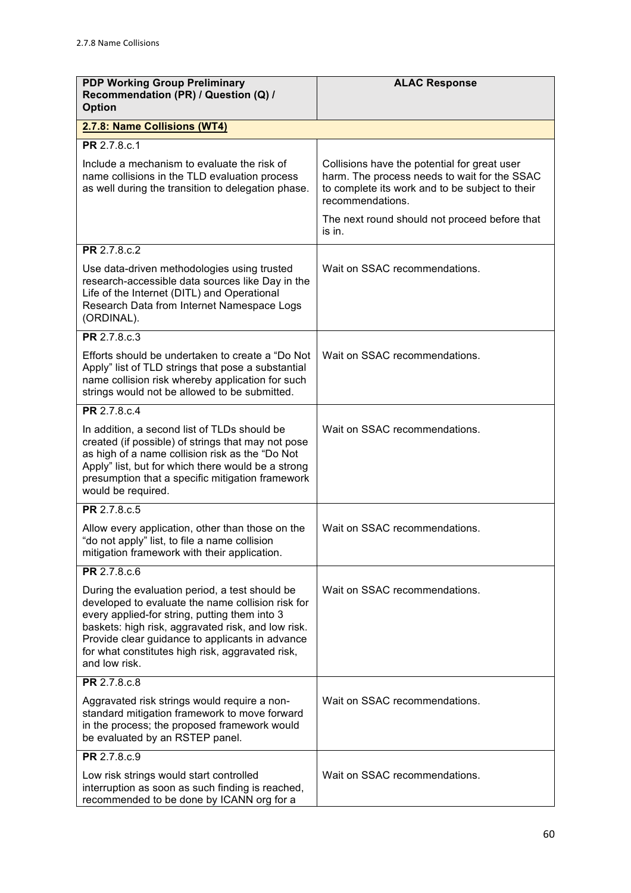| PDP Working Group Preliminary Recommendation (PR) / Question (Q) / Option | ALAC Response |
|---|---|
| **2.7.8: Name Collisions (WT4)** | |
| **PR** 2.7.8.c.1<br><br>Include a mechanism to evaluate the risk of name collisions in the TLD evaluation process as well during the transition to delegation phase. | Collisions have the potential for great user harm. The process needs to wait for the SSAC to complete its work and to be subject to their recommendations.<br><br>The next round should not proceed before that is in. |
| **PR** 2.7.8.c.2<br><br>Use data-driven methodologies using trusted research-accessible data sources like Day in the Life of the Internet (DITL) and Operational Research Data from Internet Namespace Logs (ORDINAL). | Wait on SSAC recommendations. |
| **PR** 2.7.8.c.3<br><br>Efforts should be undertaken to create a "Do Not Apply" list of TLD strings that pose a substantial name collision risk whereby application for such strings would not be allowed to be submitted. | Wait on SSAC recommendations. |
| **PR** 2.7.8.c.4<br><br>In addition, a second list of TLDs should be created (if possible) of strings that may not pose as high of a name collision risk as the "Do Not Apply" list, but for which there would be a strong presumption that a specific mitigation framework would be required. | Wait on SSAC recommendations. |
| **PR** 2.7.8.c.5<br><br>Allow every application, other than those on the "do not apply" list, to file a name collision mitigation framework with their application. | Wait on SSAC recommendations. |
| **PR** 2.7.8.c.6<br><br>During the evaluation period, a test should be developed to evaluate the name collision risk for every applied-for string, putting them into 3 baskets: high risk, aggravated risk, and low risk. Provide clear guidance to applicants in advance for what constitutes high risk, aggravated risk, and low risk. | Wait on SSAC recommendations. |
| **PR** 2.7.8.c.8<br><br>Aggravated risk strings would require a non-standard mitigation framework to move forward in the process; the proposed framework would be evaluated by an RSTEP panel. | Wait on SSAC recommendations. |
| **PR** 2.7.8.c.9<br><br>Low risk strings would start controlled interruption as soon as such finding is reached, recommended to be done by ICANN org for a | Wait on SSAC recommendations. |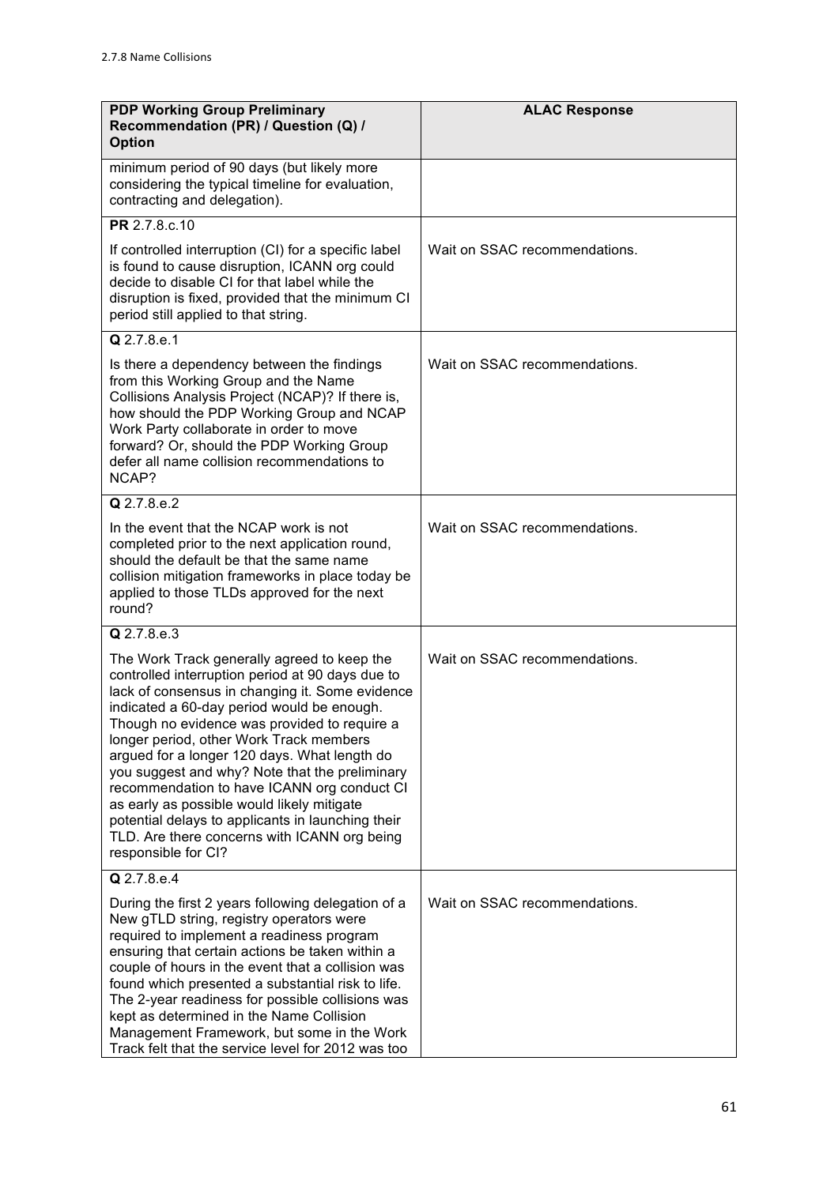| **PDP Working Group Preliminary Recommendation (PR) / Question (Q) / Option** | **ALAC Response** |
|---|---|
| minimum period of 90 days (but likely more considering the typical timeline for evaluation, contracting and delegation). | |
| **PR** 2.7.8.c.10<br><br>If controlled interruption (CI) for a specific label is found to cause disruption, ICANN org could decide to disable CI for that label while the disruption is fixed, provided that the minimum CI period still applied to that string. | Wait on SSAC recommendations. |
| **Q** 2.7.8.e.1<br><br>Is there a dependency between the findings from this Working Group and the Name Collisions Analysis Project (NCAP)? If there is, how should the PDP Working Group and NCAP Work Party collaborate in order to move forward? Or, should the PDP Working Group defer all name collision recommendations to NCAP? | Wait on SSAC recommendations. |
| **Q** 2.7.8.e.2<br><br>In the event that the NCAP work is not completed prior to the next application round, should the default be that the same name collision mitigation frameworks in place today be applied to those TLDs approved for the next round? | Wait on SSAC recommendations. |
| **Q** 2.7.8.e.3<br><br>The Work Track generally agreed to keep the controlled interruption period at 90 days due to lack of consensus in changing it. Some evidence indicated a 60-day period would be enough. Though no evidence was provided to require a longer period, other Work Track members argued for a longer 120 days. What length do you suggest and why? Note that the preliminary recommendation to have ICANN org conduct CI as early as possible would likely mitigate potential delays to applicants in launching their TLD. Are there concerns with ICANN org being responsible for CI? | Wait on SSAC recommendations. |
| **Q** 2.7.8.e.4<br><br>During the first 2 years following delegation of a New gTLD string, registry operators were required to implement a readiness program ensuring that certain actions be taken within a couple of hours in the event that a collision was found which presented a substantial risk to life. The 2-year readiness for possible collisions was kept as determined in the Name Collision Management Framework, but some in the Work Track felt that the service level for 2012 was too | Wait on SSAC recommendations. |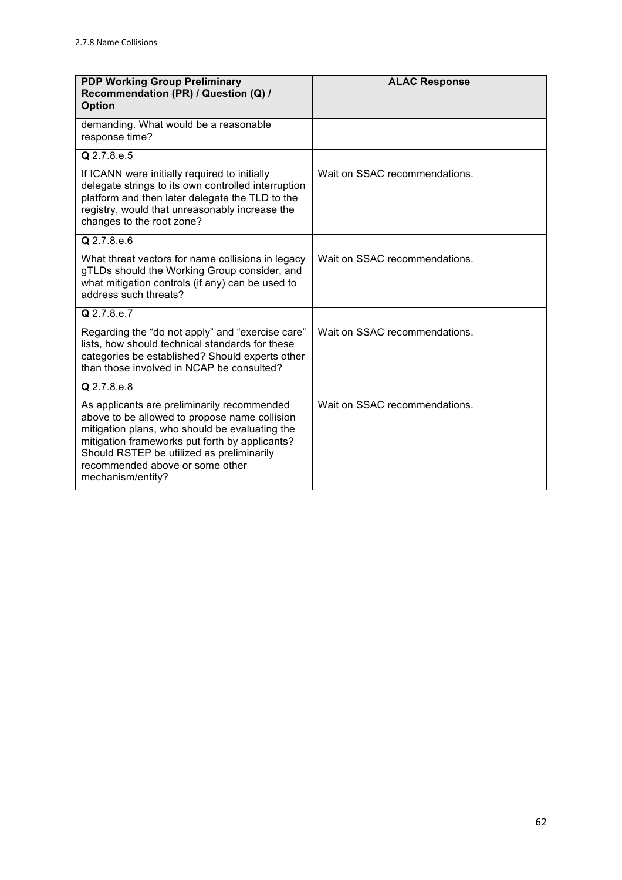2.7.8 Name Collisions

| PDP Working Group Preliminary Recommendation (PR) / Question (Q) / Option | ALAC Response |
|---|---|
| demanding. What would be a reasonable response time? | |
| **Q** 2.7.8.e.5<br><br>If ICANN were initially required to initially delegate strings to its own controlled interruption platform and then later delegate the TLD to the registry, would that unreasonably increase the changes to the root zone? | Wait on SSAC recommendations. |
| **Q** 2.7.8.e.6<br><br>What threat vectors for name collisions in legacy gTLDs should the Working Group consider, and what mitigation controls (if any) can be used to address such threats? | Wait on SSAC recommendations. |
| **Q** 2.7.8.e.7<br><br>Regarding the "do not apply" and "exercise care" lists, how should technical standards for these categories be established? Should experts other than those involved in NCAP be consulted? | Wait on SSAC recommendations. |
| **Q** 2.7.8.e.8<br><br>As applicants are preliminarily recommended above to be allowed to propose name collision mitigation plans, who should be evaluating the mitigation frameworks put forth by applicants? Should RSTEP be utilized as preliminarily recommended above or some other mechanism/entity? | Wait on SSAC recommendations. |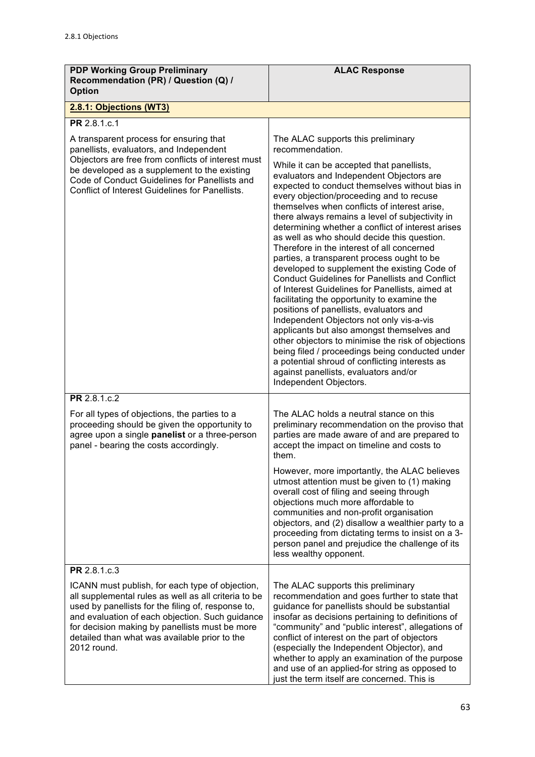2.8.1 Objections

| PDP Working Group Preliminary Recommendation (PR) / Question (Q) / Option | ALAC Response |
|---|---|
| **2.8.1: Objections (WT3)** | |
| **PR** 2.8.1.c.1<br><br>A transparent process for ensuring that panellists, evaluators, and Independent Objectors are free from conflicts of interest must be developed as a supplement to the existing Code of Conduct Guidelines for Panellists and Conflict of Interest Guidelines for Panellists. | The ALAC supports this preliminary recommendation.<br><br>While it can be accepted that panellists, evaluators and Independent Objectors are expected to conduct themselves without bias in every objection/proceeding and to recuse themselves when conflicts of interest arise, there always remains a level of subjectivity in determining whether a conflict of interest arises as well as who should decide this question. Therefore in the interest of all concerned parties, a transparent process ought to be developed to supplement the existing Code of Conduct Guidelines for Panellists and Conflict of Interest Guidelines for Panellists, aimed at facilitating the opportunity to examine the positions of panellists, evaluators and Independent Objectors not only vis-a-vis applicants but also amongst themselves and other objectors to minimise the risk of objections being filed / proceedings being conducted under a potential shroud of conflicting interests as against panellists, evaluators and/or Independent Objectors. |
| **PR** 2.8.1.c.2<br><br>For all types of objections, the parties to a proceeding should be given the opportunity to agree upon a single **panelist** or a three-person panel - bearing the costs accordingly. | The ALAC holds a neutral stance on this preliminary recommendation on the proviso that parties are made aware of and are prepared to accept the impact on timeline and costs to them.<br><br>However, more importantly, the ALAC believes utmost attention must be given to (1) making overall cost of filing and seeing through objections much more affordable to communities and non-profit organisation objectors, and (2) disallow a wealthier party to a proceeding from dictating terms to insist on a 3-person panel and prejudice the challenge of its less wealthy opponent. |
| **PR** 2.8.1.c.3<br><br>ICANN must publish, for each type of objection, all supplemental rules as well as all criteria to be used by panellists for the filing of, response to, and evaluation of each objection. Such guidance for decision making by panellists must be more detailed than what was available prior to the 2012 round. | The ALAC supports this preliminary recommendation and goes further to state that guidance for panellists should be substantial insofar as decisions pertaining to definitions of "community" and "public interest", allegations of conflict of interest on the part of objectors (especially the Independent Objector), and whether to apply an examination of the purpose and use of an applied-for string as opposed to just the term itself are concerned. This is |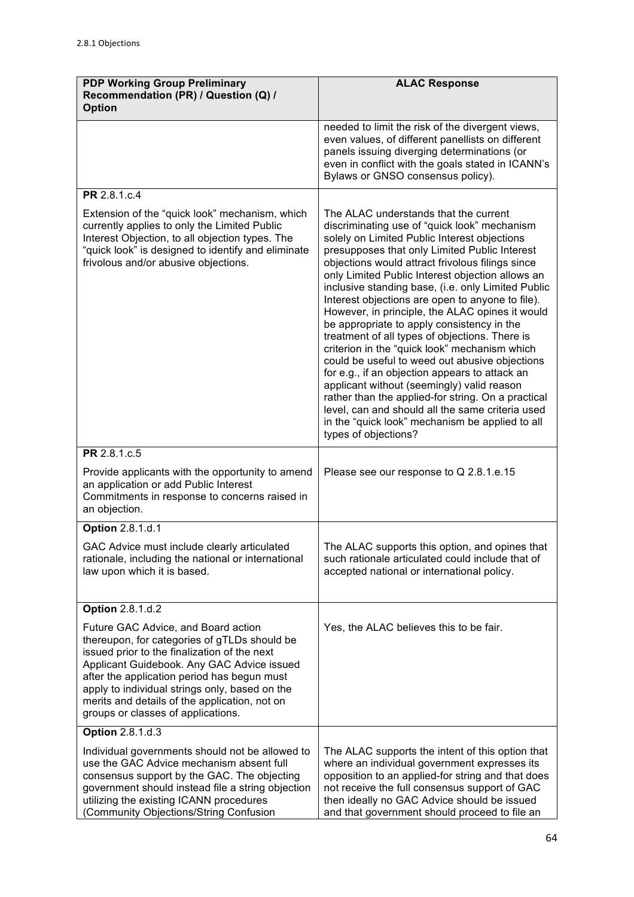2.8.1 Objections

| PDP Working Group Preliminary Recommendation (PR) / Question (Q) / Option | ALAC Response |
|---|---|
| | needed to limit the risk of the divergent views, even values, of different panellists on different panels issuing diverging determinations (or even in conflict with the goals stated in ICANN's Bylaws or GNSO consensus policy). |
| **PR** 2.8.1.c.4<br><br>Extension of the "quick look" mechanism, which currently applies to only the Limited Public Interest Objection, to all objection types. The "quick look" is designed to identify and eliminate frivolous and/or abusive objections. | The ALAC understands that the current discriminating use of "quick look" mechanism solely on Limited Public Interest objections presupposes that only Limited Public Interest objections would attract frivolous filings since only Limited Public Interest objection allows an inclusive standing base, (i.e. only Limited Public Interest objections are open to anyone to file). However, in principle, the ALAC opines it would be appropriate to apply consistency in the treatment of all types of objections. There is criterion in the "quick look" mechanism which could be useful to weed out abusive objections for e.g., if an objection appears to attack an applicant without (seemingly) valid reason rather than the applied-for string. On a practical level, can and should all the same criteria used in the "quick look" mechanism be applied to all types of objections? |
| **PR** 2.8.1.c.5<br><br>Provide applicants with the opportunity to amend an application or add Public Interest Commitments in response to concerns raised in an objection. | Please see our response to Q 2.8.1.e.15 |
| **Option** 2.8.1.d.1<br><br>GAC Advice must include clearly articulated rationale, including the national or international law upon which it is based. | The ALAC supports this option, and opines that such rationale articulated could include that of accepted national or international policy. |
| **Option** 2.8.1.d.2<br><br>Future GAC Advice, and Board action thereupon, for categories of gTLDs should be issued prior to the finalization of the next Applicant Guidebook. Any GAC Advice issued after the application period has begun must apply to individual strings only, based on the merits and details of the application, not on groups or classes of applications. | Yes, the ALAC believes this to be fair. |
| **Option** 2.8.1.d.3<br><br>Individual governments should not be allowed to use the GAC Advice mechanism absent full consensus support by the GAC. The objecting government should instead file a string objection utilizing the existing ICANN procedures (Community Objections/String Confusion | The ALAC supports the intent of this option that where an individual government expresses its opposition to an applied-for string and that does not receive the full consensus support of GAC then ideally no GAC Advice should be issued and that government should proceed to file an |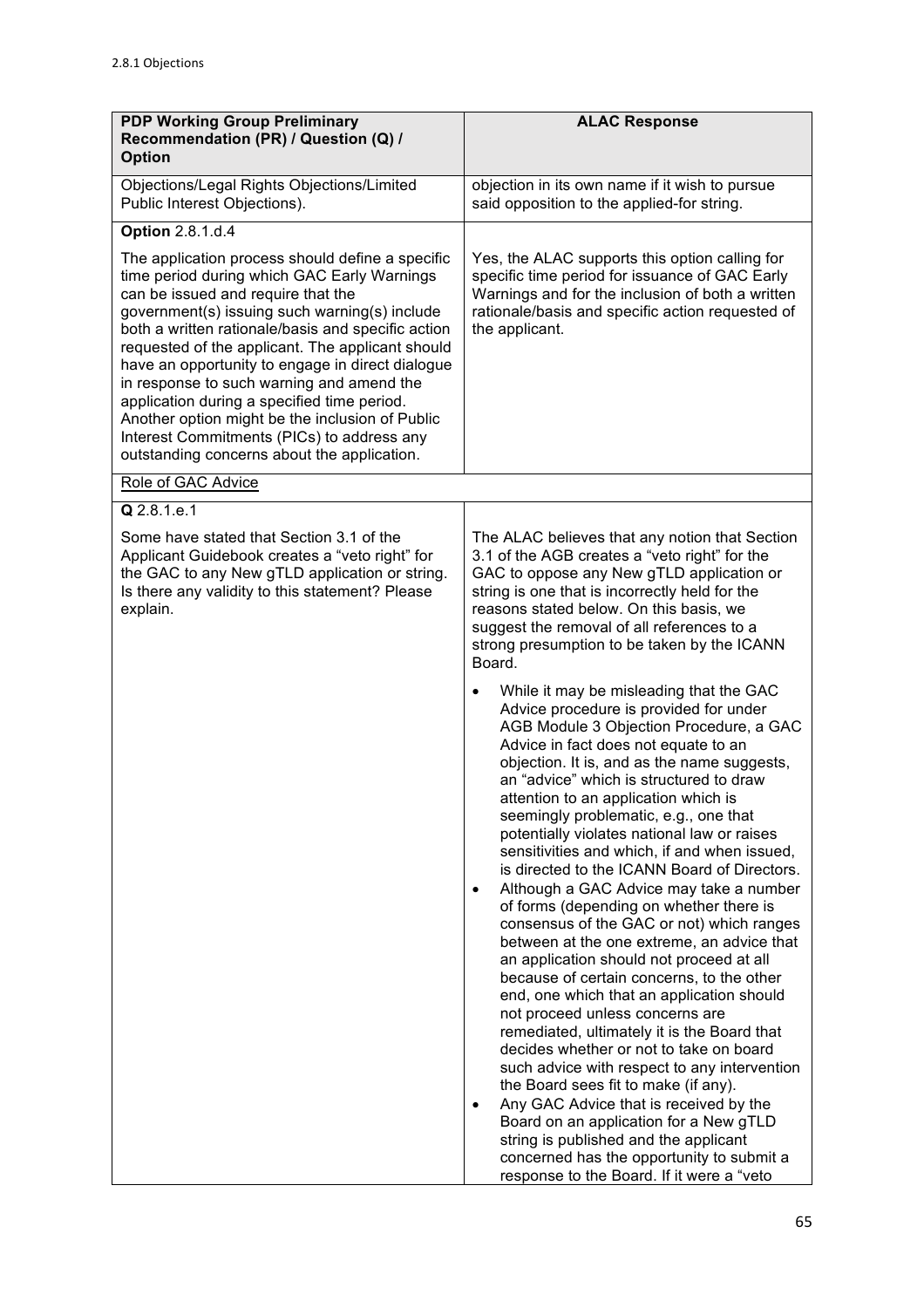2.8.1 Objections

| PDP Working Group Preliminary Recommendation (PR) / Question (Q) / Option | ALAC Response |
|---|---|
| Objections/Legal Rights Objections/Limited Public Interest Objections). | objection in its own name if it wish to pursue said opposition to the applied-for string. |
| **Option** 2.8.1.d.4<br><br>The application process should define a specific time period during which GAC Early Warnings can be issued and require that the government(s) issuing such warning(s) include both a written rationale/basis and specific action requested of the applicant. The applicant should have an opportunity to engage in direct dialogue in response to such warning and amend the application during a specified time period. Another option might be the inclusion of Public Interest Commitments (PICs) to address any outstanding concerns about the application. | Yes, the ALAC supports this option calling for specific time period for issuance of GAC Early Warnings and for the inclusion of both a written rationale/basis and specific action requested of the applicant. |
| Role of GAC Advice | |
| **Q** 2.8.1.e.1<br><br>Some have stated that Section 3.1 of the Applicant Guidebook creates a "veto right" for the GAC to any New gTLD application or string. Is there any validity to this statement? Please explain. | The ALAC believes that any notion that Section 3.1 of the AGB creates a "veto right" for the GAC to oppose any New gTLD application or string is one that is incorrectly held for the reasons stated below. On this basis, we suggest the removal of all references to a strong presumption to be taken by the ICANN Board.<br><br>• While it may be misleading that the GAC Advice procedure is provided for under AGB Module 3 Objection Procedure, a GAC Advice in fact does not equate to an objection. It is, and as the name suggests, an "advice" which is structured to draw attention to an application which is seemingly problematic, e.g., one that potentially violates national law or raises sensitivities and which, if and when issued, is directed to the ICANN Board of Directors.<br>• Although a GAC Advice may take a number of forms (depending on whether there is consensus of the GAC or not) which ranges between at the one extreme, an advice that an application should not proceed at all because of certain concerns, to the other end, one which that an application should not proceed unless concerns are remediated, ultimately it is the Board that decides whether or not to take on board such advice with respect to any intervention the Board sees fit to make (if any).<br>• Any GAC Advice that is received by the Board on an application for a New gTLD string is published and the applicant concerned has the opportunity to submit a response to the Board. If it were a "veto |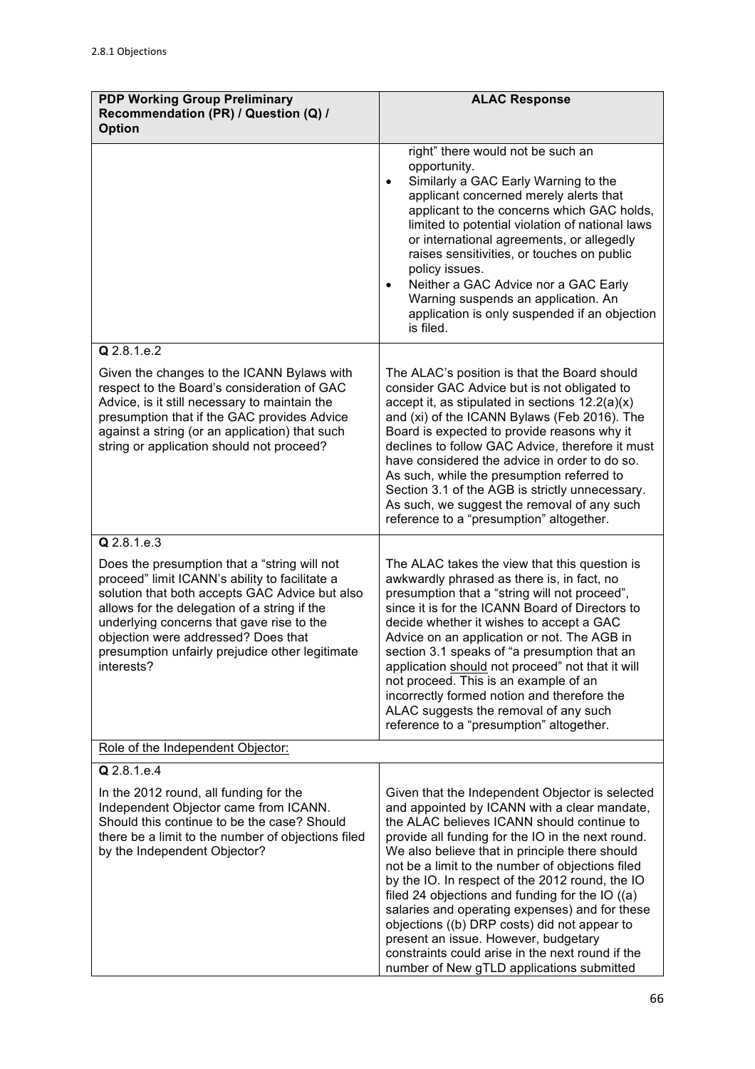2.8.1 Objections

| PDP Working Group Preliminary Recommendation (PR) / Question (Q) / Option | ALAC Response |
|---|---|
| | right" there would not be such an opportunity.<br>• Similarly a GAC Early Warning to the applicant concerned merely alerts that applicant to the concerns which GAC holds, limited to potential violation of national laws or international agreements, or allegedly raises sensitivities, or touches on public policy issues.<br>• Neither a GAC Advice nor a GAC Early Warning suspends an application. An application is only suspended if an objection is filed. |
| **Q** 2.8.1.e.2<br><br>Given the changes to the ICANN Bylaws with respect to the Board's consideration of GAC Advice, is it still necessary to maintain the presumption that if the GAC provides Advice against a string (or an application) that such string or application should not proceed? | The ALAC's position is that the Board should consider GAC Advice but is not obligated to accept it, as stipulated in sections 12.2(a)(x) and (xi) of the ICANN Bylaws (Feb 2016). The Board is expected to provide reasons why it declines to follow GAC Advice, therefore it must have considered the advice in order to do so. As such, while the presumption referred to Section 3.1 of the AGB is strictly unnecessary. As such, we suggest the removal of any such reference to a "presumption" altogether. |
| **Q** 2.8.1.e.3<br><br>Does the presumption that a "string will not proceed" limit ICANN's ability to facilitate a solution that both accepts GAC Advice but also allows for the delegation of a string if the underlying concerns that gave rise to the objection were addressed? Does that presumption unfairly prejudice other legitimate interests? | The ALAC takes the view that this question is awkwardly phrased as there is, in fact, no presumption that a "string will not proceed", since it is for the ICANN Board of Directors to decide whether it wishes to accept a GAC Advice on an application or not. The AGB in section 3.1 speaks of "a presumption that an application <u>should</u> not proceed" not that it will not proceed. This is an example of an incorrectly formed notion and therefore the ALAC suggests the removal of any such reference to a "presumption" altogether. |
| <u>Role of the Independent Objector:</u> | |
| **Q** 2.8.1.e.4<br><br>In the 2012 round, all funding for the Independent Objector came from ICANN. Should this continue to be the case? Should there be a limit to the number of objections filed by the Independent Objector? | Given that the Independent Objector is selected and appointed by ICANN with a clear mandate, the ALAC believes ICANN should continue to provide all funding for the IO in the next round. We also believe that in principle there should not be a limit to the number of objections filed by the IO. In respect of the 2012 round, the IO filed 24 objections and funding for the IO ((a) salaries and operating expenses) and for these objections ((b) DRP costs) did not appear to present an issue. However, budgetary constraints could arise in the next round if the number of New gTLD applications submitted |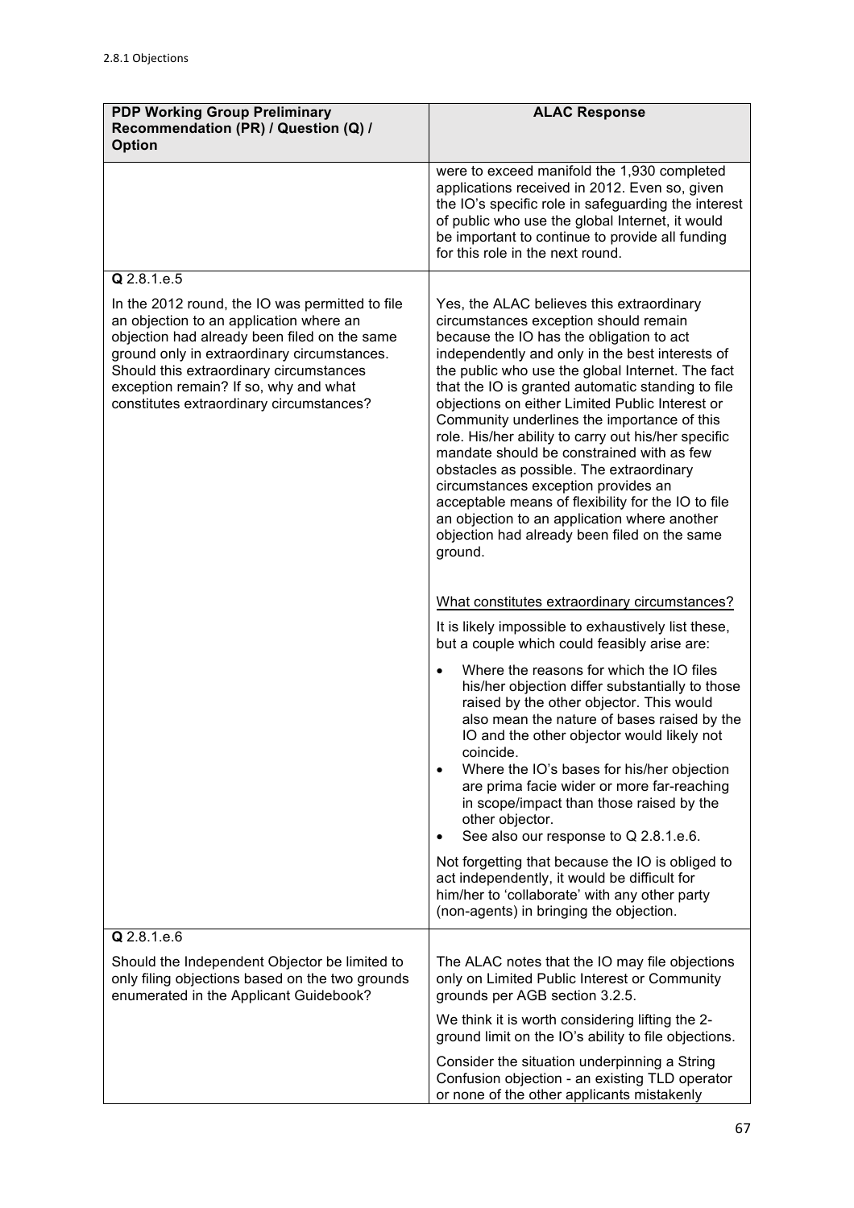2.8.1 Objections

| PDP Working Group Preliminary Recommendation (PR) / Question (Q) / Option | ALAC Response |
|---|---|
| | were to exceed manifold the 1,930 completed applications received in 2012. Even so, given the IO's specific role in safeguarding the interest of public who use the global Internet, it would be important to continue to provide all funding for this role in the next round. |
| **Q** 2.8.1.e.5<br><br>In the 2012 round, the IO was permitted to file an objection to an application where an objection had already been filed on the same ground only in extraordinary circumstances. Should this extraordinary circumstances exception remain? If so, why and what constitutes extraordinary circumstances? | Yes, the ALAC believes this extraordinary circumstances exception should remain because the IO has the obligation to act independently and only in the best interests of the public who use the global Internet. The fact that the IO is granted automatic standing to file objections on either Limited Public Interest or Community underlines the importance of this role. His/her ability to carry out his/her specific mandate should be constrained with as few obstacles as possible. The extraordinary circumstances exception provides an acceptable means of flexibility for the IO to file an objection to an application where another objection had already been filed on the same ground.<br><br><u>What constitutes extraordinary circumstances?</u><br><br>It is likely impossible to exhaustively list these, but a couple which could feasibly arise are:<br><br>• Where the reasons for which the IO files his/her objection differ substantially to those raised by the other objector. This would also mean the nature of bases raised by the IO and the other objector would likely not coincide.<br>• Where the IO's bases for his/her objection are prima facie wider or more far-reaching in scope/impact than those raised by the other objector.<br>• See also our response to Q 2.8.1.e.6.<br><br>Not forgetting that because the IO is obliged to act independently, it would be difficult for him/her to 'collaborate' with any other party (non-agents) in bringing the objection. |
| **Q** 2.8.1.e.6<br><br>Should the Independent Objector be limited to only filing objections based on the two grounds enumerated in the Applicant Guidebook? | The ALAC notes that the IO may file objections only on Limited Public Interest or Community grounds per AGB section 3.2.5.<br><br>We think it is worth considering lifting the 2-ground limit on the IO's ability to file objections.<br><br>Consider the situation underpinning a String Confusion objection - an existing TLD operator or none of the other applicants mistakenly |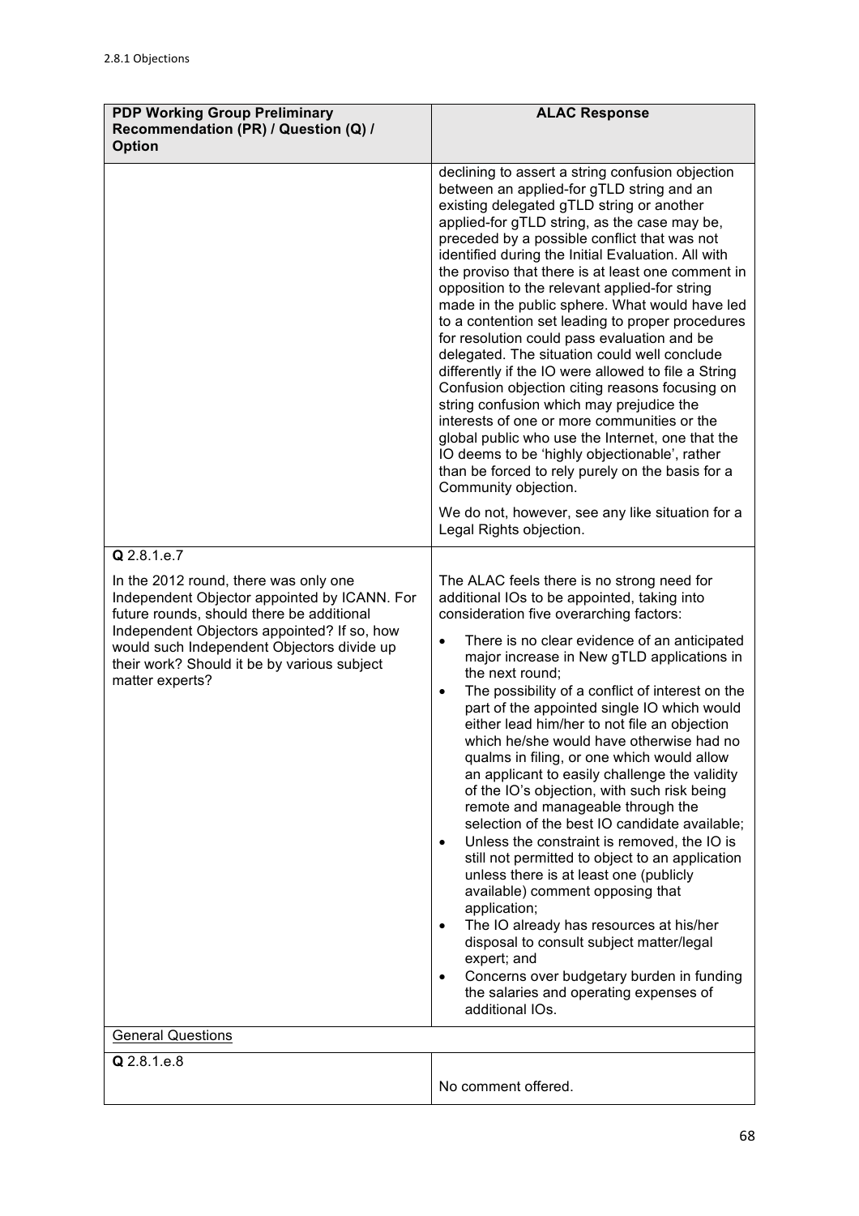2.8.1 Objections

| PDP Working Group Preliminary Recommendation (PR) / Question (Q) / Option | ALAC Response |
|---|---|
| | declining to assert a string confusion objection between an applied-for gTLD string and an existing delegated gTLD string or another applied-for gTLD string, as the case may be, preceded by a possible conflict that was not identified during the Initial Evaluation. All with the proviso that there is at least one comment in opposition to the relevant applied-for string made in the public sphere. What would have led to a contention set leading to proper procedures for resolution could pass evaluation and be delegated. The situation could well conclude differently if the IO were allowed to file a String Confusion objection citing reasons focusing on string confusion which may prejudice the interests of one or more communities or the global public who use the Internet, one that the IO deems to be 'highly objectionable', rather than be forced to rely purely on the basis for a Community objection.<br><br>We do not, however, see any like situation for a Legal Rights objection. |
| **Q** 2.8.1.e.7<br><br>In the 2012 round, there was only one Independent Objector appointed by ICANN. For future rounds, should there be additional Independent Objectors appointed? If so, how would such Independent Objectors divide up their work? Should it be by various subject matter experts? | The ALAC feels there is no strong need for additional IOs to be appointed, taking into consideration five overarching factors:<br>• There is no clear evidence of an anticipated major increase in New gTLD applications in the next round;<br>• The possibility of a conflict of interest on the part of the appointed single IO which would either lead him/her to not file an objection which he/she would have otherwise had no qualms in filing, or one which would allow an applicant to easily challenge the validity of the IO's objection, with such risk being remote and manageable through the selection of the best IO candidate available;<br>• Unless the constraint is removed, the IO is still not permitted to object to an application unless there is at least one (publicly available) comment opposing that application;<br>• The IO already has resources at his/her disposal to consult subject matter/legal expert; and<br>• Concerns over budgetary burden in funding the salaries and operating expenses of additional IOs. |
| General Questions | |
| **Q** 2.8.1.e.8 | No comment offered. |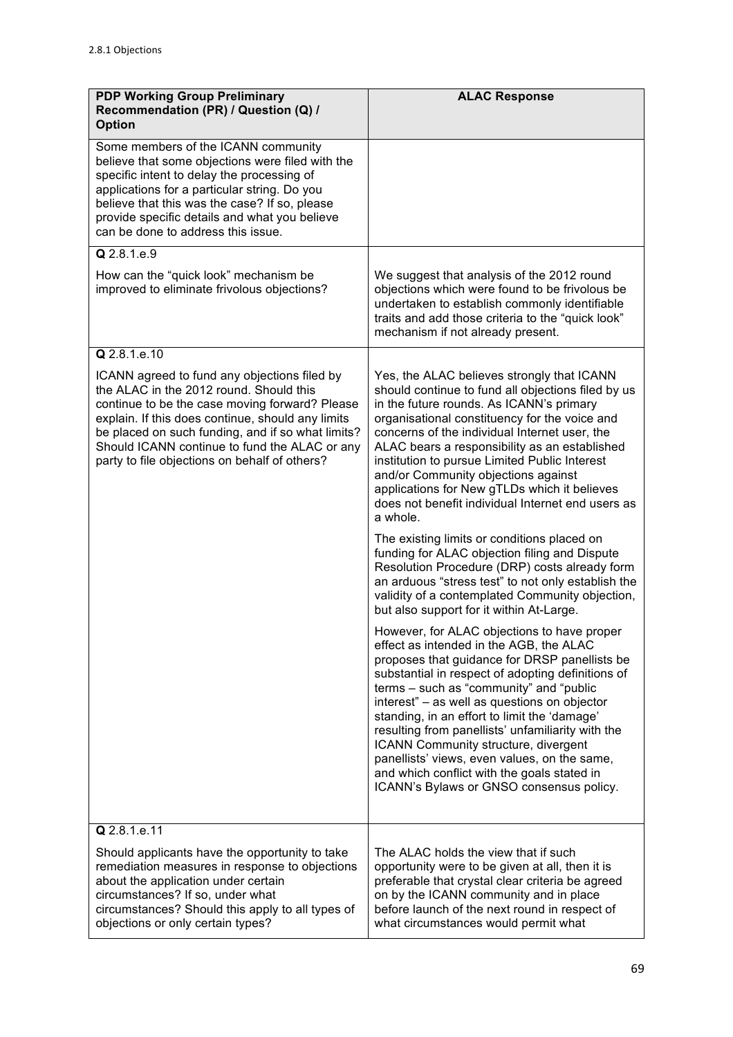2.8.1 Objections

| PDP Working Group Preliminary Recommendation (PR) / Question (Q) / Option | ALAC Response |
|---|---|
| Some members of the ICANN community believe that some objections were filed with the specific intent to delay the processing of applications for a particular string. Do you believe that this was the case? If so, please provide specific details and what you believe can be done to address this issue. | |
| **Q** 2.8.1.e.9<br><br>How can the "quick look" mechanism be improved to eliminate frivolous objections? | We suggest that analysis of the 2012 round objections which were found to be frivolous be undertaken to establish commonly identifiable traits and add those criteria to the "quick look" mechanism if not already present. |
| **Q** 2.8.1.e.10<br><br>ICANN agreed to fund any objections filed by the ALAC in the 2012 round. Should this continue to be the case moving forward? Please explain. If this does continue, should any limits be placed on such funding, and if so what limits? Should ICANN continue to fund the ALAC or any party to file objections on behalf of others? | Yes, the ALAC believes strongly that ICANN should continue to fund all objections filed by us in the future rounds. As ICANN's primary organisational constituency for the voice and concerns of the individual Internet user, the ALAC bears a responsibility as an established institution to pursue Limited Public Interest and/or Community objections against applications for New gTLDs which it believes does not benefit individual Internet end users as a whole.<br><br>The existing limits or conditions placed on funding for ALAC objection filing and Dispute Resolution Procedure (DRP) costs already form an arduous "stress test" to not only establish the validity of a contemplated Community objection, but also support for it within At-Large.<br><br>However, for ALAC objections to have proper effect as intended in the AGB, the ALAC proposes that guidance for DRSP panellists be substantial in respect of adopting definitions of terms – such as "community" and "public interest" – as well as questions on objector standing, in an effort to limit the 'damage' resulting from panellists' unfamiliarity with the ICANN Community structure, divergent panellists' views, even values, on the same, and which conflict with the goals stated in ICANN's Bylaws or GNSO consensus policy. |
| **Q** 2.8.1.e.11<br><br>Should applicants have the opportunity to take remediation measures in response to objections about the application under certain circumstances? If so, under what circumstances? Should this apply to all types of objections or only certain types? | The ALAC holds the view that if such opportunity were to be given at all, then it is preferable that crystal clear criteria be agreed on by the ICANN community and in place before launch of the next round in respect of what circumstances would permit what |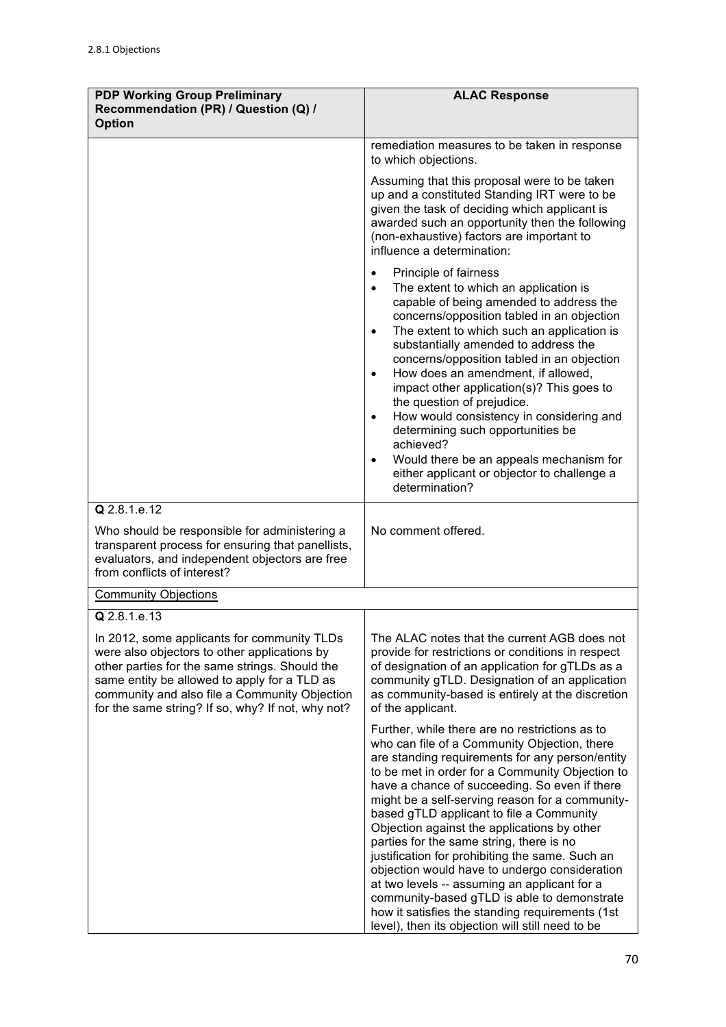| PDP Working Group Preliminary Recommendation (PR) / Question (Q) / Option | ALAC Response |
|---|---|
| | remediation measures to be taken in response to which objections.<br><br>Assuming that this proposal were to be taken up and a constituted Standing IRT were to be given the task of deciding which applicant is awarded such an opportunity then the following (non-exhaustive) factors are important to influence a determination:<br><br>• Principle of fairness<br>• The extent to which an application is capable of being amended to address the concerns/opposition tabled in an objection<br>• The extent to which such an application is substantially amended to address the concerns/opposition tabled in an objection<br>• How does an amendment, if allowed, impact other application(s)? This goes to the question of prejudice.<br>• How would consistency in considering and determining such opportunities be achieved?<br>• Would there be an appeals mechanism for either applicant or objector to challenge a determination? |
| **Q** 2.8.1.e.12<br><br>Who should be responsible for administering a transparent process for ensuring that panellists, evaluators, and independent objectors are free from conflicts of interest? | No comment offered. |
| Community Objections | |
| **Q** 2.8.1.e.13<br><br>In 2012, some applicants for community TLDs were also objectors to other applications by other parties for the same strings. Should the same entity be allowed to apply for a TLD as community and also file a Community Objection for the same string? If so, why? If not, why not? | The ALAC notes that the current AGB does not provide for restrictions or conditions in respect of designation of an application for gTLDs as a community gTLD. Designation of an application as community-based is entirely at the discretion of the applicant.<br><br>Further, while there are no restrictions as to who can file of a Community Objection, there are standing requirements for any person/entity to be met in order for a Community Objection to have a chance of succeeding. So even if there might be a self-serving reason for a community-based gTLD applicant to file a Community Objection against the applications by other parties for the same string, there is no justification for prohibiting the same. Such an objection would have to undergo consideration at two levels -- assuming an applicant for a community-based gTLD is able to demonstrate how it satisfies the standing requirements (1st level), then its objection will still need to be |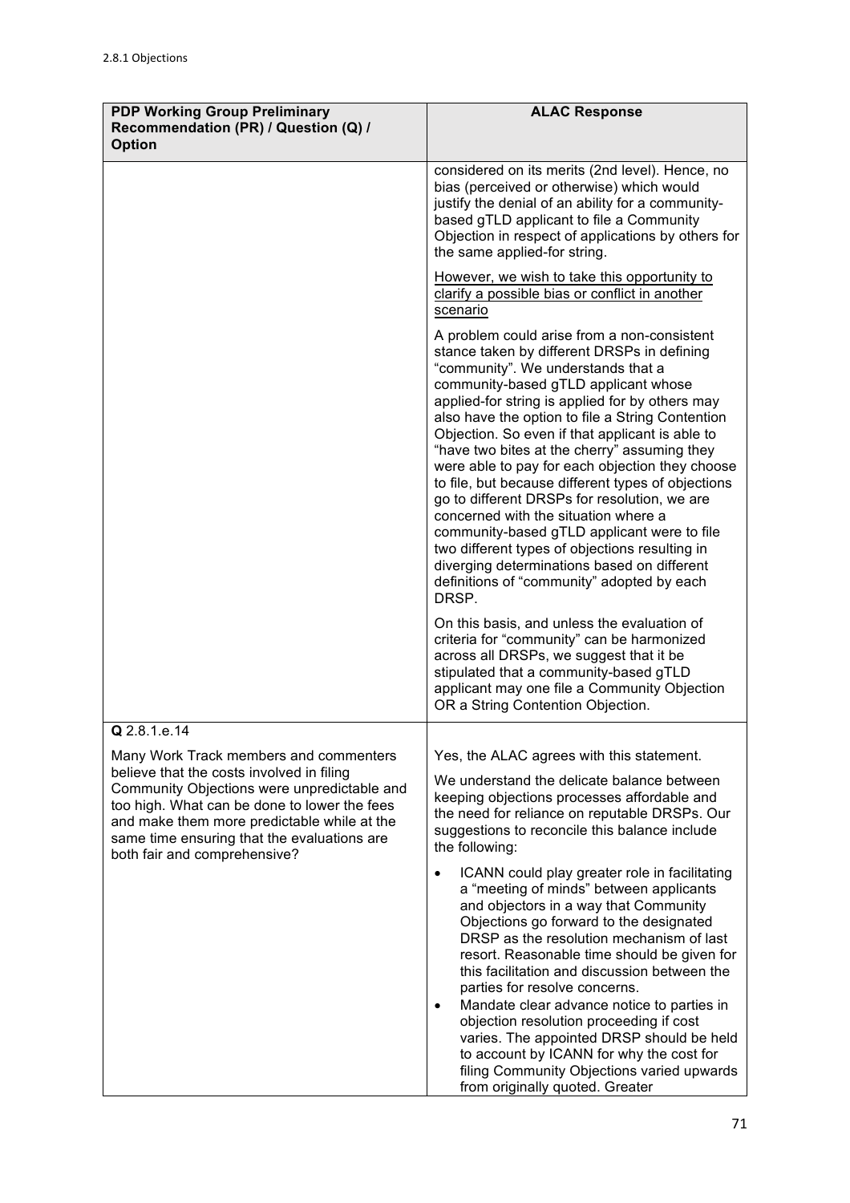2.8.1 Objections

| PDP Working Group Preliminary Recommendation (PR) / Question (Q) / Option | ALAC Response |
| --- | --- |
| | considered on its merits (2nd level). Hence, no bias (perceived or otherwise) which would justify the denial of an ability for a community-based gTLD applicant to file a Community Objection in respect of applications by others for the same applied-for string.<br><br><u>However, we wish to take this opportunity to clarify a possible bias or conflict in another scenario</u><br><br>A problem could arise from a non-consistent stance taken by different DRSPs in defining "community". We understands that a community-based gTLD applicant whose applied-for string is applied for by others may also have the option to file a String Contention Objection. So even if that applicant is able to "have two bites at the cherry" assuming they were able to pay for each objection they choose to file, but because different types of objections go to different DRSPs for resolution, we are concerned with the situation where a community-based gTLD applicant were to file two different types of objections resulting in diverging determinations based on different definitions of "community" adopted by each DRSP.<br><br>On this basis, and unless the evaluation of criteria for "community" can be harmonized across all DRSPs, we suggest that it be stipulated that a community-based gTLD applicant may one file a Community Objection OR a String Contention Objection. |
| **Q** 2.8.1.e.14<br><br>Many Work Track members and commenters believe that the costs involved in filing Community Objections were unpredictable and too high. What can be done to lower the fees and make them more predictable while at the same time ensuring that the evaluations are both fair and comprehensive? | Yes, the ALAC agrees with this statement.<br><br>We understand the delicate balance between keeping objections processes affordable and the need for reliance on reputable DRSPs. Our suggestions to reconcile this balance include the following:<br><br>• ICANN could play greater role in facilitating a "meeting of minds" between applicants and objectors in a way that Community Objections go forward to the designated DRSP as the resolution mechanism of last resort. Reasonable time should be given for this facilitation and discussion between the parties for resolve concerns.<br>• Mandate clear advance notice to parties in objection resolution proceeding if cost varies. The appointed DRSP should be held to account by ICANN for why the cost for filing Community Objections varied upwards from originally quoted. Greater |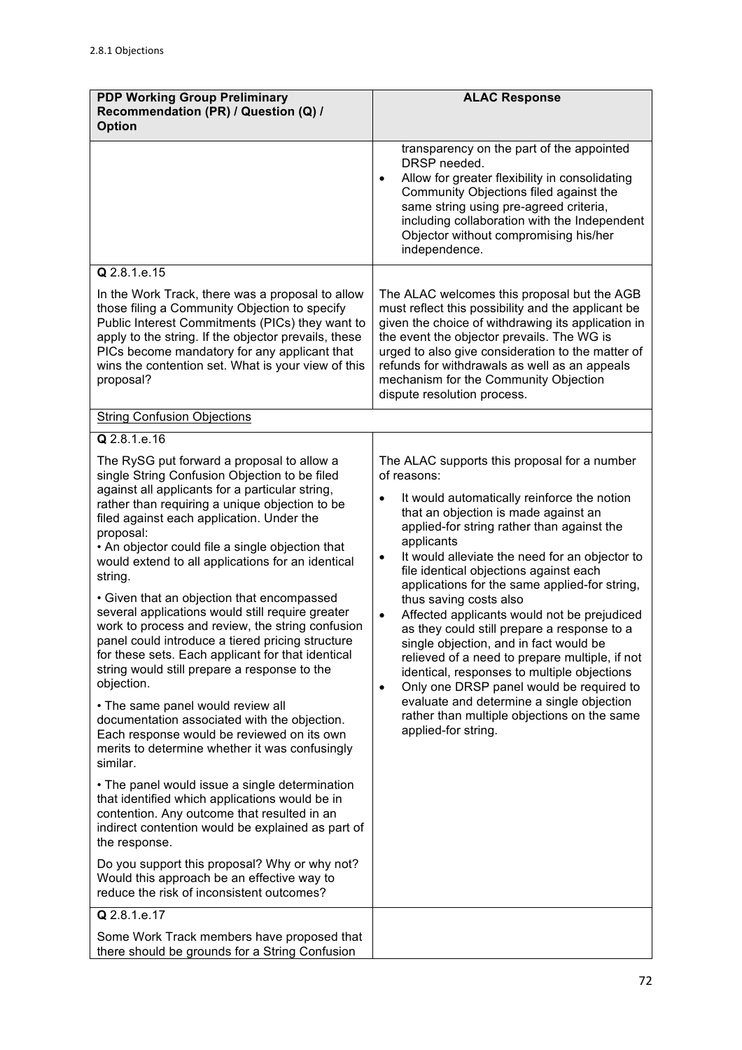2.8.1 Objections

| PDP Working Group Preliminary Recommendation (PR) / Question (Q) / Option | ALAC Response |
|---|---|
| | transparency on the part of the appointed DRSP needed.<br>• Allow for greater flexibility in consolidating Community Objections filed against the same string using pre-agreed criteria, including collaboration with the Independent Objector without compromising his/her independence. |
| **Q** 2.8.1.e.15<br><br>In the Work Track, there was a proposal to allow those filing a Community Objection to specify Public Interest Commitments (PICs) they want to apply to the string. If the objector prevails, these PICs become mandatory for any applicant that wins the contention set. What is your view of this proposal? | The ALAC welcomes this proposal but the AGB must reflect this possibility and the applicant be given the choice of withdrawing its application in the event the objector prevails. The WG is urged to also give consideration to the matter of refunds for withdrawals as well as an appeals mechanism for the Community Objection dispute resolution process. |
| String Confusion Objections | |
| **Q** 2.8.1.e.16<br><br>The RySG put forward a proposal to allow a single String Confusion Objection to be filed against all applicants for a particular string, rather than requiring a unique objection to be filed against each application. Under the proposal:<br>• An objector could file a single objection that would extend to all applications for an identical string.<br><br>• Given that an objection that encompassed several applications would still require greater work to process and review, the string confusion panel could introduce a tiered pricing structure for these sets. Each applicant for that identical string would still prepare a response to the objection.<br><br>• The same panel would review all documentation associated with the objection. Each response would be reviewed on its own merits to determine whether it was confusingly similar.<br><br>• The panel would issue a single determination that identified which applications would be in contention. Any outcome that resulted in an indirect contention would be explained as part of the response.<br><br>Do you support this proposal? Why or why not? Would this approach be an effective way to reduce the risk of inconsistent outcomes? | The ALAC supports this proposal for a number of reasons:<br>• It would automatically reinforce the notion that an objection is made against an applied-for string rather than against the applicants<br>• It would alleviate the need for an objector to file identical objections against each applications for the same applied-for string, thus saving costs also<br>• Affected applicants would not be prejudiced as they could still prepare a response to a single objection, and in fact would be relieved of a need to prepare multiple, if not identical, responses to multiple objections<br>• Only one DRSP panel would be required to evaluate and determine a single objection rather than multiple objections on the same applied-for string. |
| **Q** 2.8.1.e.17<br><br>Some Work Track members have proposed that there should be grounds for a String Confusion | |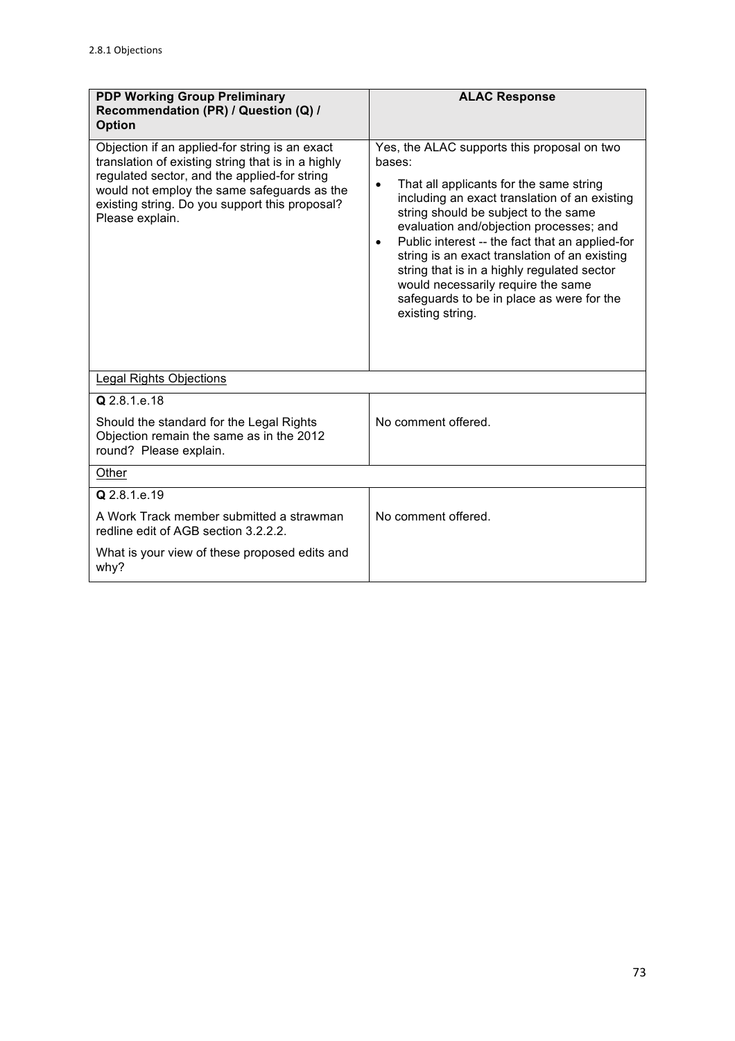| PDP Working Group Preliminary Recommendation (PR) / Question (Q) / Option | ALAC Response |
|---|---|
| Objection if an applied-for string is an exact translation of existing string that is in a highly regulated sector, and the applied-for string would not employ the same safeguards as the existing string. Do you support this proposal? Please explain. | Yes, the ALAC supports this proposal on two bases:<br>• That all applicants for the same string including an exact translation of an existing string should be subject to the same evaluation and/objection processes; and<br>• Public interest -- the fact that an applied-for string is an exact translation of an existing string that is in a highly regulated sector would necessarily require the same safeguards to be in place as were for the existing string. |
| Legal Rights Objections | |
| **Q** 2.8.1.e.18<br>Should the standard for the Legal Rights Objection remain the same as in the 2012 round? Please explain. | No comment offered. |
| Other | |
| **Q** 2.8.1.e.19<br>A Work Track member submitted a strawman redline edit of AGB section 3.2.2.2.<br>What is your view of these proposed edits and why? | No comment offered. |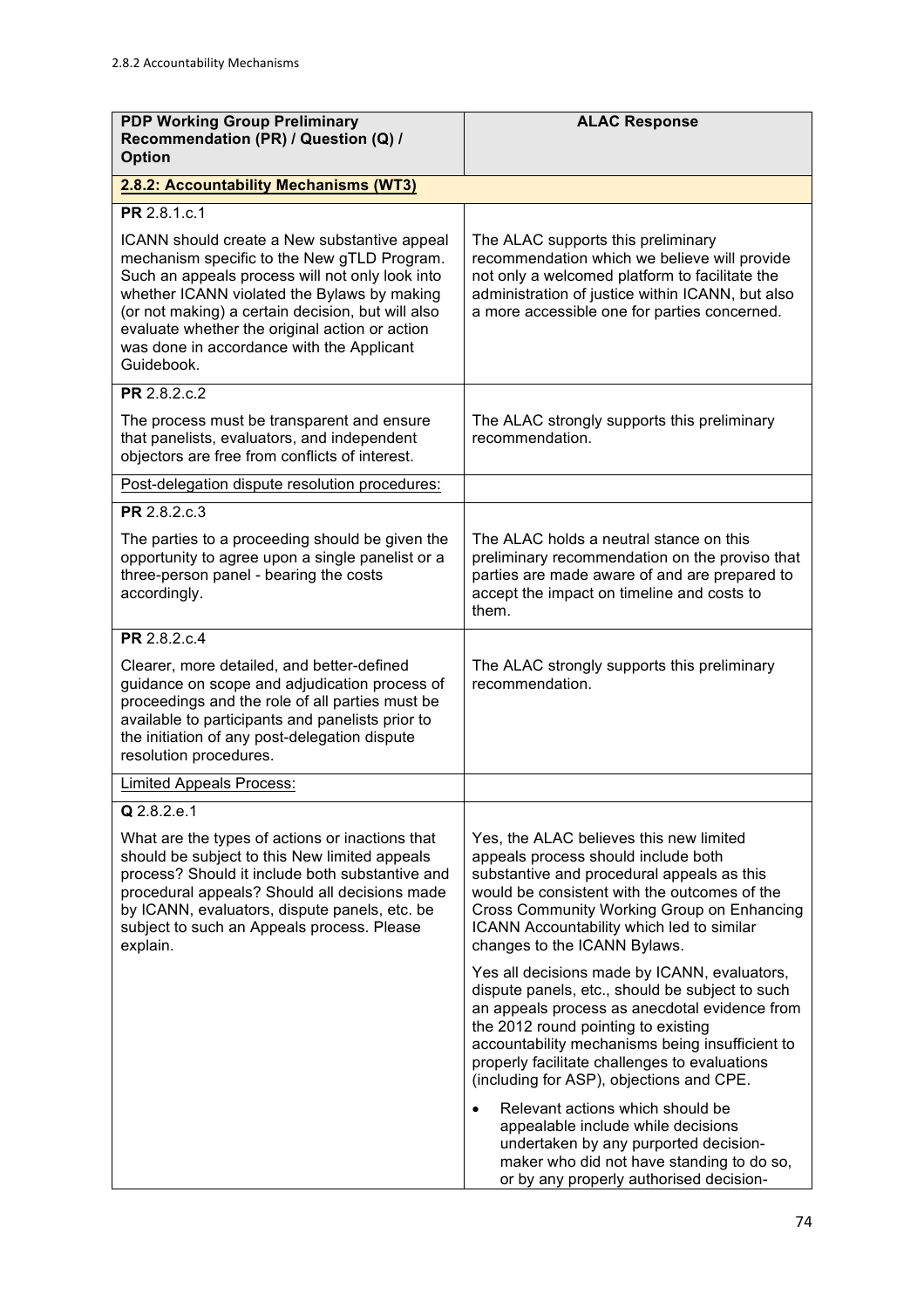2.8.2 Accountability Mechanisms

| PDP Working Group Preliminary Recommendation (PR) / Question (Q) / Option | ALAC Response |
| --- | --- |
| **2.8.2: Accountability Mechanisms (WT3)** | |
| **PR** 2.8.1.c.1<br><br>ICANN should create a New substantive appeal mechanism specific to the New gTLD Program. Such an appeals process will not only look into whether ICANN violated the Bylaws by making (or not making) a certain decision, but will also evaluate whether the original action or action was done in accordance with the Applicant Guidebook. | The ALAC supports this preliminary recommendation which we believe will provide not only a welcomed platform to facilitate the administration of justice within ICANN, but also a more accessible one for parties concerned. |
| **PR** 2.8.2.c.2<br><br>The process must be transparent and ensure that panelists, evaluators, and independent objectors are free from conflicts of interest. | The ALAC strongly supports this preliminary recommendation. |
| Post-delegation dispute resolution procedures: | |
| **PR** 2.8.2.c.3<br><br>The parties to a proceeding should be given the opportunity to agree upon a single panelist or a three-person panel - bearing the costs accordingly. | The ALAC holds a neutral stance on this preliminary recommendation on the proviso that parties are made aware of and are prepared to accept the impact on timeline and costs to them. |
| **PR** 2.8.2.c.4<br><br>Clearer, more detailed, and better-defined guidance on scope and adjudication process of proceedings and the role of all parties must be available to participants and panelists prior to the initiation of any post-delegation dispute resolution procedures. | The ALAC strongly supports this preliminary recommendation. |
| Limited Appeals Process: | |
| **Q** 2.8.2.e.1<br><br>What are the types of actions or inactions that should be subject to this New limited appeals process? Should it include both substantive and procedural appeals? Should all decisions made by ICANN, evaluators, dispute panels, etc. be subject to such an Appeals process. Please explain. | Yes, the ALAC believes this new limited appeals process should include both substantive and procedural appeals as this would be consistent with the outcomes of the Cross Community Working Group on Enhancing ICANN Accountability which led to similar changes to the ICANN Bylaws.<br><br>Yes all decisions made by ICANN, evaluators, dispute panels, etc., should be subject to such an appeals process as anecdotal evidence from the 2012 round pointing to existing accountability mechanisms being insufficient to properly facilitate challenges to evaluations (including for ASP), objections and CPE.<br><br>• Relevant actions which should be appealable include while decisions undertaken by any purported decision-maker who did not have standing to do so, or by any properly authorised decision- |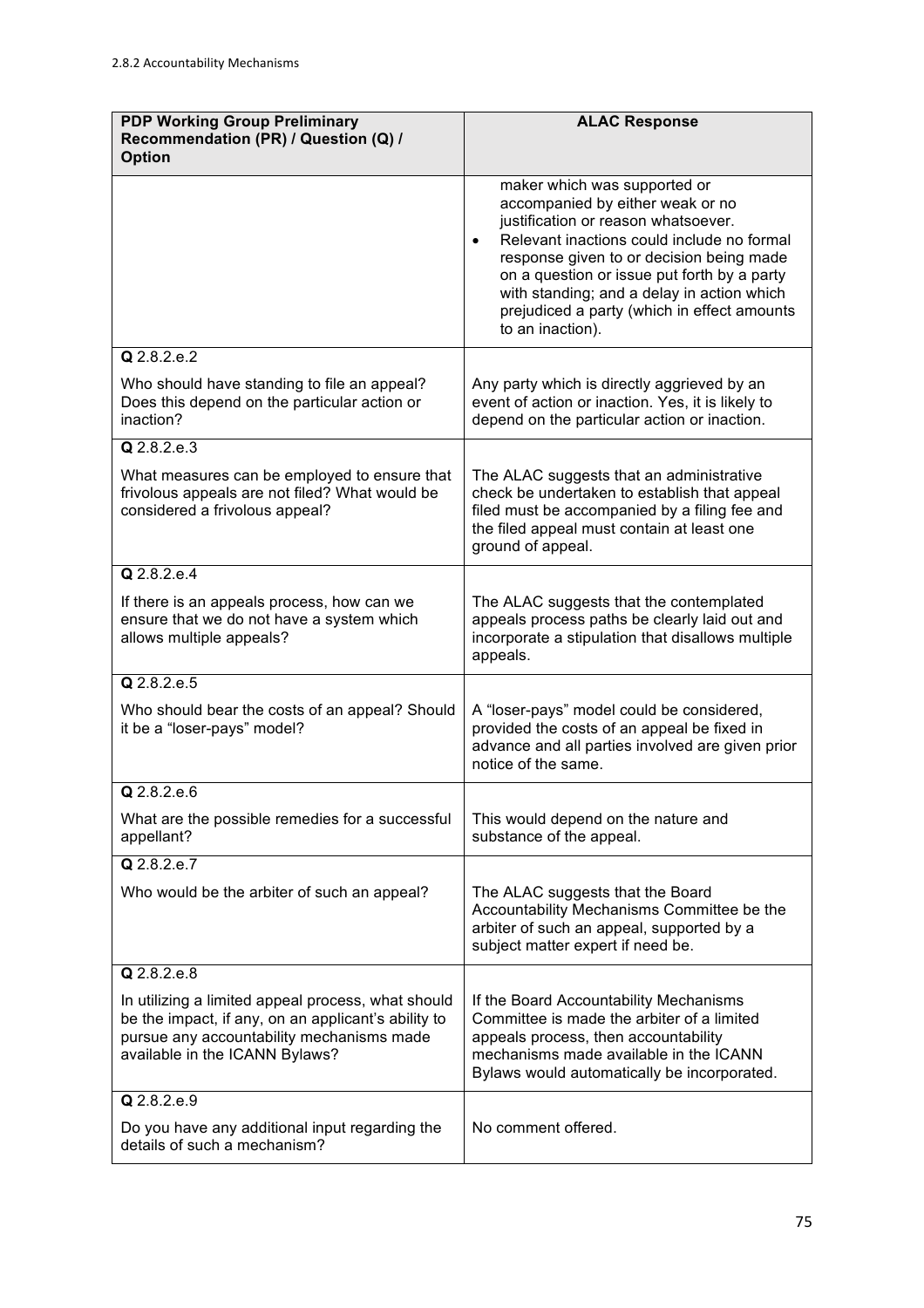2.8.2 Accountability Mechanisms

| PDP Working Group Preliminary Recommendation (PR) / Question (Q) / Option | ALAC Response |
|---|---|
| | maker which was supported or accompanied by either weak or no justification or reason whatsoever.<br>• Relevant inactions could include no formal response given to or decision being made on a question or issue put forth by a party with standing; and a delay in action which prejudiced a party (which in effect amounts to an inaction). |
| **Q** 2.8.2.e.2<br><br>Who should have standing to file an appeal? Does this depend on the particular action or inaction? | Any party which is directly aggrieved by an event of action or inaction. Yes, it is likely to depend on the particular action or inaction. |
| **Q** 2.8.2.e.3<br><br>What measures can be employed to ensure that frivolous appeals are not filed? What would be considered a frivolous appeal? | The ALAC suggests that an administrative check be undertaken to establish that appeal filed must be accompanied by a filing fee and the filed appeal must contain at least one ground of appeal. |
| **Q** 2.8.2.e.4<br><br>If there is an appeals process, how can we ensure that we do not have a system which allows multiple appeals? | The ALAC suggests that the contemplated appeals process paths be clearly laid out and incorporate a stipulation that disallows multiple appeals. |
| **Q** 2.8.2.e.5<br><br>Who should bear the costs of an appeal? Should it be a "loser-pays" model? | A "loser-pays" model could be considered, provided the costs of an appeal be fixed in advance and all parties involved are given prior notice of the same. |
| **Q** 2.8.2.e.6<br><br>What are the possible remedies for a successful appellant? | This would depend on the nature and substance of the appeal. |
| **Q** 2.8.2.e.7<br><br>Who would be the arbiter of such an appeal? | The ALAC suggests that the Board Accountability Mechanisms Committee be the arbiter of such an appeal, supported by a subject matter expert if need be. |
| **Q** 2.8.2.e.8<br><br>In utilizing a limited appeal process, what should be the impact, if any, on an applicant's ability to pursue any accountability mechanisms made available in the ICANN Bylaws? | If the Board Accountability Mechanisms Committee is made the arbiter of a limited appeals process, then accountability mechanisms made available in the ICANN Bylaws would automatically be incorporated. |
| **Q** 2.8.2.e.9<br><br>Do you have any additional input regarding the details of such a mechanism? | No comment offered. |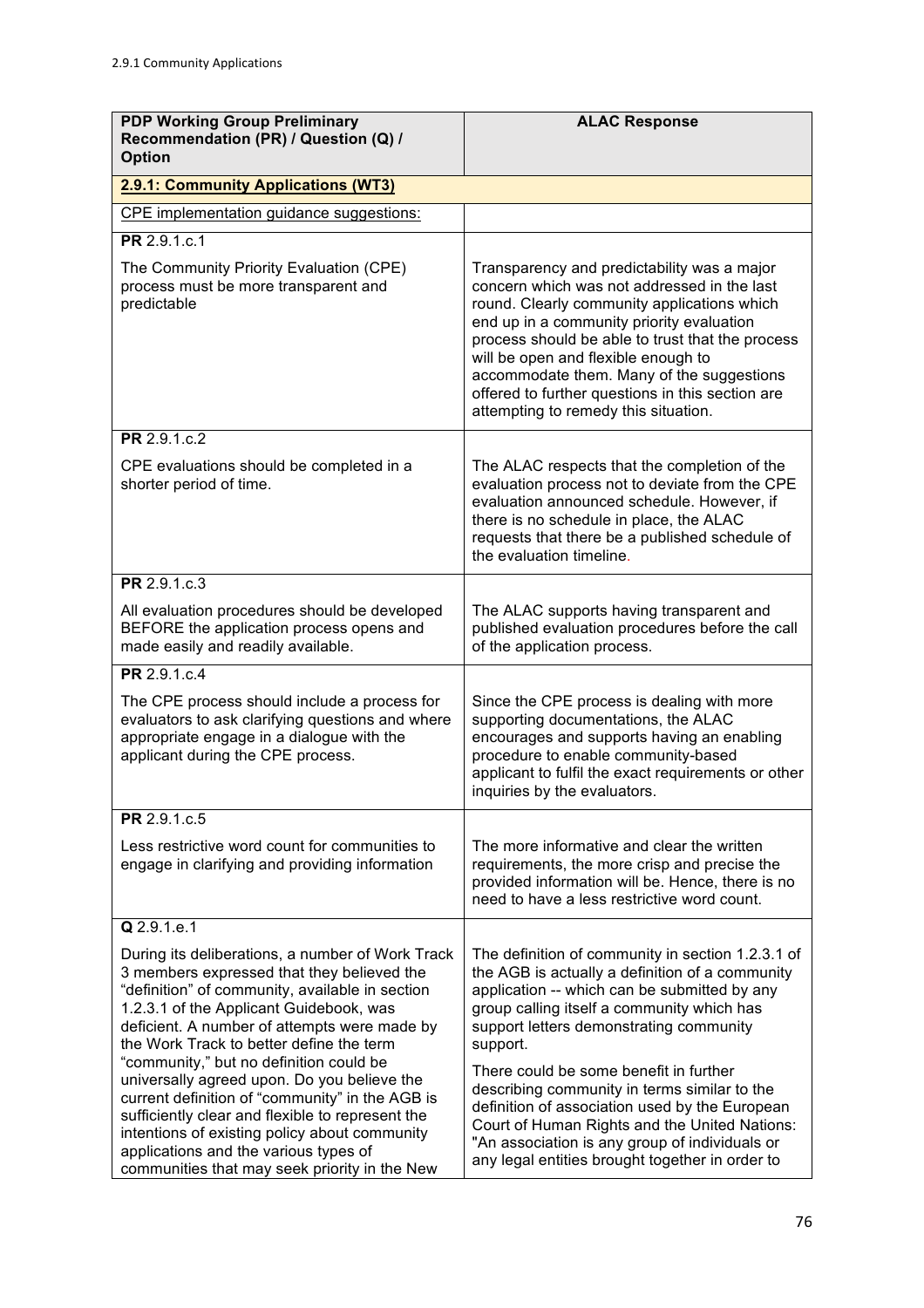| PDP Working Group Preliminary Recommendation (PR) / Question (Q) / Option | ALAC Response |
|---|---|
| **2.9.1: Community Applications (WT3)** | |
| CPE implementation guidance suggestions: | |
| **PR** 2.9.1.c.1<br><br>The Community Priority Evaluation (CPE) process must be more transparent and predictable | Transparency and predictability was a major concern which was not addressed in the last round. Clearly community applications which end up in a community priority evaluation process should be able to trust that the process will be open and flexible enough to accommodate them. Many of the suggestions offered to further questions in this section are attempting to remedy this situation. |
| **PR** 2.9.1.c.2<br><br>CPE evaluations should be completed in a shorter period of time. | The ALAC respects that the completion of the evaluation process not to deviate from the CPE evaluation announced schedule. However, if there is no schedule in place, the ALAC requests that there be a published schedule of the evaluation timeline. |
| **PR** 2.9.1.c.3<br><br>All evaluation procedures should be developed BEFORE the application process opens and made easily and readily available. | The ALAC supports having transparent and published evaluation procedures before the call of the application process. |
| **PR** 2.9.1.c.4<br><br>The CPE process should include a process for evaluators to ask clarifying questions and where appropriate engage in a dialogue with the applicant during the CPE process. | Since the CPE process is dealing with more supporting documentations, the ALAC encourages and supports having an enabling procedure to enable community-based applicant to fulfil the exact requirements or other inquiries by the evaluators. |
| **PR** 2.9.1.c.5<br><br>Less restrictive word count for communities to engage in clarifying and providing information | The more informative and clear the written requirements, the more crisp and precise the provided information will be. Hence, there is no need to have a less restrictive word count. |
| **Q** 2.9.1.e.1<br><br>During its deliberations, a number of Work Track 3 members expressed that they believed the "definition" of community, available in section 1.2.3.1 of the Applicant Guidebook, was deficient. A number of attempts were made by the Work Track to better define the term "community," but no definition could be universally agreed upon. Do you believe the current definition of "community" in the AGB is sufficiently clear and flexible to represent the intentions of existing policy about community applications and the various types of communities that may seek priority in the New | The definition of community in section 1.2.3.1 of the AGB is actually a definition of a community application -- which can be submitted by any group calling itself a community which has support letters demonstrating community support.<br><br>There could be some benefit in further describing community in terms similar to the definition of association used by the European Court of Human Rights and the United Nations: "An association is any group of individuals or any legal entities brought together in order to |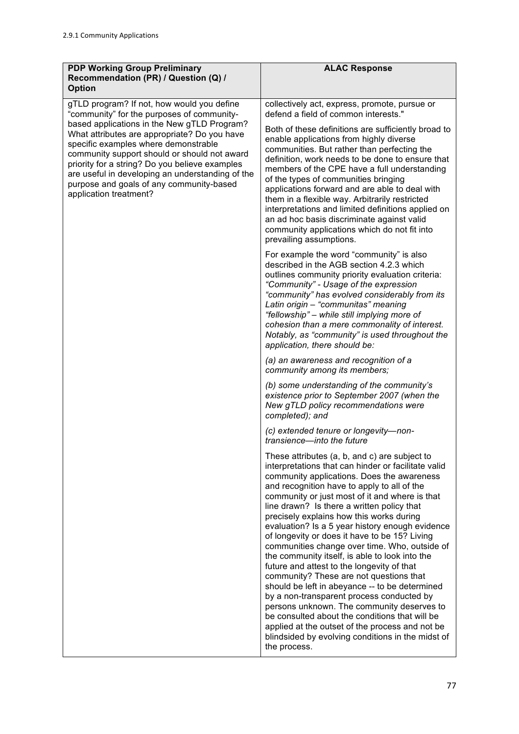2.9.1 Community Applications

| PDP Working Group Preliminary Recommendation (PR) / Question (Q) / Option | ALAC Response |
|---|---|
| gTLD program? If not, how would you define "community" for the purposes of community-based applications in the New gTLD Program? What attributes are appropriate? Do you have specific examples where demonstrable community support should or should not award priority for a string? Do you believe examples are useful in developing an understanding of the purpose and goals of any community-based application treatment? | collectively act, express, promote, pursue or defend a field of common interests."<br><br>Both of these definitions are sufficiently broad to enable applications from highly diverse communities. But rather than perfecting the definition, work needs to be done to ensure that members of the CPE have a full understanding of the types of communities bringing applications forward and are able to deal with them in a flexible way. Arbitrarily restricted interpretations and limited definitions applied on an ad hoc basis discriminate against valid community applications which do not fit into prevailing assumptions.<br><br>For example the word "community" is also described in the AGB section 4.2.3 which outlines community priority evaluation criteria: *"Community" - Usage of the expression "community" has evolved considerably from its Latin origin – "communitas" meaning "fellowship" – while still implying more of cohesion than a mere commonality of interest. Notably, as "community" is used throughout the application, there should be:*<br><br>*(a) an awareness and recognition of a community among its members;*<br><br>*(b) some understanding of the community's existence prior to September 2007 (when the New gTLD policy recommendations were completed); and*<br><br>*(c) extended tenure or longevity—non-transience—into the future*<br><br>These attributes (a, b, and c) are subject to interpretations that can hinder or facilitate valid community applications. Does the awareness and recognition have to apply to all of the community or just most of it and where is that line drawn? Is there a written policy that precisely explains how this works during evaluation? Is a 5 year history enough evidence of longevity or does it have to be 15? Living communities change over time. Who, outside of the community itself, is able to look into the future and attest to the longevity of that community? These are not questions that should be left in abeyance -- to be determined by a non-transparent process conducted by persons unknown. The community deserves to be consulted about the conditions that will be applied at the outset of the process and not be blindsided by evolving conditions in the midst of the process. |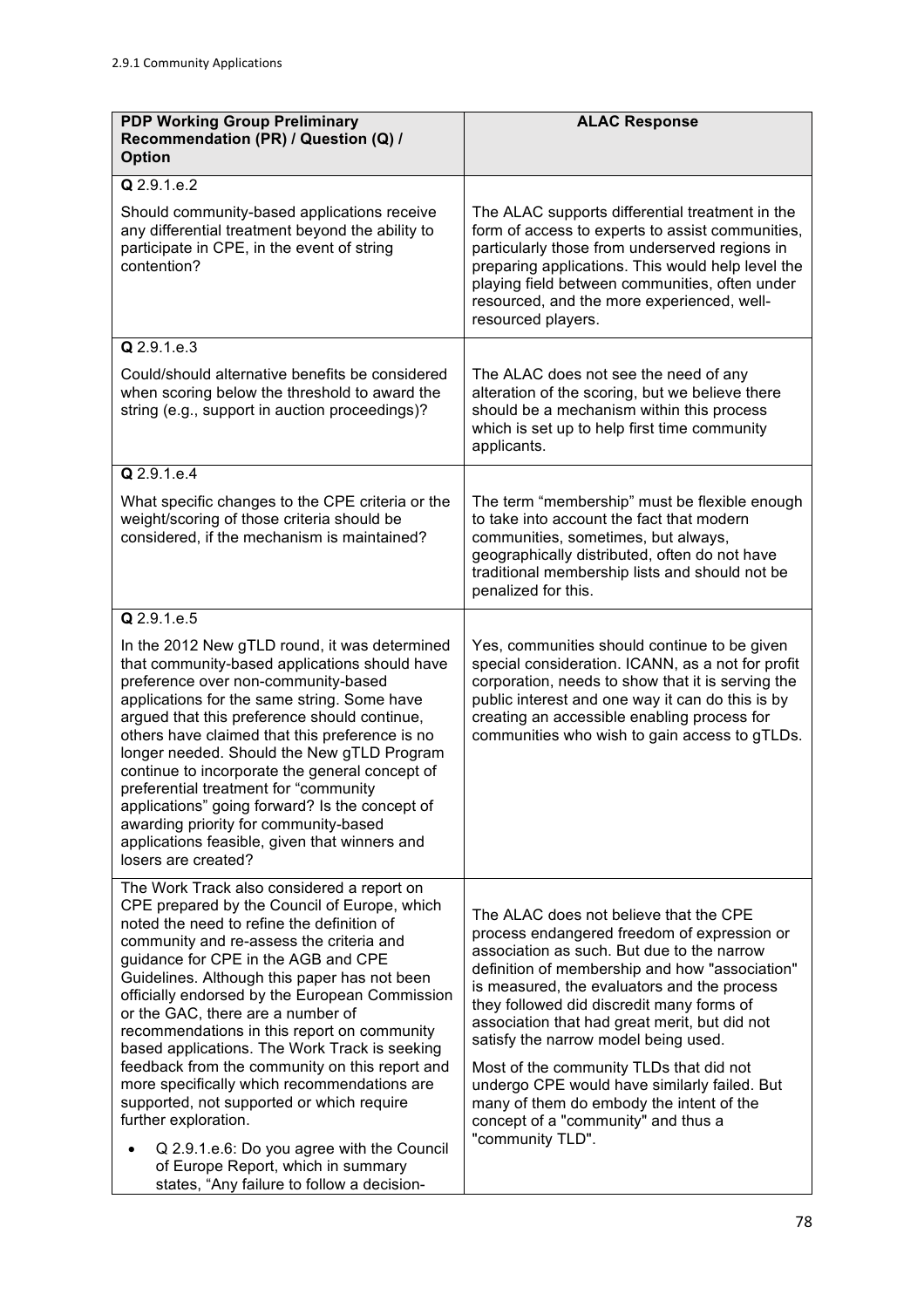2.9.1 Community Applications

| PDP Working Group Preliminary Recommendation (PR) / Question (Q) / Option | ALAC Response |
|---|---|
| **Q** 2.9.1.e.2<br><br>Should community-based applications receive any differential treatment beyond the ability to participate in CPE, in the event of string contention? | The ALAC supports differential treatment in the form of access to experts to assist communities, particularly those from underserved regions in preparing applications. This would help level the playing field between communities, often under resourced, and the more experienced, well-resourced players. |
| **Q** 2.9.1.e.3<br><br>Could/should alternative benefits be considered when scoring below the threshold to award the string (e.g., support in auction proceedings)? | The ALAC does not see the need of any alteration of the scoring, but we believe there should be a mechanism within this process which is set up to help first time community applicants. |
| **Q** 2.9.1.e.4<br><br>What specific changes to the CPE criteria or the weight/scoring of those criteria should be considered, if the mechanism is maintained? | The term "membership" must be flexible enough to take into account the fact that modern communities, sometimes, but always, geographically distributed, often do not have traditional membership lists and should not be penalized for this. |
| **Q** 2.9.1.e.5<br><br>In the 2012 New gTLD round, it was determined that community-based applications should have preference over non-community-based applications for the same string. Some have argued that this preference should continue, others have claimed that this preference is no longer needed. Should the New gTLD Program continue to incorporate the general concept of preferential treatment for "community applications" going forward? Is the concept of awarding priority for community-based applications feasible, given that winners and losers are created? | Yes, communities should continue to be given special consideration. ICANN, as a not for profit corporation, needs to show that it is serving the public interest and one way it can do this is by creating an accessible enabling process for communities who wish to gain access to gTLDs. |
| The Work Track also considered a report on CPE prepared by the Council of Europe, which noted the need to refine the definition of community and re-assess the criteria and guidance for CPE in the AGB and CPE Guidelines. Although this paper has not been officially endorsed by the European Commission or the GAC, there are a number of recommendations in this report on community based applications. The Work Track is seeking feedback from the community on this report and more specifically which recommendations are supported, not supported or which require further exploration.<br><br>• Q 2.9.1.e.6: Do you agree with the Council of Europe Report, which in summary states, "Any failure to follow a decision- | The ALAC does not believe that the CPE process endangered freedom of expression or association as such. But due to the narrow definition of membership and how "association" is measured, the evaluators and the process they followed did discredit many forms of association that had great merit, but did not satisfy the narrow model being used.<br><br>Most of the community TLDs that did not undergo CPE would have similarly failed. But many of them do embody the intent of the concept of a "community" and thus a "community TLD". |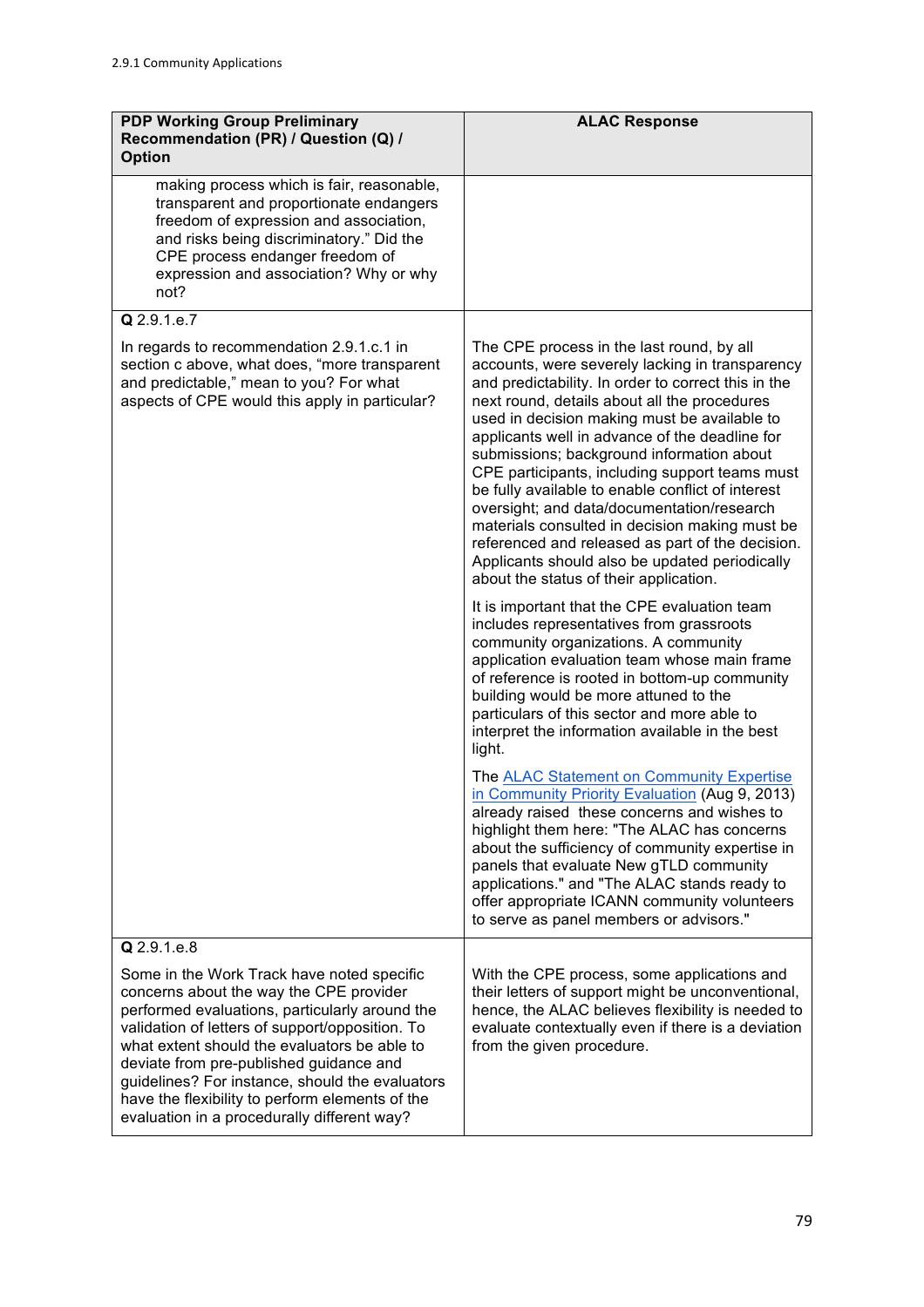| PDP Working Group Preliminary Recommendation (PR) / Question (Q) / Option | ALAC Response |
| --- | --- |
| making process which is fair, reasonable, transparent and proportionate endangers freedom of expression and association, and risks being discriminatory." Did the CPE process endanger freedom of expression and association? Why or why not? | |
| **Q** 2.9.1.e.7<br><br>In regards to recommendation 2.9.1.c.1 in section c above, what does, "more transparent and predictable," mean to you? For what aspects of CPE would this apply in particular? | The CPE process in the last round, by all accounts, were severely lacking in transparency and predictability. In order to correct this in the next round, details about all the procedures used in decision making must be available to applicants well in advance of the deadline for submissions; background information about CPE participants, including support teams must be fully available to enable conflict of interest oversight; and data/documentation/research materials consulted in decision making must be referenced and released as part of the decision. Applicants should also be updated periodically about the status of their application.<br><br>It is important that the CPE evaluation team includes representatives from grassroots community organizations. A community application evaluation team whose main frame of reference is rooted in bottom-up community building would be more attuned to the particulars of this sector and more able to interpret the information available in the best light.<br><br>The ALAC Statement on Community Expertise in Community Priority Evaluation (Aug 9, 2013) already raised these concerns and wishes to highlight them here: "The ALAC has concerns about the sufficiency of community expertise in panels that evaluate New gTLD community applications." and "The ALAC stands ready to offer appropriate ICANN community volunteers to serve as panel members or advisors." |
| **Q** 2.9.1.e.8<br><br>Some in the Work Track have noted specific concerns about the way the CPE provider performed evaluations, particularly around the validation of letters of support/opposition. To what extent should the evaluators be able to deviate from pre-published guidance and guidelines? For instance, should the evaluators have the flexibility to perform elements of the evaluation in a procedurally different way? | With the CPE process, some applications and their letters of support might be unconventional, hence, the ALAC believes flexibility is needed to evaluate contextually even if there is a deviation from the given procedure. |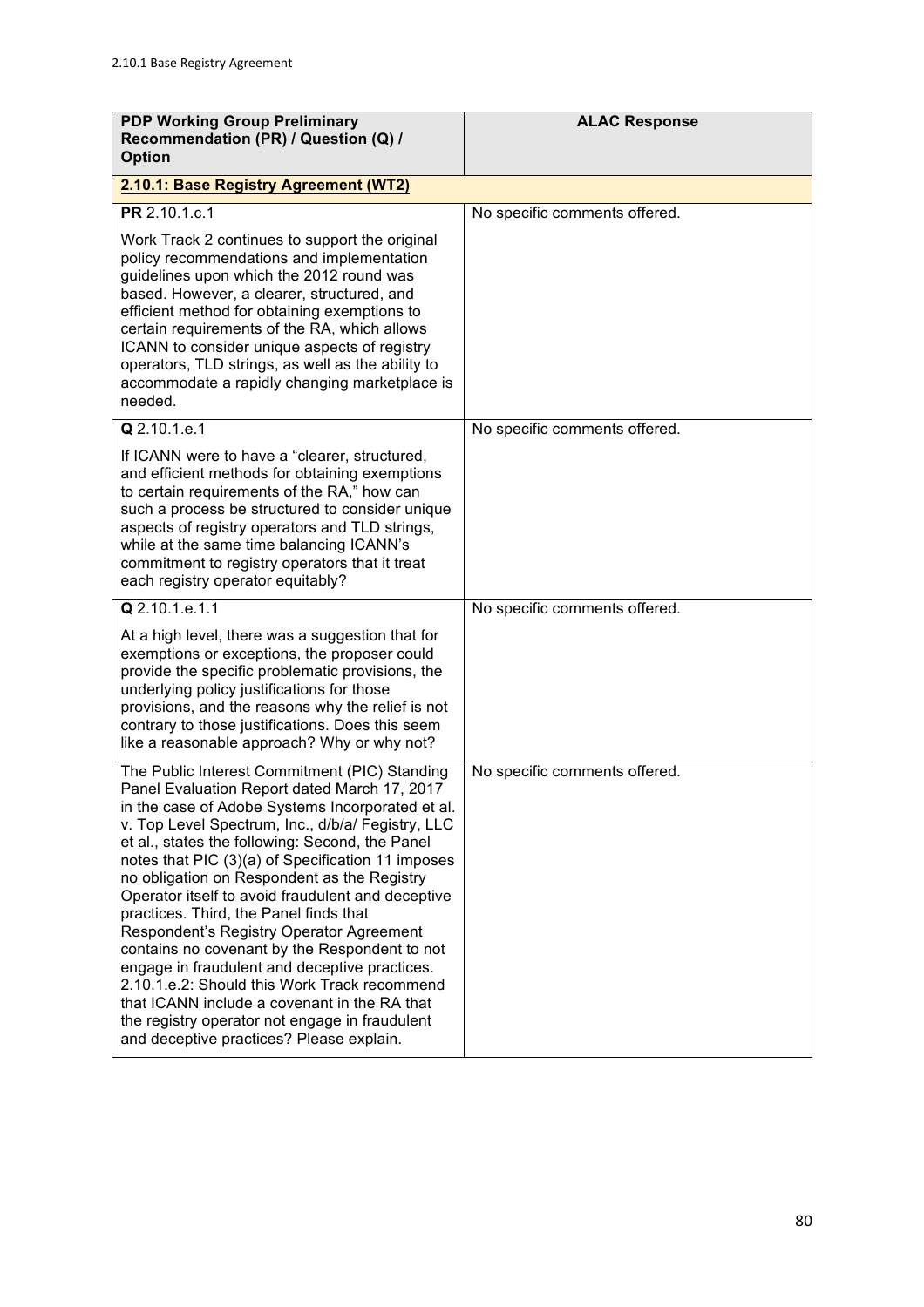| PDP Working Group Preliminary Recommendation (PR) / Question (Q) / Option | ALAC Response |
|---|---|
| **2.10.1: Base Registry Agreement (WT2)** | |
| **PR** 2.10.1.c.1<br><br>Work Track 2 continues to support the original policy recommendations and implementation guidelines upon which the 2012 round was based. However, a clearer, structured, and efficient method for obtaining exemptions to certain requirements of the RA, which allows ICANN to consider unique aspects of registry operators, TLD strings, as well as the ability to accommodate a rapidly changing marketplace is needed. | No specific comments offered. |
| **Q** 2.10.1.e.1<br><br>If ICANN were to have a "clearer, structured, and efficient methods for obtaining exemptions to certain requirements of the RA," how can such a process be structured to consider unique aspects of registry operators and TLD strings, while at the same time balancing ICANN's commitment to registry operators that it treat each registry operator equitably? | No specific comments offered. |
| **Q** 2.10.1.e.1.1<br><br>At a high level, there was a suggestion that for exemptions or exceptions, the proposer could provide the specific problematic provisions, the underlying policy justifications for those provisions, and the reasons why the relief is not contrary to those justifications. Does this seem like a reasonable approach? Why or why not? | No specific comments offered. |
| The Public Interest Commitment (PIC) Standing Panel Evaluation Report dated March 17, 2017 in the case of Adobe Systems Incorporated et al. v. Top Level Spectrum, Inc., d/b/a/ Fegistry, LLC et al., states the following: Second, the Panel notes that PIC (3)(a) of Specification 11 imposes no obligation on Respondent as the Registry Operator itself to avoid fraudulent and deceptive practices. Third, the Panel finds that Respondent's Registry Operator Agreement contains no covenant by the Respondent to not engage in fraudulent and deceptive practices. 2.10.1.e.2: Should this Work Track recommend that ICANN include a covenant in the RA that the registry operator not engage in fraudulent and deceptive practices? Please explain. | No specific comments offered. |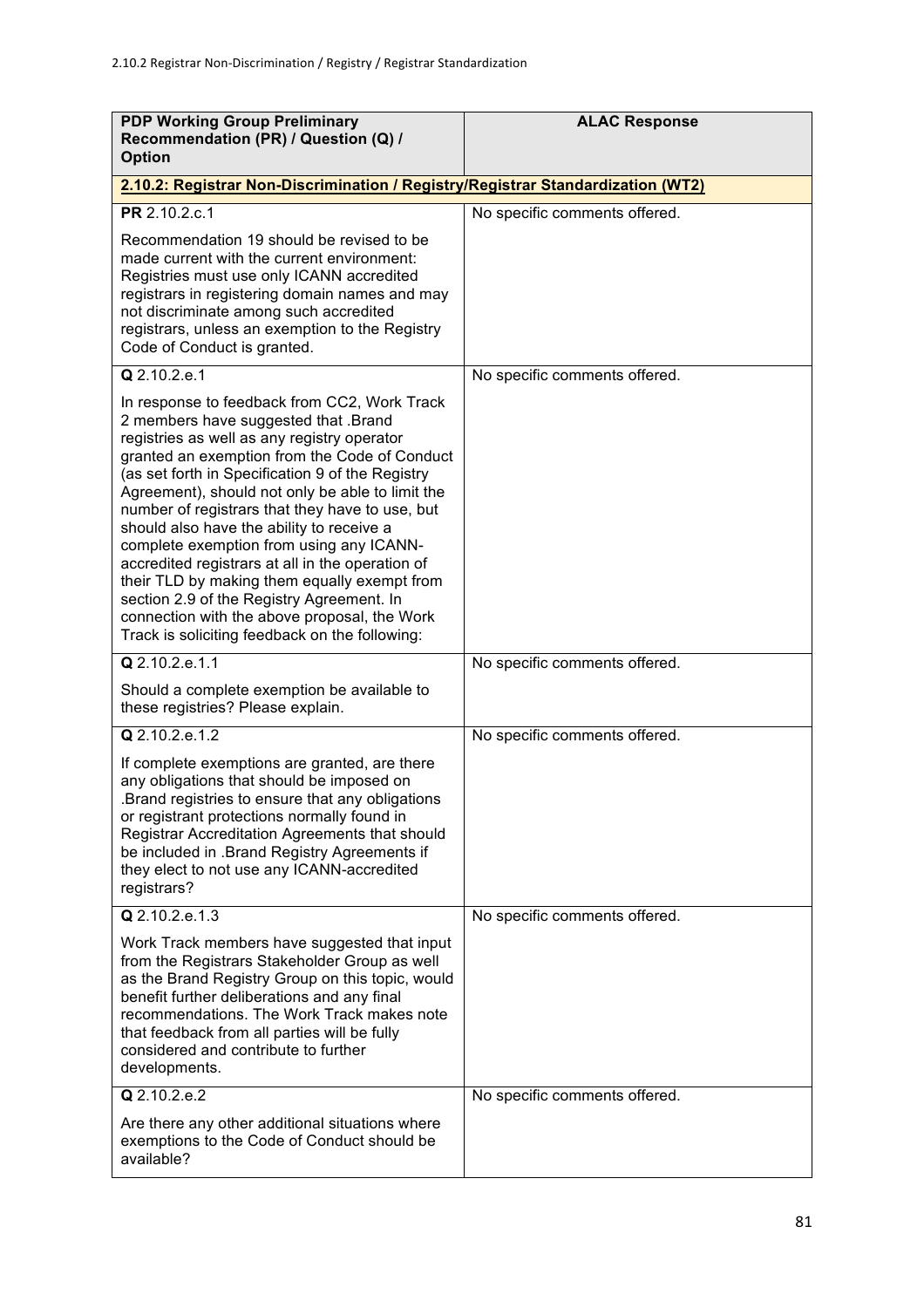| PDP Working Group Preliminary Recommendation (PR) / Question (Q) / Option | ALAC Response |
|---|---|
| **2.10.2: Registrar Non-Discrimination / Registry/Registrar Standardization (WT2)** | |
| **PR** 2.10.2.c.1<br><br>Recommendation 19 should be revised to be made current with the current environment: Registries must use only ICANN accredited registrars in registering domain names and may not discriminate among such accredited registrars, unless an exemption to the Registry Code of Conduct is granted. | No specific comments offered. |
| **Q** 2.10.2.e.1<br><br>In response to feedback from CC2, Work Track 2 members have suggested that .Brand registries as well as any registry operator granted an exemption from the Code of Conduct (as set forth in Specification 9 of the Registry Agreement), should not only be able to limit the number of registrars that they have to use, but should also have the ability to receive a complete exemption from using any ICANN-accredited registrars at all in the operation of their TLD by making them equally exempt from section 2.9 of the Registry Agreement. In connection with the above proposal, the Work Track is soliciting feedback on the following: | No specific comments offered. |
| **Q** 2.10.2.e.1.1<br><br>Should a complete exemption be available to these registries? Please explain. | No specific comments offered. |
| **Q** 2.10.2.e.1.2<br><br>If complete exemptions are granted, are there any obligations that should be imposed on .Brand registries to ensure that any obligations or registrant protections normally found in Registrar Accreditation Agreements that should be included in .Brand Registry Agreements if they elect to not use any ICANN-accredited registrars? | No specific comments offered. |
| **Q** 2.10.2.e.1.3<br><br>Work Track members have suggested that input from the Registrars Stakeholder Group as well as the Brand Registry Group on this topic, would benefit further deliberations and any final recommendations. The Work Track makes note that feedback from all parties will be fully considered and contribute to further developments. | No specific comments offered. |
| **Q** 2.10.2.e.2<br><br>Are there any other additional situations where exemptions to the Code of Conduct should be available? | No specific comments offered. |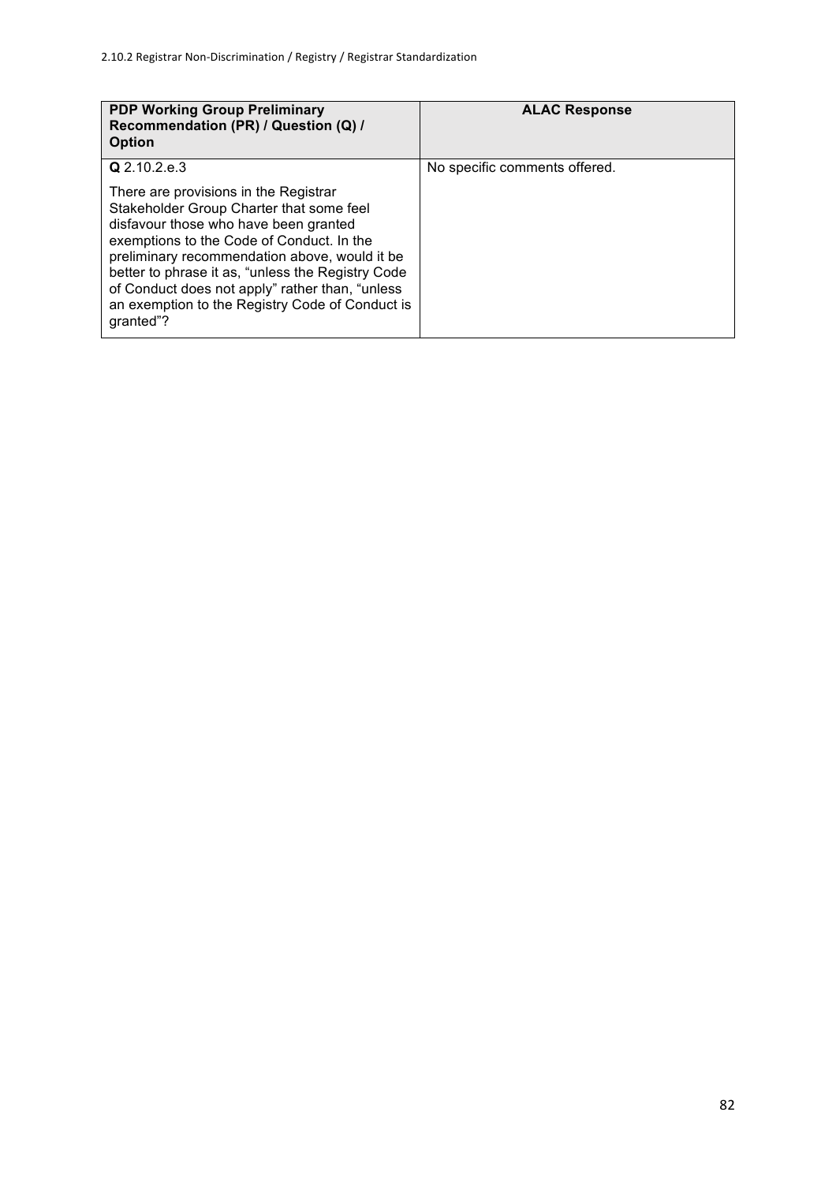| **PDP Working Group Preliminary Recommendation (PR) / Question (Q) / Option** | **ALAC Response** |
| --- | --- |
| **Q** 2.10.2.e.3<br><br>There are provisions in the Registrar Stakeholder Group Charter that some feel disfavour those who have been granted exemptions to the Code of Conduct. In the preliminary recommendation above, would it be better to phrase it as, "unless the Registry Code of Conduct does not apply" rather than, "unless an exemption to the Registry Code of Conduct is granted"? | No specific comments offered. |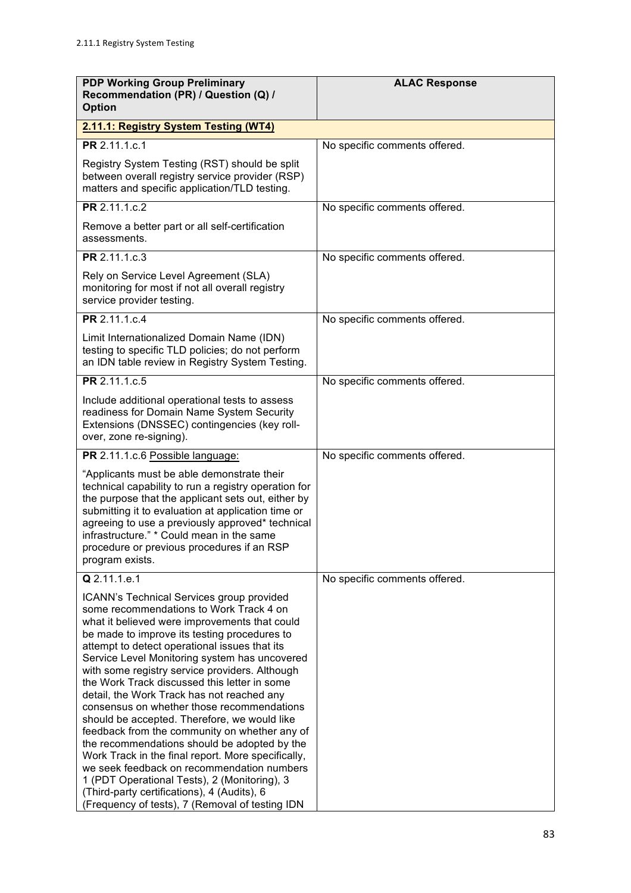| PDP Working Group Preliminary Recommendation (PR) / Question (Q) / Option | ALAC Response |
|---|---|
| **2.11.1: Registry System Testing (WT4)** | |
| **PR** 2.11.1.c.1<br><br>Registry System Testing (RST) should be split between overall registry service provider (RSP) matters and specific application/TLD testing. | No specific comments offered. |
| **PR** 2.11.1.c.2<br><br>Remove a better part or all self-certification assessments. | No specific comments offered. |
| **PR** 2.11.1.c.3<br><br>Rely on Service Level Agreement (SLA) monitoring for most if not all overall registry service provider testing. | No specific comments offered. |
| **PR** 2.11.1.c.4<br><br>Limit Internationalized Domain Name (IDN) testing to specific TLD policies; do not perform an IDN table review in Registry System Testing. | No specific comments offered. |
| **PR** 2.11.1.c.5<br><br>Include additional operational tests to assess readiness for Domain Name System Security Extensions (DNSSEC) contingencies (key roll-over, zone re-signing). | No specific comments offered. |
| **PR** 2.11.1.c.6 Possible language:<br><br>"Applicants must be able demonstrate their technical capability to run a registry operation for the purpose that the applicant sets out, either by submitting it to evaluation at application time or agreeing to use a previously approved* technical infrastructure." * Could mean in the same procedure or previous procedures if an RSP program exists. | No specific comments offered. |
| **Q** 2.11.1.e.1<br><br>ICANN's Technical Services group provided some recommendations to Work Track 4 on what it believed were improvements that could be made to improve its testing procedures to attempt to detect operational issues that its Service Level Monitoring system has uncovered with some registry service providers. Although the Work Track discussed this letter in some detail, the Work Track has not reached any consensus on whether those recommendations should be accepted. Therefore, we would like feedback from the community on whether any of the recommendations should be adopted by the Work Track in the final report. More specifically, we seek feedback on recommendation numbers 1 (PDT Operational Tests), 2 (Monitoring), 3 (Third-party certifications), 4 (Audits), 6 (Frequency of tests), 7 (Removal of testing IDN | No specific comments offered. |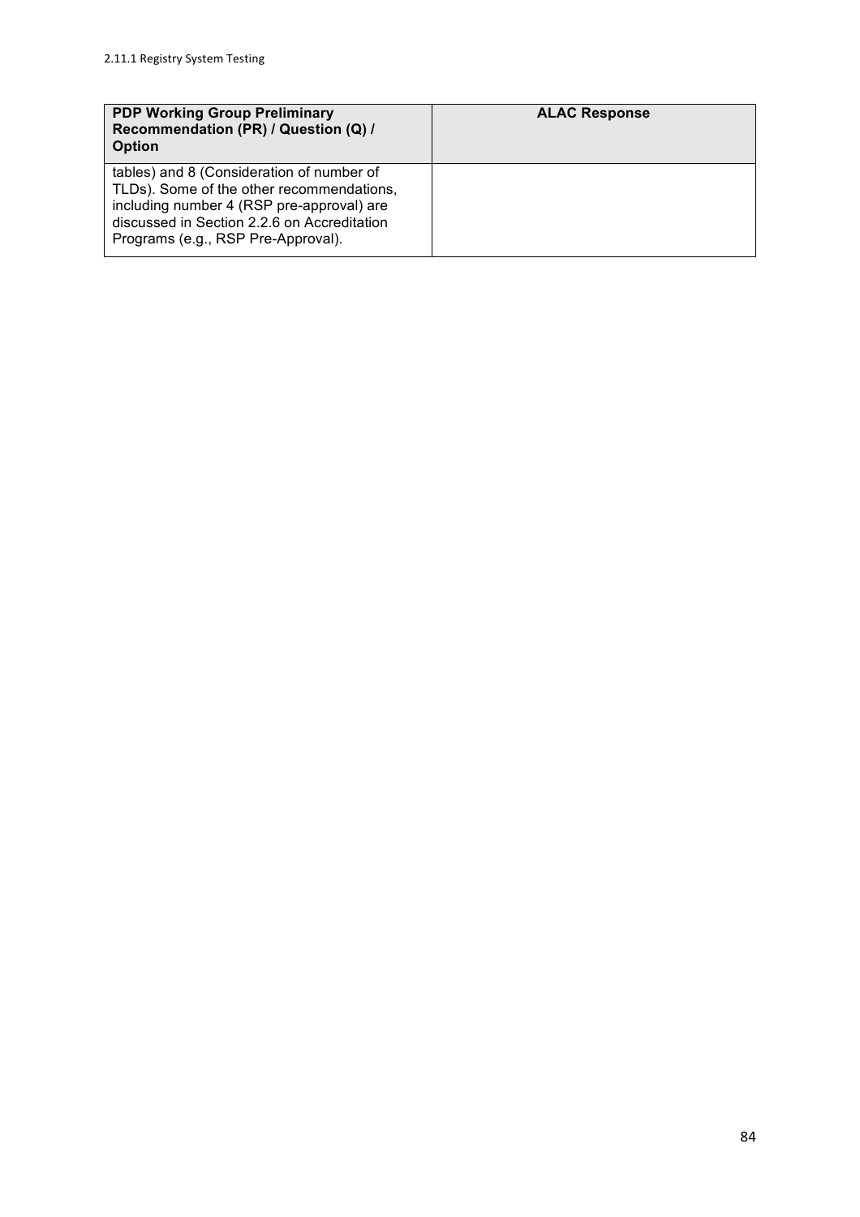| PDP Working Group Preliminary Recommendation (PR) / Question (Q) / Option | ALAC Response |
| --- | --- |
| tables) and 8 (Consideration of number of TLDs). Some of the other recommendations, including number 4 (RSP pre-approval) are discussed in Section 2.2.6 on Accreditation Programs (e.g., RSP Pre-Approval). | |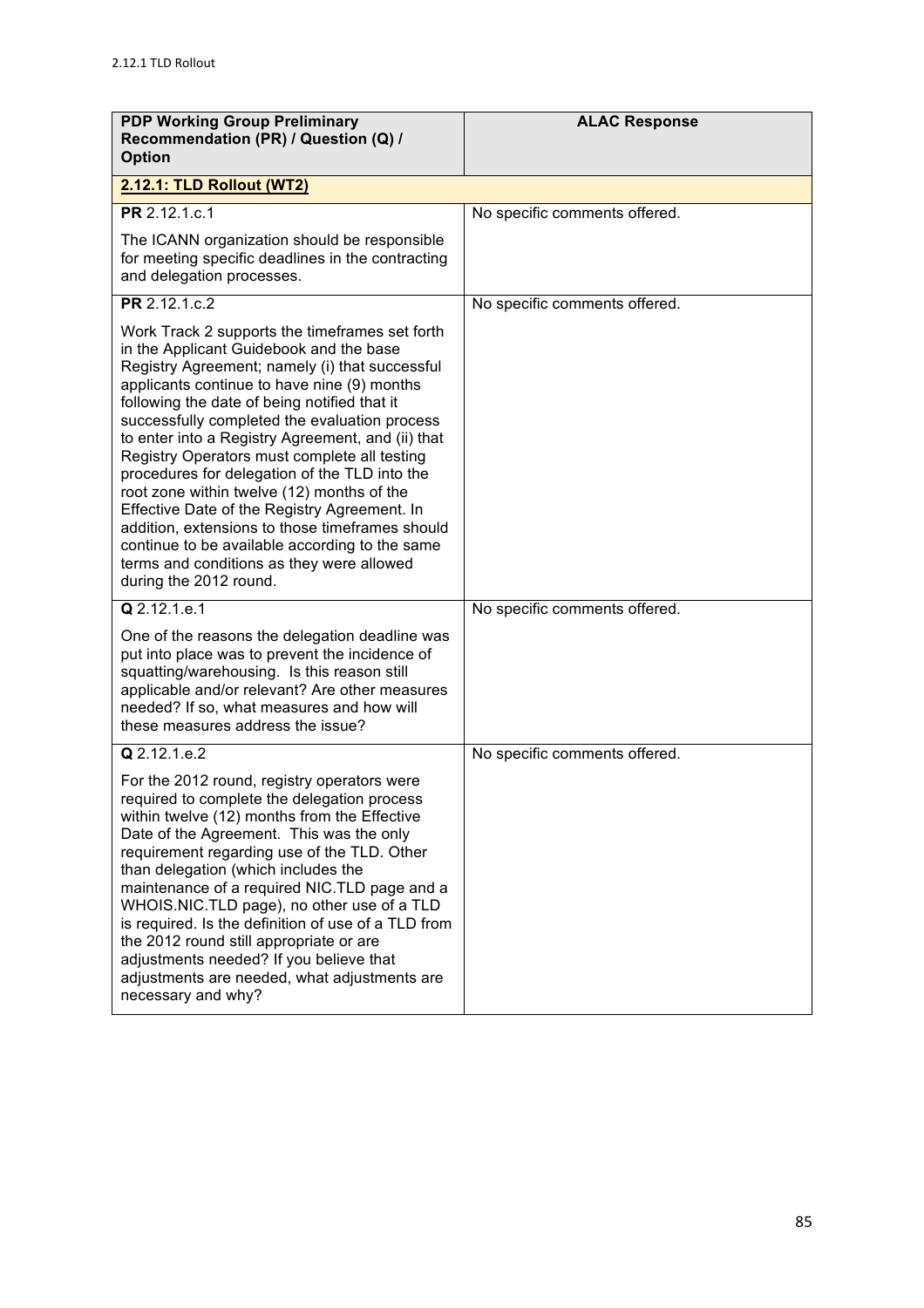| **PDP Working Group Preliminary Recommendation (PR) / Question (Q) / Option** | **ALAC Response** |
|---|---|
| **2.12.1: TLD Rollout (WT2)** | |
| **PR** 2.12.1.c.1<br><br>The ICANN organization should be responsible for meeting specific deadlines in the contracting and delegation processes. | No specific comments offered. |
| **PR** 2.12.1.c.2<br><br>Work Track 2 supports the timeframes set forth in the Applicant Guidebook and the base Registry Agreement; namely (i) that successful applicants continue to have nine (9) months following the date of being notified that it successfully completed the evaluation process to enter into a Registry Agreement, and (ii) that Registry Operators must complete all testing procedures for delegation of the TLD into the root zone within twelve (12) months of the Effective Date of the Registry Agreement. In addition, extensions to those timeframes should continue to be available according to the same terms and conditions as they were allowed during the 2012 round. | No specific comments offered. |
| **Q** 2.12.1.e.1<br><br>One of the reasons the delegation deadline was put into place was to prevent the incidence of squatting/warehousing. Is this reason still applicable and/or relevant? Are other measures needed? If so, what measures and how will these measures address the issue? | No specific comments offered. |
| **Q** 2.12.1.e.2<br><br>For the 2012 round, registry operators were required to complete the delegation process within twelve (12) months from the Effective Date of the Agreement. This was the only requirement regarding use of the TLD. Other than delegation (which includes the maintenance of a required NIC.TLD page and a WHOIS.NIC.TLD page), no other use of a TLD is required. Is the definition of use of a TLD from the 2012 round still appropriate or are adjustments needed? If you believe that adjustments are needed, what adjustments are necessary and why? | No specific comments offered. |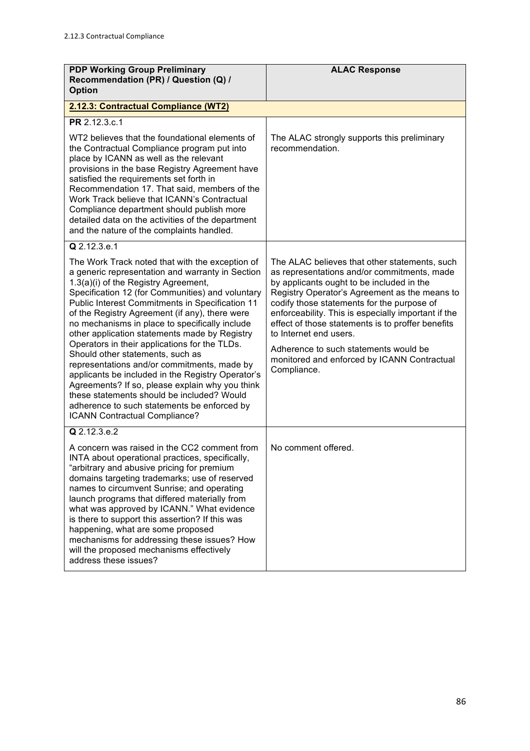2.12.3 Contractual Compliance

| PDP Working Group Preliminary Recommendation (PR) / Question (Q) / Option | ALAC Response |
|---|---|
| **2.12.3: Contractual Compliance (WT2)** | |
| **PR** 2.12.3.c.1<br><br>WT2 believes that the foundational elements of the Contractual Compliance program put into place by ICANN as well as the relevant provisions in the base Registry Agreement have satisfied the requirements set forth in Recommendation 17. That said, members of the Work Track believe that ICANN's Contractual Compliance department should publish more detailed data on the activities of the department and the nature of the complaints handled. | The ALAC strongly supports this preliminary recommendation. |
| **Q** 2.12.3.e.1<br><br>The Work Track noted that with the exception of a generic representation and warranty in Section 1.3(a)(i) of the Registry Agreement, Specification 12 (for Communities) and voluntary Public Interest Commitments in Specification 11 of the Registry Agreement (if any), there were no mechanisms in place to specifically include other application statements made by Registry Operators in their applications for the TLDs. Should other statements, such as representations and/or commitments, made by applicants be included in the Registry Operator's Agreements? If so, please explain why you think these statements should be included? Would adherence to such statements be enforced by ICANN Contractual Compliance? | The ALAC believes that other statements, such as representations and/or commitments, made by applicants ought to be included in the Registry Operator's Agreement as the means to codify those statements for the purpose of enforceability. This is especially important if the effect of those statements is to proffer benefits to Internet end users.<br><br>Adherence to such statements would be monitored and enforced by ICANN Contractual Compliance. |
| **Q** 2.12.3.e.2<br><br>A concern was raised in the CC2 comment from INTA about operational practices, specifically, "arbitrary and abusive pricing for premium domains targeting trademarks; use of reserved names to circumvent Sunrise; and operating launch programs that differed materially from what was approved by ICANN." What evidence is there to support this assertion? If this was happening, what are some proposed mechanisms for addressing these issues? How will the proposed mechanisms effectively address these issues? | No comment offered. |